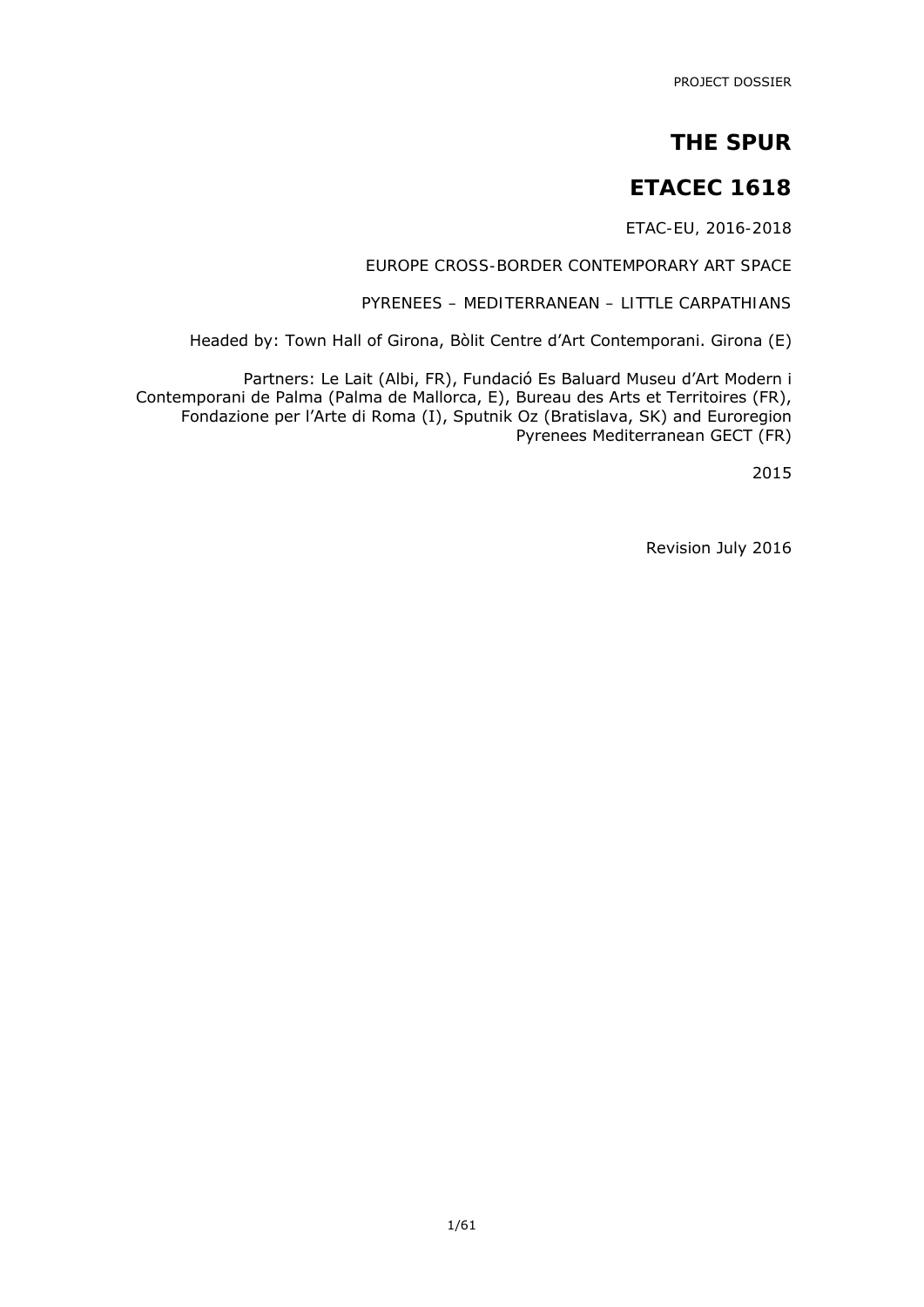PROJECT DOSSIER

# THE SPUR

# ETACEC 1618

ETAC-EU, 2016-2018

EUROPE CROSS-BORDER CONTEMPORARY ART SPACE

PYRENEES – MEDITERRANEAN – LITTLE CARPATHIANS

Headed by: Town Hall of Girona, Bòlit Centre d'Art Contemporani. Girona (E)

Partners: Le Lait (Albi, FR), Fundació Es Baluard Museu d'Art Modern i Contemporani de Palma (Palma de Mallorca, E), Bureau des Arts et Territoires (FR), Fondazione per l'Arte di Roma (I), Sputnik Oz (Bratislava, SK) and Euroregion Pyrenees Mediterranean GECT (FR)

2015

Revision July 2016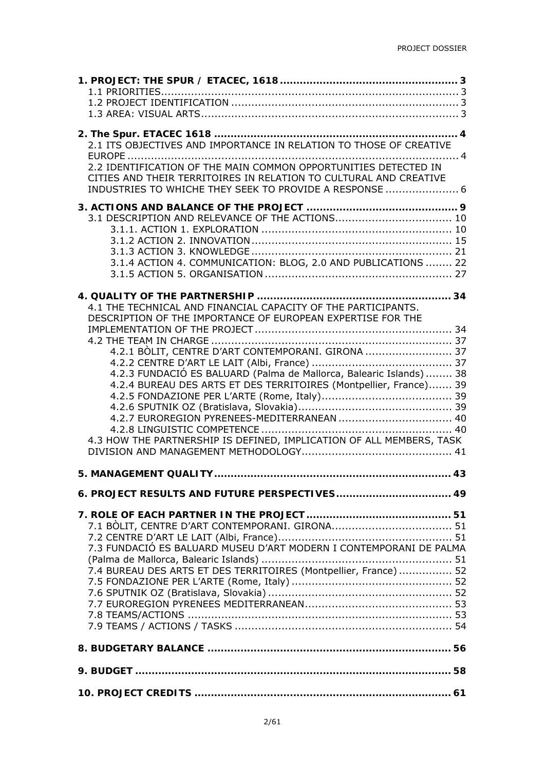**1. PROJECT: THE SPUR / ETACEC, 1618 .................................................... 3**

1.1 PRIORITIES.......................................................................................... 3

1.2 PROJECT IDENTIFICATION .................................................................. 3

1.3 AREA: VISUAL ARTS............................................................................ 3

**2. The Spur. ETACEC 1618 ......................................................................... 4**

2.1 ITS OBJECTIVES AND IMPORTANCE IN RELATION TO THOSE OF CREATIVE EUROPE ................................................................................................. 4

2.2 IDENTIFICATION OF THE MAIN COMMON OPPORTUNITIES DETECTED IN CITIES AND THEIR TERRITOIRES IN RELATION TO CULTURAL AND CREATIVE INDUSTRIES TO WHICHE THEY SEEK TO PROVIDE A RESPONSE ..................... 6

**3. ACTIONS AND BALANCE OF THE PROJECT ............................................. 9**

3.1 DESCRIPTION AND RELEVANCE OF THE ACTIONS.................................. 10

3.1.1. ACTION 1. EXPLORATION ........................................................ 10

3.1.2 ACTION 2. INNOVATION ........................................................... 15

3.1.3 ACTION 3. KNOWLEDGE ........................................................... 21

3.1.4 ACTION 4. COMMUNICATION: BLOG, 2.0 AND PUBLICATIONS ........ 22

3.1.5 ACTION 5. ORGANISATION ....................................................... 27

**4. QUALITY OF THE PARTNERSHIP .......................................................... 34**

4.1 THE TECHNICAL AND FINANCIAL CAPACITY OF THE PARTICIPANTS. DESCRIPTION OF THE IMPORTANCE OF EUROPEAN EXPERTISE FOR THE IMPLEMENTATION OF THE PROJECT ........................................................... 34

4.2 THE TEAM IN CHARGE ........................................................................ 37

4.2.1 BÒLIT, CENTRE D'ART CONTEMPORANI. GIRONA .......................... 37

4.2.2 CENTRE D'ART LE LAIT (Albi, France) .......................................... 37

4.2.3 FUNDACIÓ ES BALUARD (Palma de Mallorca, Balearic Islands) ........ 38

4.2.4 BUREAU DES ARTS ET DES TERRITOIRES (Montpellier, France)....... 39

4.2.5 FONDAZIONE PER L'ARTE (Rome, Italy)....................................... 39

4.2.6 SPUTNIK OZ (Bratislava, Slovakia).............................................. 39

4.2.7 EUROREGION PYRENEES-MEDITERRANEAN .................................. 40

4.2.8 LINGUISTIC COMPETENCE ......................................................... 40

4.3 HOW THE PARTNERSHIP IS DEFINED, IMPLICATION OF ALL MEMBERS, TASK DIVISION AND MANAGEMENT METHODOLOGY............................................ 41

**5. MANAGEMENT QUALITY....................................................................... 43**

**6. PROJECT RESULTS AND FUTURE PERSPECTIVES.................................. 49**

**7. ROLE OF EACH PARTNER IN THE PROJECT ........................................... 51**

7.1 BÒLIT, CENTRE D'ART CONTEMPORANI. GIRONA.................................... 51

7.2 CENTRE D'ART LE LAIT (Albi, France).................................................... 51

7.3 FUNDACIÓ ES BALUARD MUSEU D'ART MODERN I CONTEMPORANI DE PALMA (Palma de Mallorca, Balearic Islands) ........................................................ 51

7.4 BUREAU DES ARTS ET DES TERRITOIRES (Montpellier, France) ................ 52

7.5 FONDAZIONE PER L'ARTE (Rome, Italy) ............................................... 52

7.6 SPUTNIK OZ (Bratislava, Slovakia) ....................................................... 52

7.7 EUROREGION PYRENEES MEDITERRANEAN............................................ 53

7.8 TEAMS/ACTIONS ............................................................................... 53

7.9 TEAMS / ACTIONS / TASKS ................................................................. 54

**8. BUDGETARY BALANCE ....................................................................... 56**

**9. BUDGET .............................................................................................. 58**

**10. PROJECT CREDITS ............................................................................ 61**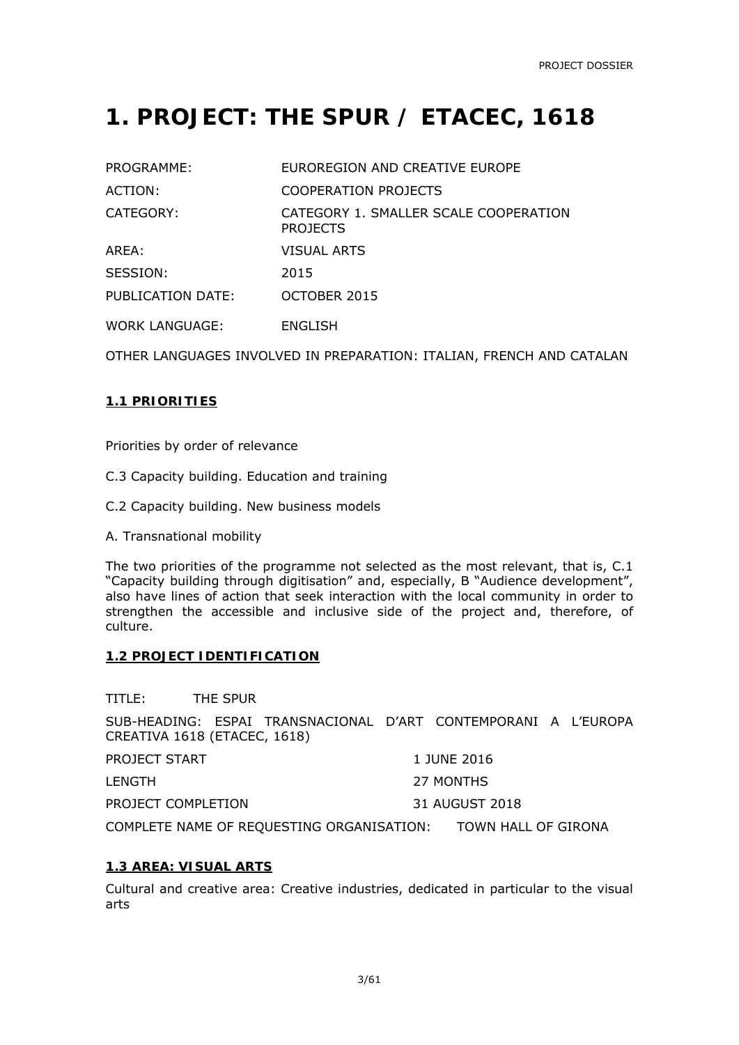# 1. PROJECT: THE SPUR / ETACEC, 1618

| | |
|---|---|
| PROGRAMME: | EUROREGION AND CREATIVE EUROPE |
| ACTION: | COOPERATION PROJECTS |
| CATEGORY: | CATEGORY 1. SMALLER SCALE COOPERATION PROJECTS |
| AREA: | VISUAL ARTS |
| SESSION: | 2015 |
| PUBLICATION DATE: | OCTOBER 2015 |
| WORK LANGUAGE: | ENGLISH |

OTHER LANGUAGES INVOLVED IN PREPARATION: ITALIAN, FRENCH AND CATALAN

## 1.1 PRIORITIES

Priorities by order of relevance

C.3 Capacity building. Education and training

C.2 Capacity building. New business models

A. Transnational mobility

The two priorities of the programme not selected as the most relevant, that is, C.1 "Capacity building through digitisation" and, especially, B "Audience development", also have lines of action that seek interaction with the local community in order to strengthen the accessible and inclusive side of the project and, therefore, of culture.

## 1.2 PROJECT IDENTIFICATION

TITLE: THE SPUR

SUB-HEADING: ESPAI TRANSNACIONAL D'ART CONTEMPORANI A L'EUROPA CREATIVA 1618 (ETACEC, 1618)

| | |
|---|---|
| PROJECT START | 1 JUNE 2016 |
| LENGTH | 27 MONTHS |
| PROJECT COMPLETION | 31 AUGUST 2018 |

COMPLETE NAME OF REQUESTING ORGANISATION: TOWN HALL OF GIRONA

## 1.3 AREA: VISUAL ARTS

Cultural and creative area: Creative industries, dedicated in particular to the visual arts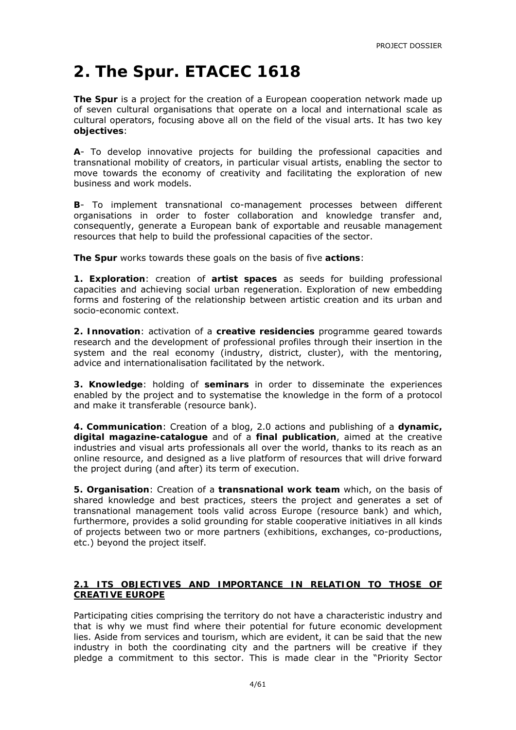# 2. The Spur. ETACEC 1618

**The Spur** is a project for the creation of a European cooperation network made up of seven cultural organisations that operate on a local and international scale as cultural operators, focusing above all on the field of the visual arts. It has two key **objectives**:

**A**- To develop innovative projects for building the professional capacities and transnational mobility of creators, in particular visual artists, enabling the sector to move towards the economy of creativity and facilitating the exploration of new business and work models.

**B**- To implement transnational co-management processes between different organisations in order to foster collaboration and knowledge transfer and, consequently, generate a European bank of exportable and reusable management resources that help to build the professional capacities of the sector.

**The Spur** works towards these goals on the basis of five **actions**:

**1. Exploration**: creation of **artist spaces** as seeds for building professional capacities and achieving social urban regeneration. Exploration of new embedding forms and fostering of the relationship between artistic creation and its urban and socio-economic context.

**2. Innovation**: activation of a **creative residencies** programme geared towards research and the development of professional profiles through their insertion in the system and the real economy (industry, district, cluster), with the mentoring, advice and internationalisation facilitated by the network.

**3. Knowledge**: holding of **seminars** in order to disseminate the experiences enabled by the project and to systematise the knowledge in the form of a protocol and make it transferable (resource bank).

**4. Communication**: Creation of a blog, 2.0 actions and publishing of a **dynamic, digital magazine-catalogue** and of a **final publication**, aimed at the creative industries and visual arts professionals all over the world, thanks to its reach as an online resource, and designed as a live platform of resources that will drive forward the project during (and after) its term of execution.

**5. Organisation**: Creation of a **transnational work team** which, on the basis of shared knowledge and best practices, steers the project and generates a set of transnational management tools valid across Europe (resource bank) and which, furthermore, provides a solid grounding for stable cooperative initiatives in all kinds of projects between two or more partners (exhibitions, exchanges, co-productions, etc.) beyond the project itself.

## 2.1 ITS OBJECTIVES AND IMPORTANCE IN RELATION TO THOSE OF CREATIVE EUROPE

Participating cities comprising the territory do not have a characteristic industry and that is why we must find where their potential for future economic development lies. Aside from services and tourism, which are evident, it can be said that the new industry in both the coordinating city and the partners will be creative if they pledge a commitment to this sector. This is made clear in the "Priority Sector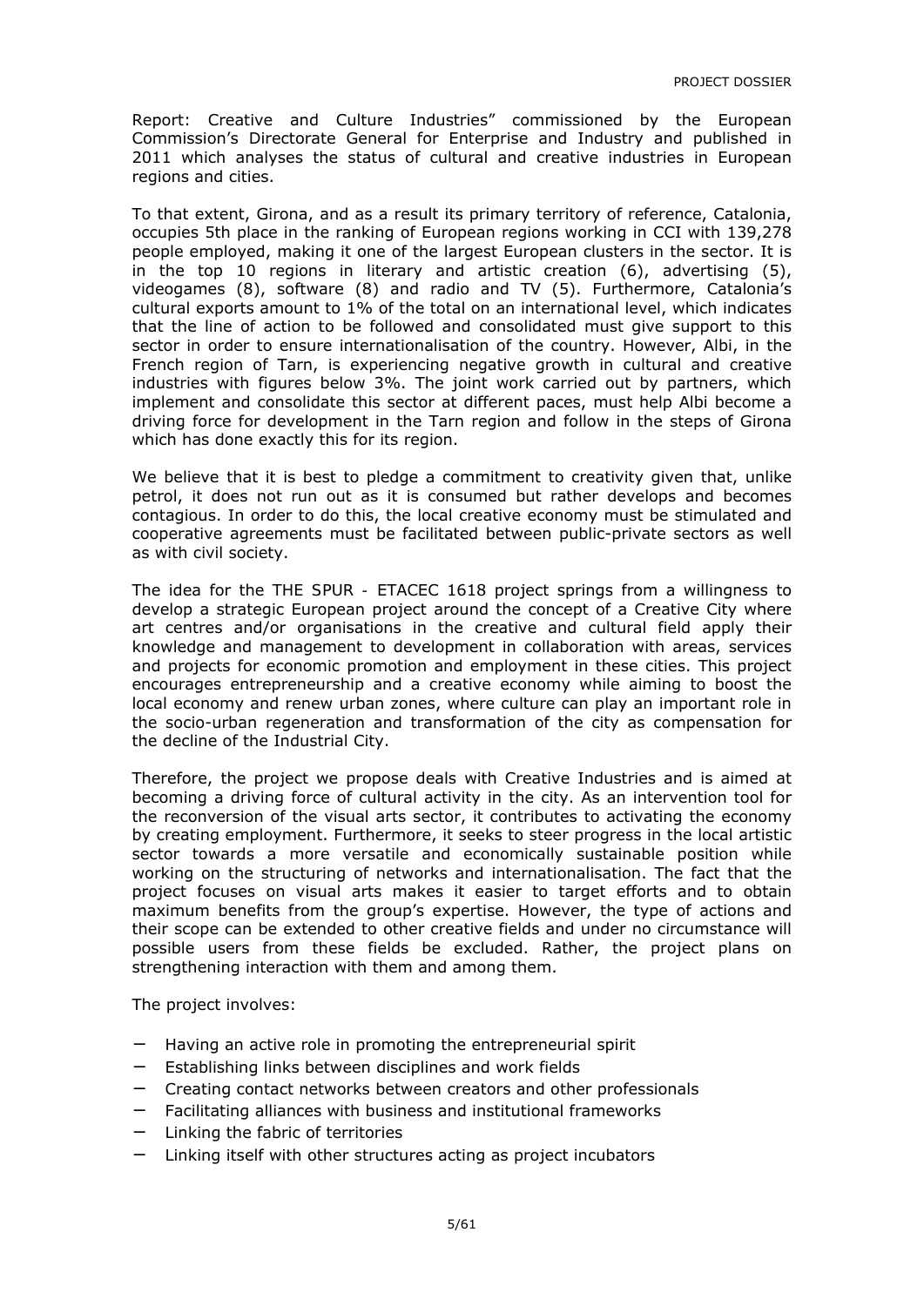Report: Creative and Culture Industries" commissioned by the European Commission's Directorate General for Enterprise and Industry and published in 2011 which analyses the status of cultural and creative industries in European regions and cities.

To that extent, Girona, and as a result its primary territory of reference, Catalonia, occupies 5th place in the ranking of European regions working in CCI with 139,278 people employed, making it one of the largest European clusters in the sector. It is in the top 10 regions in literary and artistic creation (6), advertising (5), videogames (8), software (8) and radio and TV (5). Furthermore, Catalonia's cultural exports amount to 1% of the total on an international level, which indicates that the line of action to be followed and consolidated must give support to this sector in order to ensure internationalisation of the country. However, Albi, in the French region of Tarn, is experiencing negative growth in cultural and creative industries with figures below 3%. The joint work carried out by partners, which implement and consolidate this sector at different paces, must help Albi become a driving force for development in the Tarn region and follow in the steps of Girona which has done exactly this for its region.

We believe that it is best to pledge a commitment to creativity given that, unlike petrol, it does not run out as it is consumed but rather develops and becomes contagious. In order to do this, the local creative economy must be stimulated and cooperative agreements must be facilitated between public-private sectors as well as with civil society.

The idea for the THE SPUR - ETACEC 1618 project springs from a willingness to develop a strategic European project around the concept of a Creative City where art centres and/or organisations in the creative and cultural field apply their knowledge and management to development in collaboration with areas, services and projects for economic promotion and employment in these cities. This project encourages entrepreneurship and a creative economy while aiming to boost the local economy and renew urban zones, where culture can play an important role in the socio-urban regeneration and transformation of the city as compensation for the decline of the Industrial City.

Therefore, the project we propose deals with Creative Industries and is aimed at becoming a driving force of cultural activity in the city. As an intervention tool for the reconversion of the visual arts sector, it contributes to activating the economy by creating employment. Furthermore, it seeks to steer progress in the local artistic sector towards a more versatile and economically sustainable position while working on the structuring of networks and internationalisation. The fact that the project focuses on visual arts makes it easier to target efforts and to obtain maximum benefits from the group's expertise. However, the type of actions and their scope can be extended to other creative fields and under no circumstance will possible users from these fields be excluded. Rather, the project plans on strengthening interaction with them and among them.

The project involves:

- Having an active role in promoting the entrepreneurial spirit
- Establishing links between disciplines and work fields
- Creating contact networks between creators and other professionals
- Facilitating alliances with business and institutional frameworks
- Linking the fabric of territories
- Linking itself with other structures acting as project incubators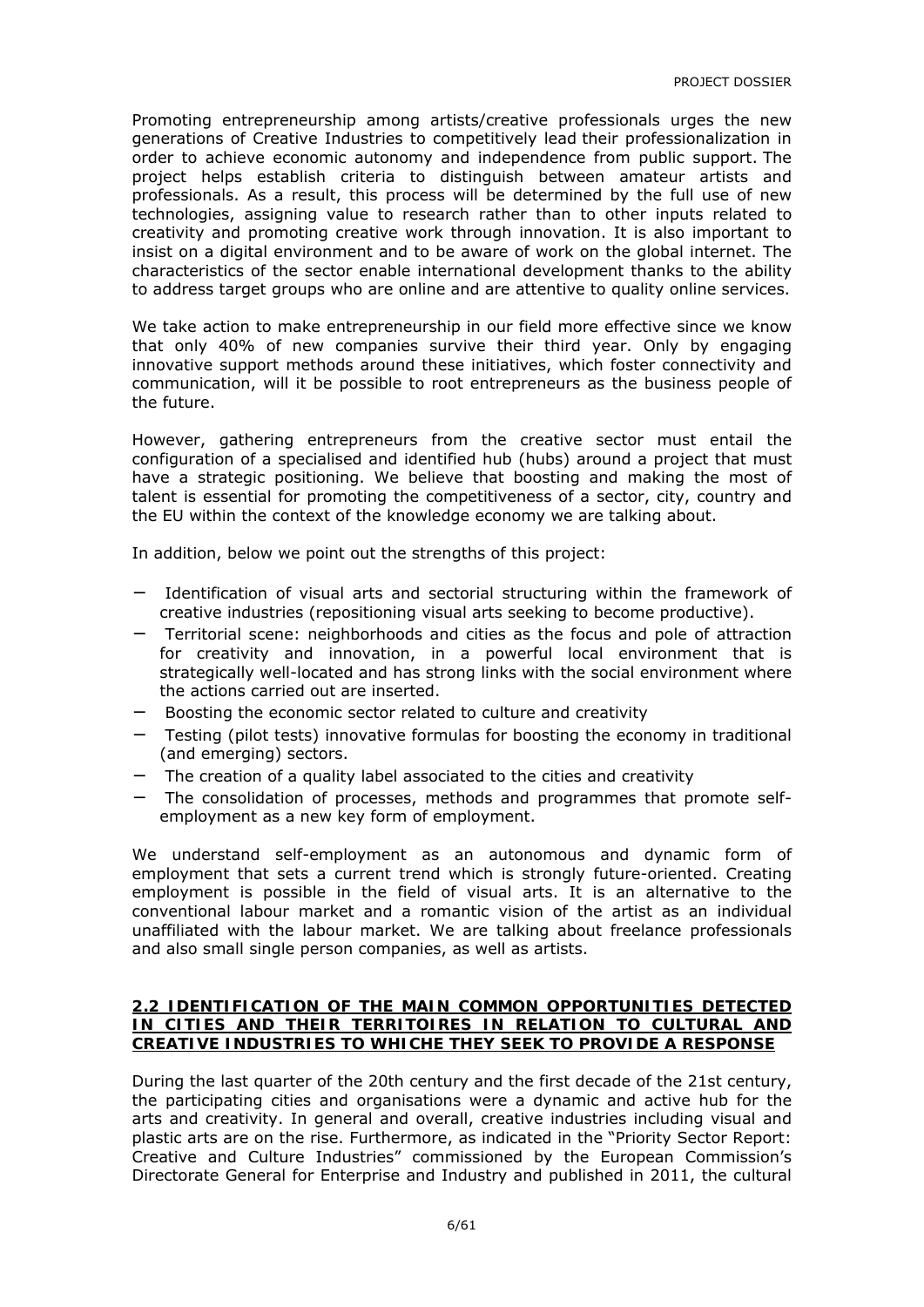Promoting entrepreneurship among artists/creative professionals urges the new generations of Creative Industries to competitively lead their professionalization in order to achieve economic autonomy and independence from public support. The project helps establish criteria to distinguish between amateur artists and professionals. As a result, this process will be determined by the full use of new technologies, assigning value to research rather than to other inputs related to creativity and promoting creative work through innovation. It is also important to insist on a digital environment and to be aware of work on the global internet. The characteristics of the sector enable international development thanks to the ability to address target groups who are online and are attentive to quality online services.

We take action to make entrepreneurship in our field more effective since we know that only 40% of new companies survive their third year. Only by engaging innovative support methods around these initiatives, which foster connectivity and communication, will it be possible to root entrepreneurs as the business people of the future.

However, gathering entrepreneurs from the creative sector must entail the configuration of a specialised and identified hub (hubs) around a project that must have a strategic positioning. We believe that boosting and making the most of talent is essential for promoting the competitiveness of a sector, city, country and the EU within the context of the knowledge economy we are talking about.

In addition, below we point out the strengths of this project:

- Identification of visual arts and sectorial structuring within the framework of creative industries (repositioning visual arts seeking to become productive).
- Territorial scene: neighborhoods and cities as the focus and pole of attraction for creativity and innovation, in a powerful local environment that is strategically well-located and has strong links with the social environment where the actions carried out are inserted.
- Boosting the economic sector related to culture and creativity
- Testing (pilot tests) innovative formulas for boosting the economy in traditional (and emerging) sectors.
- The creation of a quality label associated to the cities and creativity
- The consolidation of processes, methods and programmes that promote self-employment as a new key form of employment.

We understand self-employment as an autonomous and dynamic form of employment that sets a current trend which is strongly future-oriented. Creating employment is possible in the field of visual arts. It is an alternative to the conventional labour market and a romantic vision of the artist as an individual unaffiliated with the labour market. We are talking about freelance professionals and also small single person companies, as well as artists.

## 2.2 IDENTIFICATION OF THE MAIN COMMON OPPORTUNITIES DETECTED IN CITIES AND THEIR TERRITOIRES IN RELATION TO CULTURAL AND CREATIVE INDUSTRIES TO WHICHE THEY SEEK TO PROVIDE A RESPONSE

During the last quarter of the 20th century and the first decade of the 21st century, the participating cities and organisations were a dynamic and active hub for the arts and creativity. In general and overall, creative industries including visual and plastic arts are on the rise. Furthermore, as indicated in the "Priority Sector Report: Creative and Culture Industries" commissioned by the European Commission's Directorate General for Enterprise and Industry and published in 2011, the cultural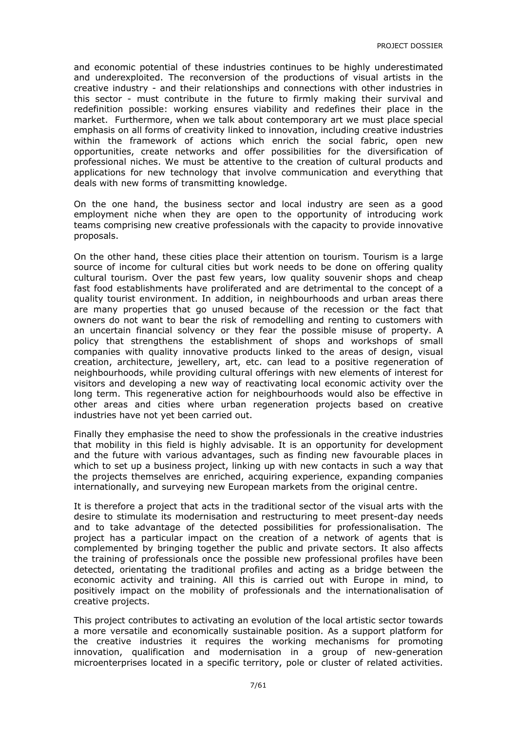and economic potential of these industries continues to be highly underestimated and underexploited. The reconversion of the productions of visual artists in the creative industry - and their relationships and connections with other industries in this sector - must contribute in the future to firmly making their survival and redefinition possible: working ensures viability and redefines their place in the market. Furthermore, when we talk about contemporary art we must place special emphasis on all forms of creativity linked to innovation, including creative industries within the framework of actions which enrich the social fabric, open new opportunities, create networks and offer possibilities for the diversification of professional niches. We must be attentive to the creation of cultural products and applications for new technology that involve communication and everything that deals with new forms of transmitting knowledge.

On the one hand, the business sector and local industry are seen as a good employment niche when they are open to the opportunity of introducing work teams comprising new creative professionals with the capacity to provide innovative proposals.

On the other hand, these cities place their attention on tourism. Tourism is a large source of income for cultural cities but work needs to be done on offering quality cultural tourism. Over the past few years, low quality souvenir shops and cheap fast food establishments have proliferated and are detrimental to the concept of a quality tourist environment. In addition, in neighbourhoods and urban areas there are many properties that go unused because of the recession or the fact that owners do not want to bear the risk of remodelling and renting to customers with an uncertain financial solvency or they fear the possible misuse of property. A policy that strengthens the establishment of shops and workshops of small companies with quality innovative products linked to the areas of design, visual creation, architecture, jewellery, art, etc. can lead to a positive regeneration of neighbourhoods, while providing cultural offerings with new elements of interest for visitors and developing a new way of reactivating local economic activity over the long term. This regenerative action for neighbourhoods would also be effective in other areas and cities where urban regeneration projects based on creative industries have not yet been carried out.

Finally they emphasise the need to show the professionals in the creative industries that mobility in this field is highly advisable. It is an opportunity for development and the future with various advantages, such as finding new favourable places in which to set up a business project, linking up with new contacts in such a way that the projects themselves are enriched, acquiring experience, expanding companies internationally, and surveying new European markets from the original centre.

It is therefore a project that acts in the traditional sector of the visual arts with the desire to stimulate its modernisation and restructuring to meet present-day needs and to take advantage of the detected possibilities for professionalisation. The project has a particular impact on the creation of a network of agents that is complemented by bringing together the public and private sectors. It also affects the training of professionals once the possible new professional profiles have been detected, orientating the traditional profiles and acting as a bridge between the economic activity and training. All this is carried out with Europe in mind, to positively impact on the mobility of professionals and the internationalisation of creative projects.

This project contributes to activating an evolution of the local artistic sector towards a more versatile and economically sustainable position. As a support platform for the creative industries it requires the working mechanisms for promoting innovation, qualification and modernisation in a group of new-generation microenterprises located in a specific territory, pole or cluster of related activities.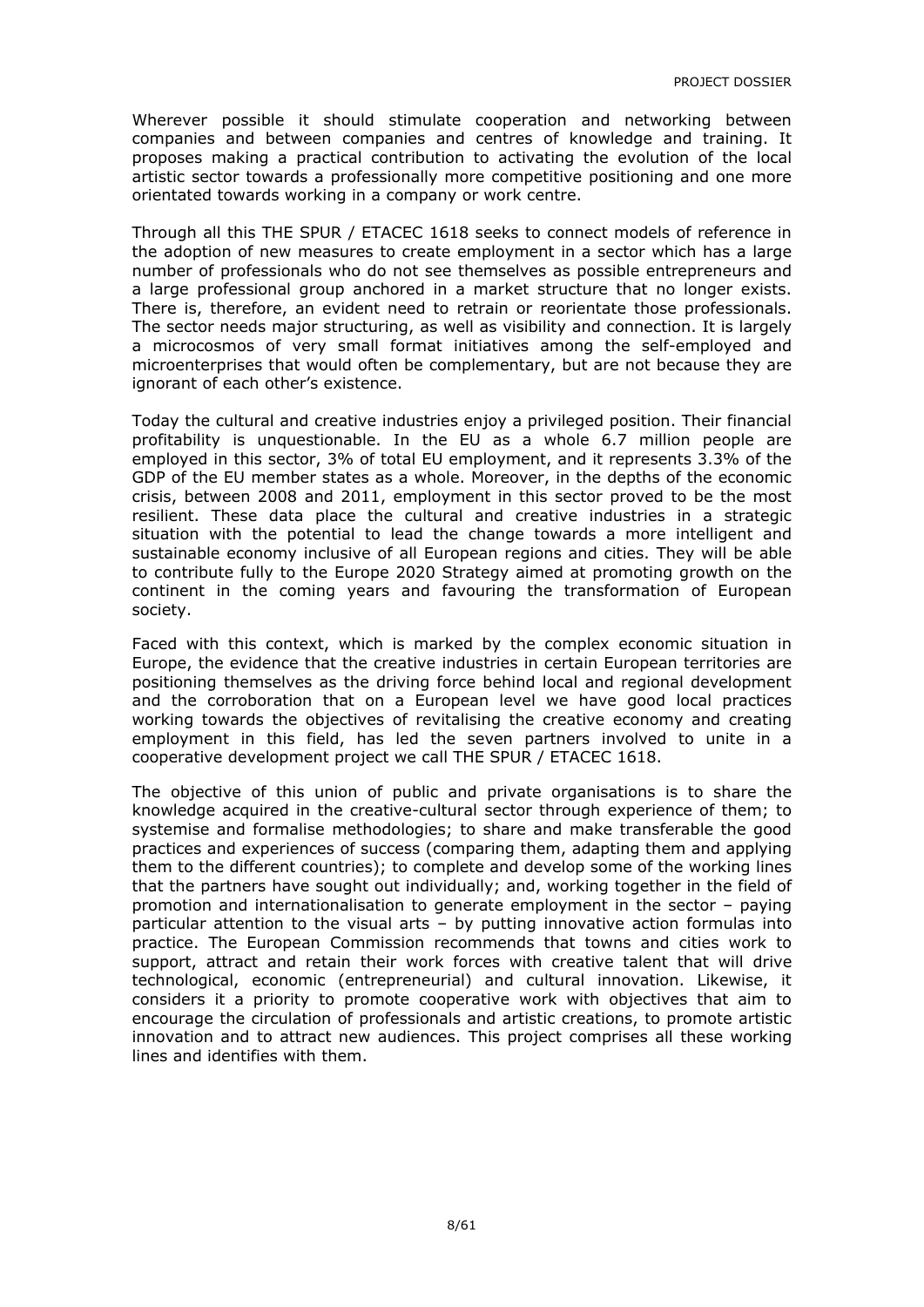Wherever possible it should stimulate cooperation and networking between companies and between companies and centres of knowledge and training. It proposes making a practical contribution to activating the evolution of the local artistic sector towards a professionally more competitive positioning and one more orientated towards working in a company or work centre.

Through all this THE SPUR / ETACEC 1618 seeks to connect models of reference in the adoption of new measures to create employment in a sector which has a large number of professionals who do not see themselves as possible entrepreneurs and a large professional group anchored in a market structure that no longer exists. There is, therefore, an evident need to retrain or reorientate those professionals. The sector needs major structuring, as well as visibility and connection. It is largely a microcosmos of very small format initiatives among the self-employed and microenterprises that would often be complementary, but are not because they are ignorant of each other's existence.

Today the cultural and creative industries enjoy a privileged position. Their financial profitability is unquestionable. In the EU as a whole 6.7 million people are employed in this sector, 3% of total EU employment, and it represents 3.3% of the GDP of the EU member states as a whole. Moreover, in the depths of the economic crisis, between 2008 and 2011, employment in this sector proved to be the most resilient. These data place the cultural and creative industries in a strategic situation with the potential to lead the change towards a more intelligent and sustainable economy inclusive of all European regions and cities. They will be able to contribute fully to the Europe 2020 Strategy aimed at promoting growth on the continent in the coming years and favouring the transformation of European society.

Faced with this context, which is marked by the complex economic situation in Europe, the evidence that the creative industries in certain European territories are positioning themselves as the driving force behind local and regional development and the corroboration that on a European level we have good local practices working towards the objectives of revitalising the creative economy and creating employment in this field, has led the seven partners involved to unite in a cooperative development project we call THE SPUR / ETACEC 1618.

The objective of this union of public and private organisations is to share the knowledge acquired in the creative-cultural sector through experience of them; to systemise and formalise methodologies; to share and make transferable the good practices and experiences of success (comparing them, adapting them and applying them to the different countries); to complete and develop some of the working lines that the partners have sought out individually; and, working together in the field of promotion and internationalisation to generate employment in the sector – paying particular attention to the visual arts – by putting innovative action formulas into practice. The European Commission recommends that towns and cities work to support, attract and retain their work forces with creative talent that will drive technological, economic (entrepreneurial) and cultural innovation. Likewise, it considers it a priority to promote cooperative work with objectives that aim to encourage the circulation of professionals and artistic creations, to promote artistic innovation and to attract new audiences. This project comprises all these working lines and identifies with them.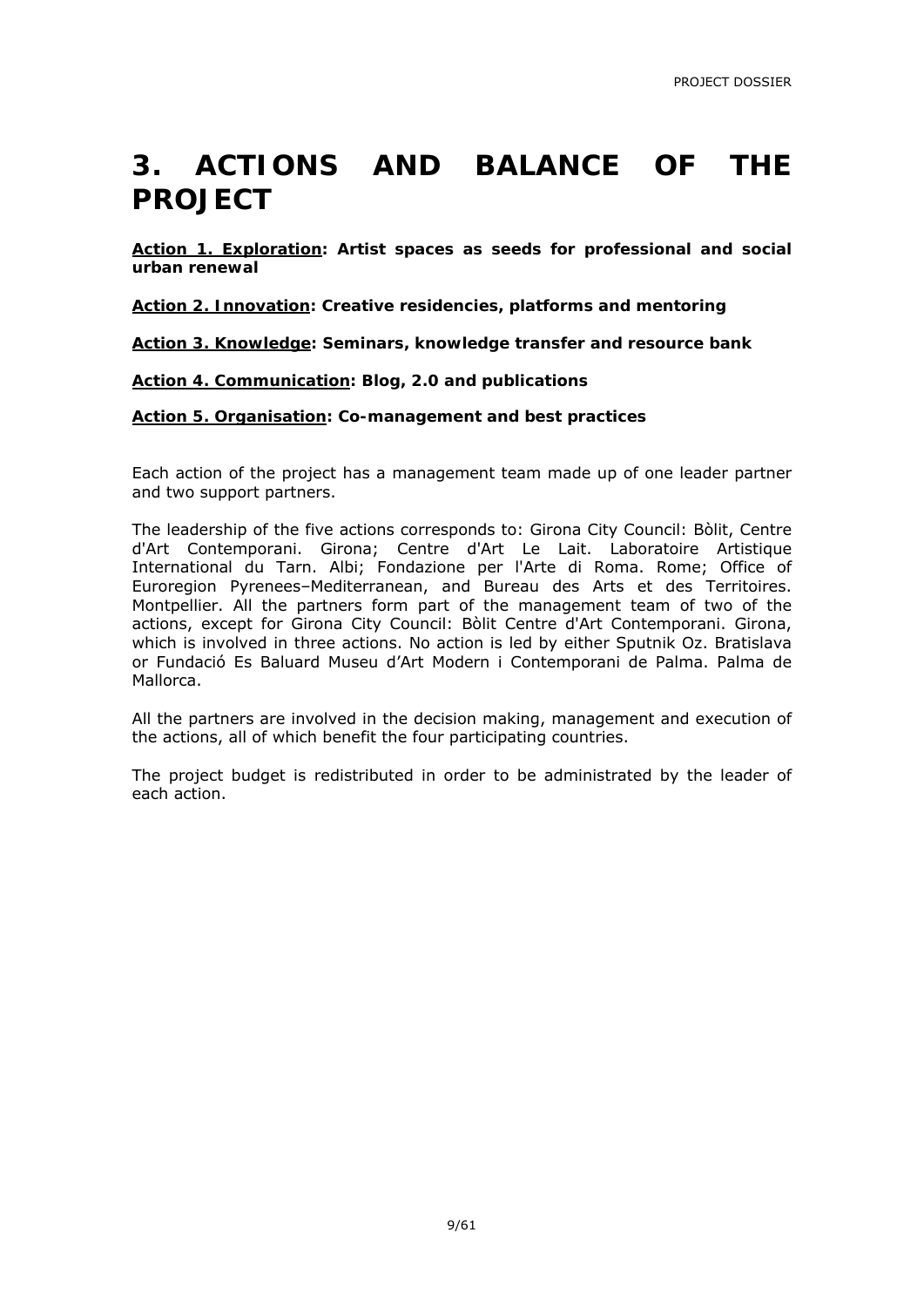# 3. ACTIONS AND BALANCE OF THE PROJECT

**Action 1. Exploration: Artist spaces as seeds for professional and social urban renewal**

**Action 2. Innovation: Creative residencies, platforms and mentoring**

**Action 3. Knowledge: Seminars, knowledge transfer and resource bank**

**Action 4. Communication: Blog, 2.0 and publications**

**Action 5. Organisation: Co-management and best practices**

Each action of the project has a management team made up of one leader partner and two support partners.

The leadership of the five actions corresponds to: Girona City Council: Bòlit, Centre d'Art Contemporani. Girona; Centre d'Art Le Lait. Laboratoire Artistique International du Tarn. Albi; Fondazione per l'Arte di Roma. Rome; Office of Euroregion Pyrenees–Mediterranean, and Bureau des Arts et des Territoires. Montpellier. All the partners form part of the management team of two of the actions, except for Girona City Council: Bòlit Centre d'Art Contemporani. Girona, which is involved in three actions. No action is led by either Sputnik Oz. Bratislava or Fundació Es Baluard Museu d'Art Modern i Contemporani de Palma. Palma de Mallorca.

All the partners are involved in the decision making, management and execution of the actions, all of which benefit the four participating countries.

The project budget is redistributed in order to be administrated by the leader of each action.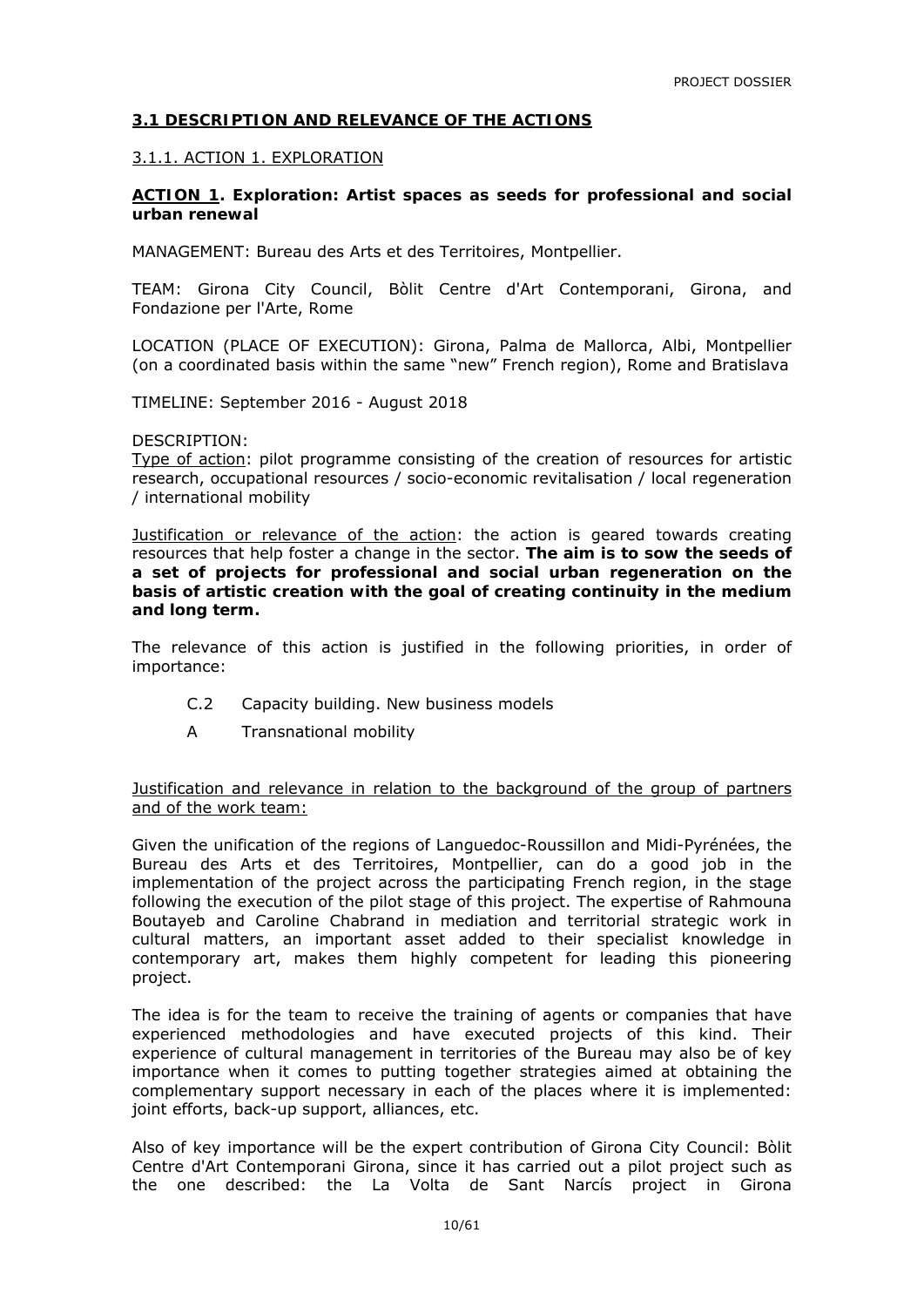## 3.1 DESCRIPTION AND RELEVANCE OF THE ACTIONS

### 3.1.1. ACTION 1. EXPLORATION

**ACTION 1. Exploration: Artist spaces as seeds for professional and social urban renewal**

MANAGEMENT: Bureau des Arts et des Territoires, Montpellier.

TEAM: Girona City Council, Bòlit Centre d'Art Contemporani, Girona, and Fondazione per l'Arte, Rome

LOCATION (PLACE OF EXECUTION): Girona, Palma de Mallorca, Albi, Montpellier (on a coordinated basis within the same "new" French region), Rome and Bratislava

TIMELINE: September 2016 - August 2018

DESCRIPTION:

Type of action: pilot programme consisting of the creation of resources for artistic research, occupational resources / socio-economic revitalisation / local regeneration / international mobility

Justification or relevance of the action: the action is geared towards creating resources that help foster a change in the sector. **The aim is to sow the seeds of a set of projects for professional and social urban regeneration on the basis of artistic creation with the goal of creating continuity in the medium and long term.**

The relevance of this action is justified in the following priorities, in order of importance:

- C.2 Capacity building. New business models
- A Transnational mobility

Justification and relevance in relation to the background of the group of partners and of the work team:

Given the unification of the regions of Languedoc-Roussillon and Midi-Pyrénées, the Bureau des Arts et des Territoires, Montpellier, can do a good job in the implementation of the project across the participating French region, in the stage following the execution of the pilot stage of this project. The expertise of Rahmouna Boutayeb and Caroline Chabrand in mediation and territorial strategic work in cultural matters, an important asset added to their specialist knowledge in contemporary art, makes them highly competent for leading this pioneering project.

The idea is for the team to receive the training of agents or companies that have experienced methodologies and have executed projects of this kind. Their experience of cultural management in territories of the Bureau may also be of key importance when it comes to putting together strategies aimed at obtaining the complementary support necessary in each of the places where it is implemented: joint efforts, back-up support, alliances, etc.

Also of key importance will be the expert contribution of Girona City Council: Bòlit Centre d'Art Contemporani Girona, since it has carried out a pilot project such as the one described: the La Volta de Sant Narcís project in Girona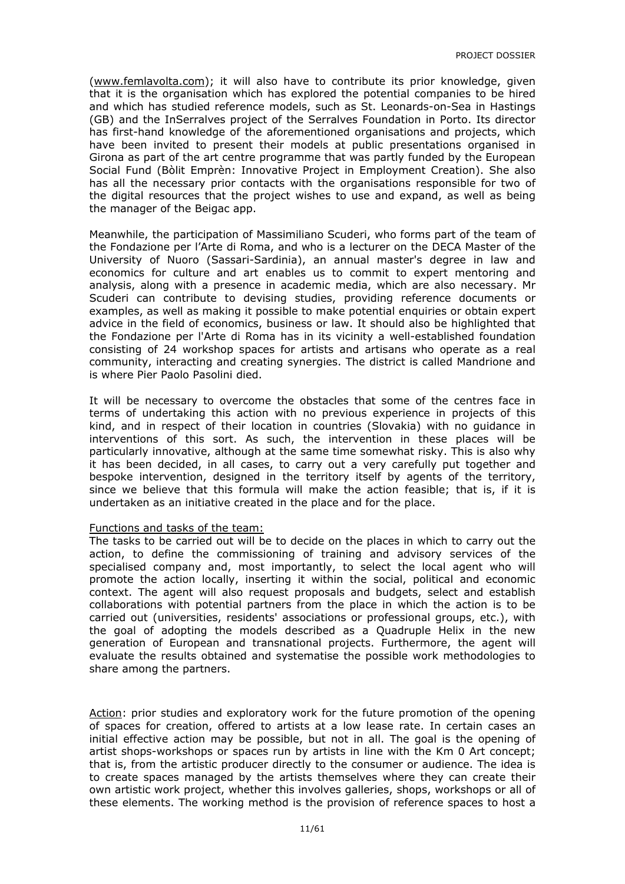([www.femlavolta.com](http://www.femlavolta.com)); it will also have to contribute its prior knowledge, given that it is the organisation which has explored the potential companies to be hired and which has studied reference models, such as St. Leonards-on-Sea in Hastings (GB) and the InSerralves project of the Serralves Foundation in Porto. Its director has first-hand knowledge of the aforementioned organisations and projects, which have been invited to present their models at public presentations organised in Girona as part of the art centre programme that was partly funded by the European Social Fund (Bòlit Emprèn: Innovative Project in Employment Creation). She also has all the necessary prior contacts with the organisations responsible for two of the digital resources that the project wishes to use and expand, as well as being the manager of the Beigac app.

Meanwhile, the participation of Massimiliano Scuderi, who forms part of the team of the Fondazione per l'Arte di Roma, and who is a lecturer on the DECA Master of the University of Nuoro (Sassari-Sardinia), an annual master's degree in law and economics for culture and art enables us to commit to expert mentoring and analysis, along with a presence in academic media, which are also necessary. Mr Scuderi can contribute to devising studies, providing reference documents or examples, as well as making it possible to make potential enquiries or obtain expert advice in the field of economics, business or law. It should also be highlighted that the Fondazione per l'Arte di Roma has in its vicinity a well-established foundation consisting of 24 workshop spaces for artists and artisans who operate as a real community, interacting and creating synergies. The district is called Mandrione and is where Pier Paolo Pasolini died.

It will be necessary to overcome the obstacles that some of the centres face in terms of undertaking this action with no previous experience in projects of this kind, and in respect of their location in countries (Slovakia) with no guidance in interventions of this sort. As such, the intervention in these places will be particularly innovative, although at the same time somewhat risky. This is also why it has been decided, in all cases, to carry out a very carefully put together and bespoke intervention, designed in the territory itself by agents of the territory, since we believe that this formula will make the action feasible; that is, if it is undertaken as an initiative created in the place and for the place.

Functions and tasks of the team:
The tasks to be carried out will be to decide on the places in which to carry out the action, to define the commissioning of training and advisory services of the specialised company and, most importantly, to select the local agent who will promote the action locally, inserting it within the social, political and economic context. The agent will also request proposals and budgets, select and establish collaborations with potential partners from the place in which the action is to be carried out (universities, residents' associations or professional groups, etc.), with the goal of adopting the models described as a Quadruple Helix in the new generation of European and transnational projects. Furthermore, the agent will evaluate the results obtained and systematise the possible work methodologies to share among the partners.

Action: prior studies and exploratory work for the future promotion of the opening of spaces for creation, offered to artists at a low lease rate. In certain cases an initial effective action may be possible, but not in all. The goal is the opening of artist shops-workshops or spaces run by artists in line with the Km 0 Art concept; that is, from the artistic producer directly to the consumer or audience. The idea is to create spaces managed by the artists themselves where they can create their own artistic work project, whether this involves galleries, shops, workshops or all of these elements. The working method is the provision of reference spaces to host a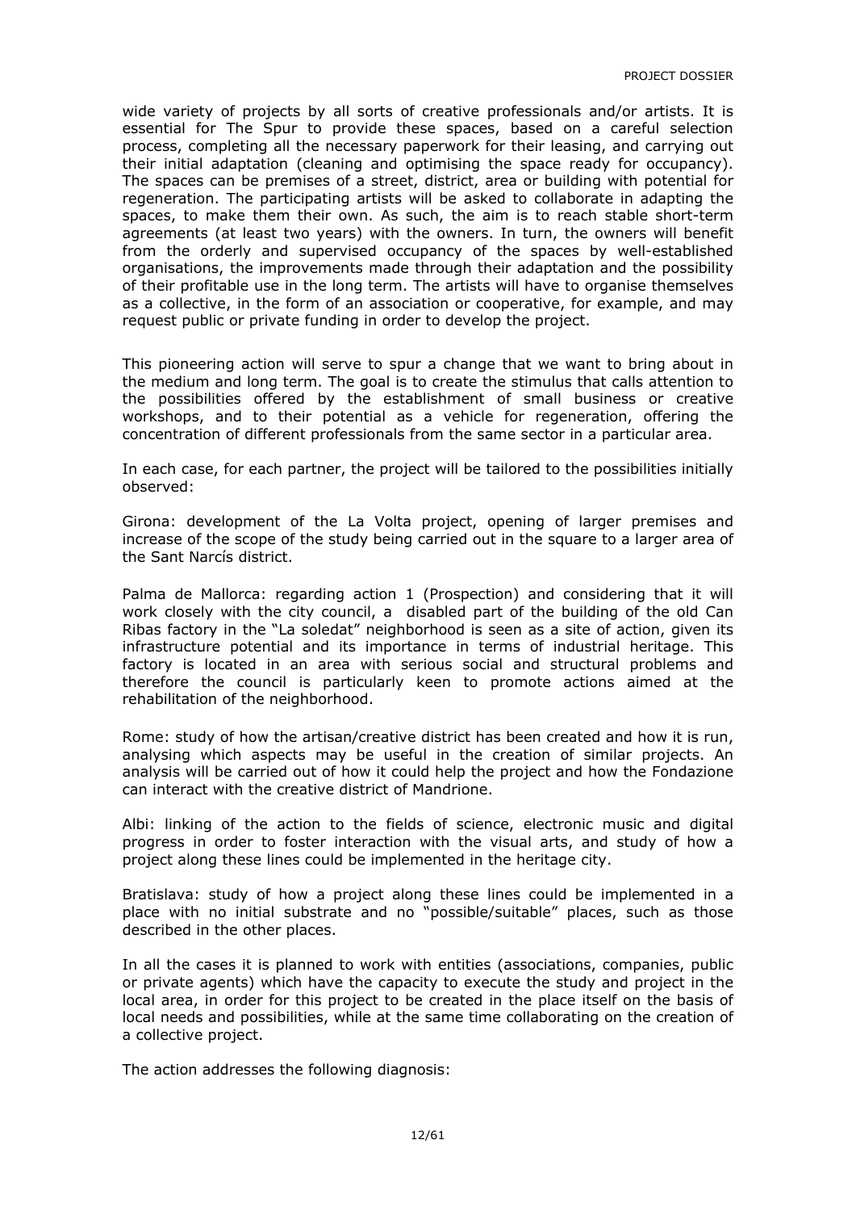wide variety of projects by all sorts of creative professionals and/or artists. It is essential for The Spur to provide these spaces, based on a careful selection process, completing all the necessary paperwork for their leasing, and carrying out their initial adaptation (cleaning and optimising the space ready for occupancy). The spaces can be premises of a street, district, area or building with potential for regeneration. The participating artists will be asked to collaborate in adapting the spaces, to make them their own. As such, the aim is to reach stable short-term agreements (at least two years) with the owners. In turn, the owners will benefit from the orderly and supervised occupancy of the spaces by well-established organisations, the improvements made through their adaptation and the possibility of their profitable use in the long term. The artists will have to organise themselves as a collective, in the form of an association or cooperative, for example, and may request public or private funding in order to develop the project.

This pioneering action will serve to spur a change that we want to bring about in the medium and long term. The goal is to create the stimulus that calls attention to the possibilities offered by the establishment of small business or creative workshops, and to their potential as a vehicle for regeneration, offering the concentration of different professionals from the same sector in a particular area.

In each case, for each partner, the project will be tailored to the possibilities initially observed:

Girona: development of the La Volta project, opening of larger premises and increase of the scope of the study being carried out in the square to a larger area of the Sant Narcís district.

Palma de Mallorca: regarding action 1 (Prospection) and considering that it will work closely with the city council, a disabled part of the building of the old Can Ribas factory in the "La soledat" neighborhood is seen as a site of action, given its infrastructure potential and its importance in terms of industrial heritage. This factory is located in an area with serious social and structural problems and therefore the council is particularly keen to promote actions aimed at the rehabilitation of the neighborhood.

Rome: study of how the artisan/creative district has been created and how it is run, analysing which aspects may be useful in the creation of similar projects. An analysis will be carried out of how it could help the project and how the Fondazione can interact with the creative district of Mandrione.

Albi: linking of the action to the fields of science, electronic music and digital progress in order to foster interaction with the visual arts, and study of how a project along these lines could be implemented in the heritage city.

Bratislava: study of how a project along these lines could be implemented in a place with no initial substrate and no "possible/suitable" places, such as those described in the other places.

In all the cases it is planned to work with entities (associations, companies, public or private agents) which have the capacity to execute the study and project in the local area, in order for this project to be created in the place itself on the basis of local needs and possibilities, while at the same time collaborating on the creation of a collective project.

The action addresses the following diagnosis: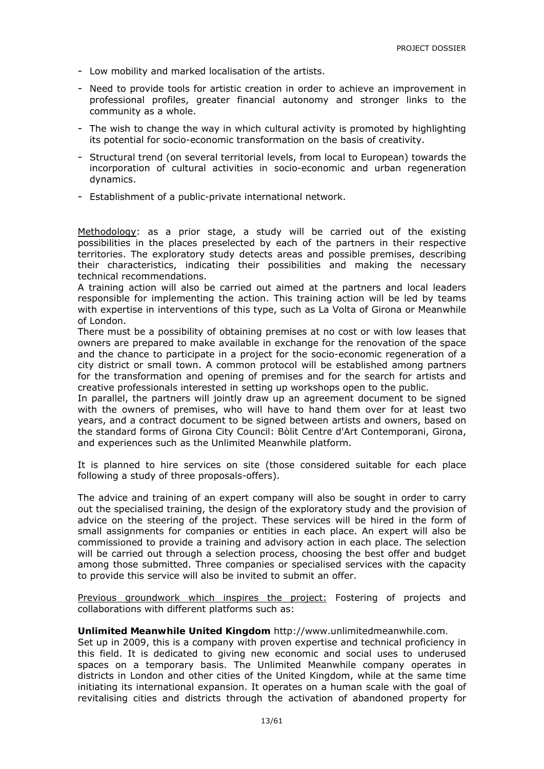- Low mobility and marked localisation of the artists.
- Need to provide tools for artistic creation in order to achieve an improvement in professional profiles, greater financial autonomy and stronger links to the community as a whole.
- The wish to change the way in which cultural activity is promoted by highlighting its potential for socio-economic transformation on the basis of creativity.
- Structural trend (on several territorial levels, from local to European) towards the incorporation of cultural activities in socio-economic and urban regeneration dynamics.
- Establishment of a public-private international network.

<u>Methodology</u>: as a prior stage, a study will be carried out of the existing possibilities in the places preselected by each of the partners in their respective territories. The exploratory study detects areas and possible premises, describing their characteristics, indicating their possibilities and making the necessary technical recommendations.
A training action will also be carried out aimed at the partners and local leaders responsible for implementing the action. This training action will be led by teams with expertise in interventions of this type, such as La Volta of Girona or Meanwhile of London.
There must be a possibility of obtaining premises at no cost or with low leases that owners are prepared to make available in exchange for the renovation of the space and the chance to participate in a project for the socio-economic regeneration of a city district or small town. A common protocol will be established among partners for the transformation and opening of premises and for the search for artists and creative professionals interested in setting up workshops open to the public.
In parallel, the partners will jointly draw up an agreement document to be signed with the owners of premises, who will have to hand them over for at least two years, and a contract document to be signed between artists and owners, based on the standard forms of Girona City Council: Bòlit Centre d'Art Contemporani, Girona, and experiences such as the Unlimited Meanwhile platform.

It is planned to hire services on site (those considered suitable for each place following a study of three proposals-offers).

The advice and training of an expert company will also be sought in order to carry out the specialised training, the design of the exploratory study and the provision of advice on the steering of the project. These services will be hired in the form of small assignments for companies or entities in each place. An expert will also be commissioned to provide a training and advisory action in each place. The selection will be carried out through a selection process, choosing the best offer and budget among those submitted. Three companies or specialised services with the capacity to provide this service will also be invited to submit an offer.

<u>Previous groundwork which inspires the project:</u> Fostering of projects and collaborations with different platforms such as:

**Unlimited Meanwhile United Kingdom** http://www.unlimitedmeanwhile.com.
Set up in 2009, this is a company with proven expertise and technical proficiency in this field. It is dedicated to giving new economic and social uses to underused spaces on a temporary basis. The Unlimited Meanwhile company operates in districts in London and other cities of the United Kingdom, while at the same time initiating its international expansion. It operates on a human scale with the goal of revitalising cities and districts through the activation of abandoned property for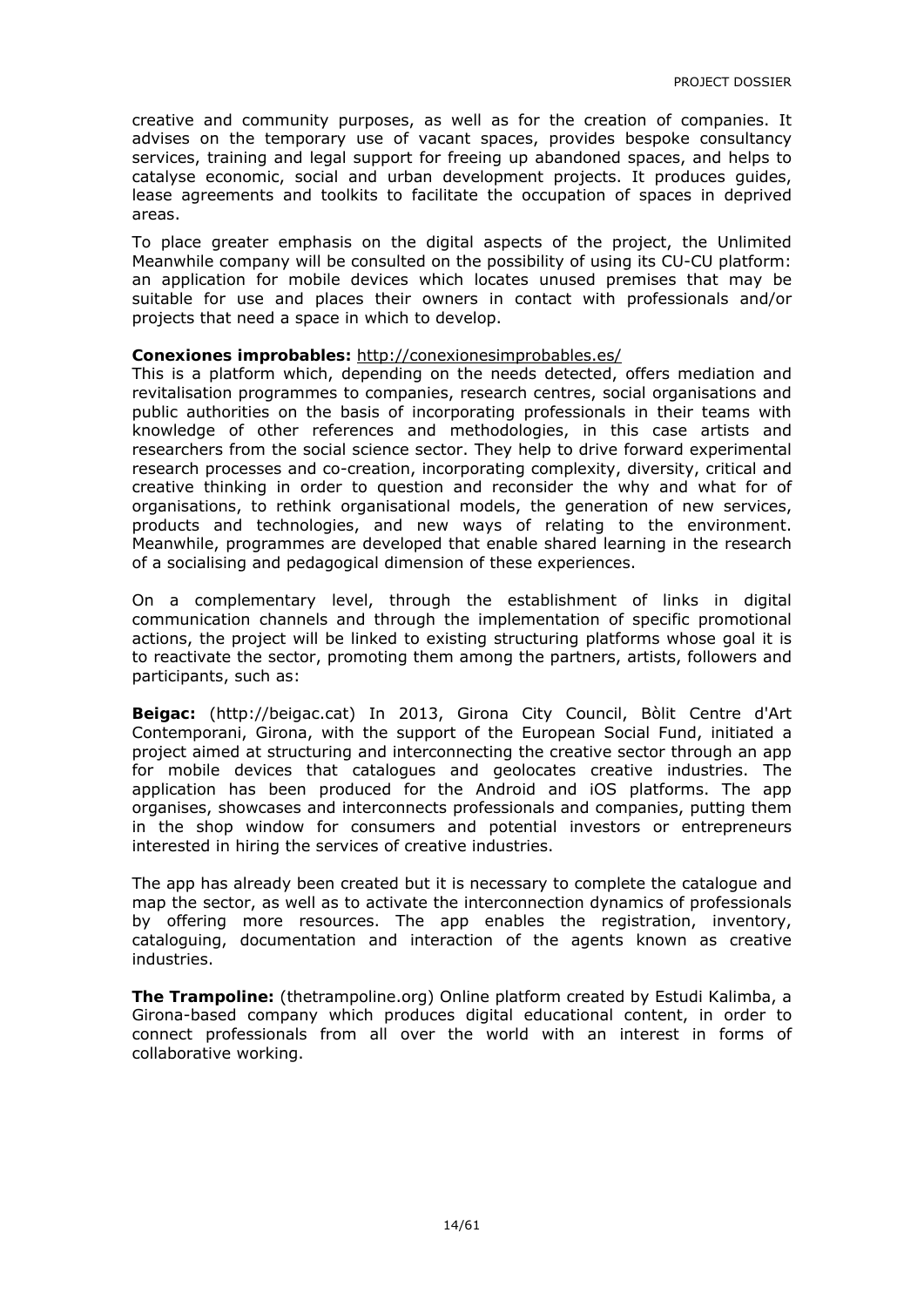creative and community purposes, as well as for the creation of companies. It advises on the temporary use of vacant spaces, provides bespoke consultancy services, training and legal support for freeing up abandoned spaces, and helps to catalyse economic, social and urban development projects. It produces guides, lease agreements and toolkits to facilitate the occupation of spaces in deprived areas.

To place greater emphasis on the digital aspects of the project, the Unlimited Meanwhile company will be consulted on the possibility of using its CU-CU platform: an application for mobile devices which locates unused premises that may be suitable for use and places their owners in contact with professionals and/or projects that need a space in which to develop.

**Conexiones improbables:** http://conexionesimprobables.es/
This is a platform which, depending on the needs detected, offers mediation and revitalisation programmes to companies, research centres, social organisations and public authorities on the basis of incorporating professionals in their teams with knowledge of other references and methodologies, in this case artists and researchers from the social science sector. They help to drive forward experimental research processes and co-creation, incorporating complexity, diversity, critical and creative thinking in order to question and reconsider the why and what for of organisations, to rethink organisational models, the generation of new services, products and technologies, and new ways of relating to the environment. Meanwhile, programmes are developed that enable shared learning in the research of a socialising and pedagogical dimension of these experiences.

On a complementary level, through the establishment of links in digital communication channels and through the implementation of specific promotional actions, the project will be linked to existing structuring platforms whose goal it is to reactivate the sector, promoting them among the partners, artists, followers and participants, such as:

**Beigac:** (http://beigac.cat) In 2013, Girona City Council, Bòlit Centre d'Art Contemporani, Girona, with the support of the European Social Fund, initiated a project aimed at structuring and interconnecting the creative sector through an app for mobile devices that catalogues and geolocates creative industries. The application has been produced for the Android and iOS platforms. The app organises, showcases and interconnects professionals and companies, putting them in the shop window for consumers and potential investors or entrepreneurs interested in hiring the services of creative industries.

The app has already been created but it is necessary to complete the catalogue and map the sector, as well as to activate the interconnection dynamics of professionals by offering more resources. The app enables the registration, inventory, cataloguing, documentation and interaction of the agents known as creative industries.

**The Trampoline:** (thetrampoline.org) Online platform created by Estudi Kalimba, a Girona-based company which produces digital educational content, in order to connect professionals from all over the world with an interest in forms of collaborative working.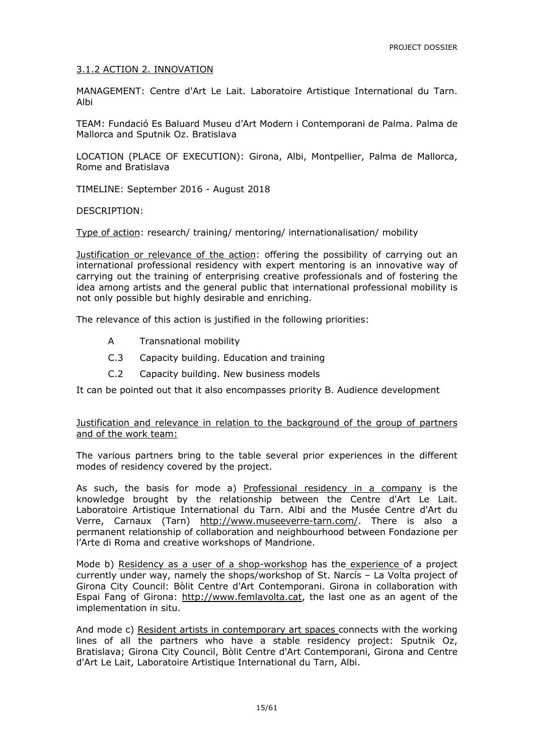### 3.1.2 ACTION 2. INNOVATION

MANAGEMENT: Centre d'Art Le Lait. Laboratoire Artistique International du Tarn. Albi

TEAM: Fundació Es Baluard Museu d'Art Modern i Contemporani de Palma. Palma de Mallorca and Sputnik Oz. Bratislava

LOCATION (PLACE OF EXECUTION): Girona, Albi, Montpellier, Palma de Mallorca, Rome and Bratislava

TIMELINE: September 2016 - August 2018

DESCRIPTION:

Type of action: research/ training/ mentoring/ internationalisation/ mobility

Justification or relevance of the action: offering the possibility of carrying out an international professional residency with expert mentoring is an innovative way of carrying out the training of enterprising creative professionals and of fostering the idea among artists and the general public that international professional mobility is not only possible but highly desirable and enriching.

The relevance of this action is justified in the following priorities:

- A Transnational mobility
- C.3 Capacity building. Education and training
- C.2 Capacity building. New business models

It can be pointed out that it also encompasses priority B. Audience development

Justification and relevance in relation to the background of the group of partners and of the work team:

The various partners bring to the table several prior experiences in the different modes of residency covered by the project.

As such, the basis for mode a) Professional residency in a company is the knowledge brought by the relationship between the Centre d'Art Le Lait. Laboratoire Artistique International du Tarn. Albi and the Musée Centre d'Art du Verre, Carnaux (Tarn) http://www.museeverre-tarn.com/. There is also a permanent relationship of collaboration and neighbourhood between Fondazione per l'Arte di Roma and creative workshops of Mandrione.

Mode b) Residency as a user of a shop-workshop has the experience of a project currently under way, namely the shops/workshop of St. Narcís – La Volta project of Girona City Council: Bòlit Centre d'Art Contemporani. Girona in collaboration with Espai Fang of Girona: http://www.femlavolta.cat, the last one as an agent of the implementation in situ.

And mode c) Resident artists in contemporary art spaces connects with the working lines of all the partners who have a stable residency project: Sputnik Oz, Bratislava; Girona City Council, Bòlit Centre d'Art Contemporani, Girona and Centre d'Art Le Lait, Laboratoire Artistique International du Tarn, Albi.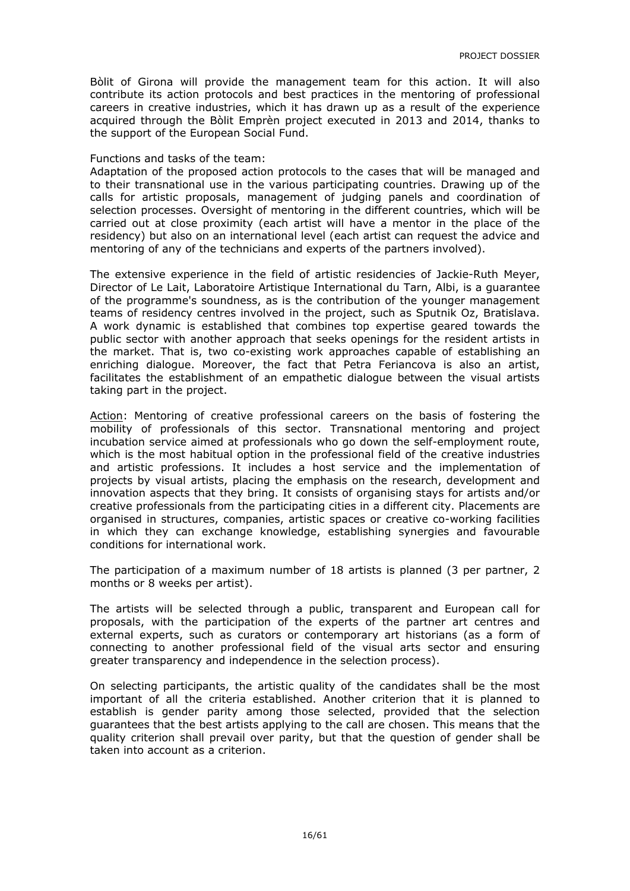Bòlit of Girona will provide the management team for this action. It will also contribute its action protocols and best practices in the mentoring of professional careers in creative industries, which it has drawn up as a result of the experience acquired through the Bòlit Emprèn project executed in 2013 and 2014, thanks to the support of the European Social Fund.

Functions and tasks of the team:
Adaptation of the proposed action protocols to the cases that will be managed and to their transnational use in the various participating countries. Drawing up of the calls for artistic proposals, management of judging panels and coordination of selection processes. Oversight of mentoring in the different countries, which will be carried out at close proximity (each artist will have a mentor in the place of the residency) but also on an international level (each artist can request the advice and mentoring of any of the technicians and experts of the partners involved).

The extensive experience in the field of artistic residencies of Jackie-Ruth Meyer, Director of Le Lait, Laboratoire Artistique International du Tarn, Albi, is a guarantee of the programme's soundness, as is the contribution of the younger management teams of residency centres involved in the project, such as Sputnik Oz, Bratislava. A work dynamic is established that combines top expertise geared towards the public sector with another approach that seeks openings for the resident artists in the market. That is, two co-existing work approaches capable of establishing an enriching dialogue. Moreover, the fact that Petra Feriancova is also an artist, facilitates the establishment of an empathetic dialogue between the visual artists taking part in the project.

Action: Mentoring of creative professional careers on the basis of fostering the mobility of professionals of this sector. Transnational mentoring and project incubation service aimed at professionals who go down the self-employment route, which is the most habitual option in the professional field of the creative industries and artistic professions. It includes a host service and the implementation of projects by visual artists, placing the emphasis on the research, development and innovation aspects that they bring. It consists of organising stays for artists and/or creative professionals from the participating cities in a different city. Placements are organised in structures, companies, artistic spaces or creative co-working facilities in which they can exchange knowledge, establishing synergies and favourable conditions for international work.

The participation of a maximum number of 18 artists is planned (3 per partner, 2 months or 8 weeks per artist).

The artists will be selected through a public, transparent and European call for proposals, with the participation of the experts of the partner art centres and external experts, such as curators or contemporary art historians (as a form of connecting to another professional field of the visual arts sector and ensuring greater transparency and independence in the selection process).

On selecting participants, the artistic quality of the candidates shall be the most important of all the criteria established. Another criterion that it is planned to establish is gender parity among those selected, provided that the selection guarantees that the best artists applying to the call are chosen. This means that the quality criterion shall prevail over parity, but that the question of gender shall be taken into account as a criterion.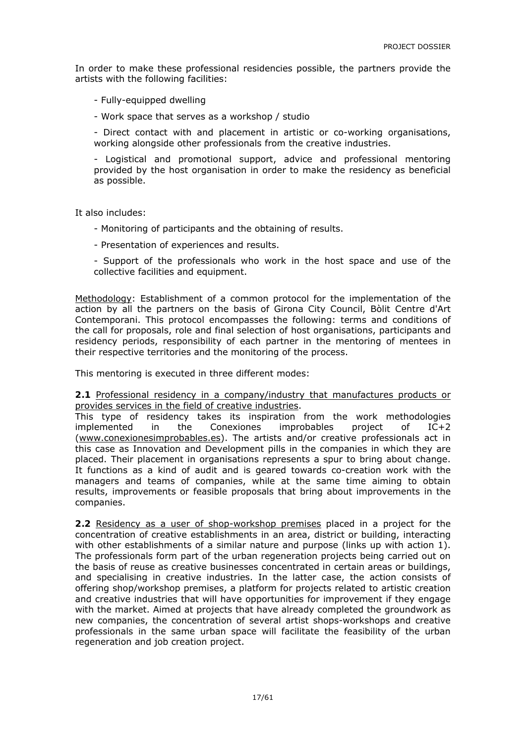In order to make these professional residencies possible, the partners provide the artists with the following facilities:

- Fully-equipped dwelling
- Work space that serves as a workshop / studio
- Direct contact with and placement in artistic or co-working organisations, working alongside other professionals from the creative industries.
- Logistical and promotional support, advice and professional mentoring provided by the host organisation in order to make the residency as beneficial as possible.

It also includes:

- Monitoring of participants and the obtaining of results.
- Presentation of experiences and results.
- Support of the professionals who work in the host space and use of the collective facilities and equipment.

<u>Methodology</u>: Establishment of a common protocol for the implementation of the action by all the partners on the basis of Girona City Council, Bòlit Centre d'Art Contemporani. This protocol encompasses the following: terms and conditions of the call for proposals, role and final selection of host organisations, participants and residency periods, responsibility of each partner in the mentoring of mentees in their respective territories and the monitoring of the process.

This mentoring is executed in three different modes:

**2.1** <u>Professional residency in a company/industry that manufactures products or provides services in the field of creative industries</u>.
This type of residency takes its inspiration from the work methodologies implemented in the Conexiones improbables project of IC+2 (www.conexionesimprobables.es). The artists and/or creative professionals act in this case as Innovation and Development pills in the companies in which they are placed. Their placement in organisations represents a spur to bring about change. It functions as a kind of audit and is geared towards co-creation work with the managers and teams of companies, while at the same time aiming to obtain results, improvements or feasible proposals that bring about improvements in the companies.

**2.2** <u>Residency as a user of shop-workshop premises</u> placed in a project for the concentration of creative establishments in an area, district or building, interacting with other establishments of a similar nature and purpose (links up with action 1). The professionals form part of the urban regeneration projects being carried out on the basis of reuse as creative businesses concentrated in certain areas or buildings, and specialising in creative industries. In the latter case, the action consists of offering shop/workshop premises, a platform for projects related to artistic creation and creative industries that will have opportunities for improvement if they engage with the market. Aimed at projects that have already completed the groundwork as new companies, the concentration of several artist shops-workshops and creative professionals in the same urban space will facilitate the feasibility of the urban regeneration and job creation project.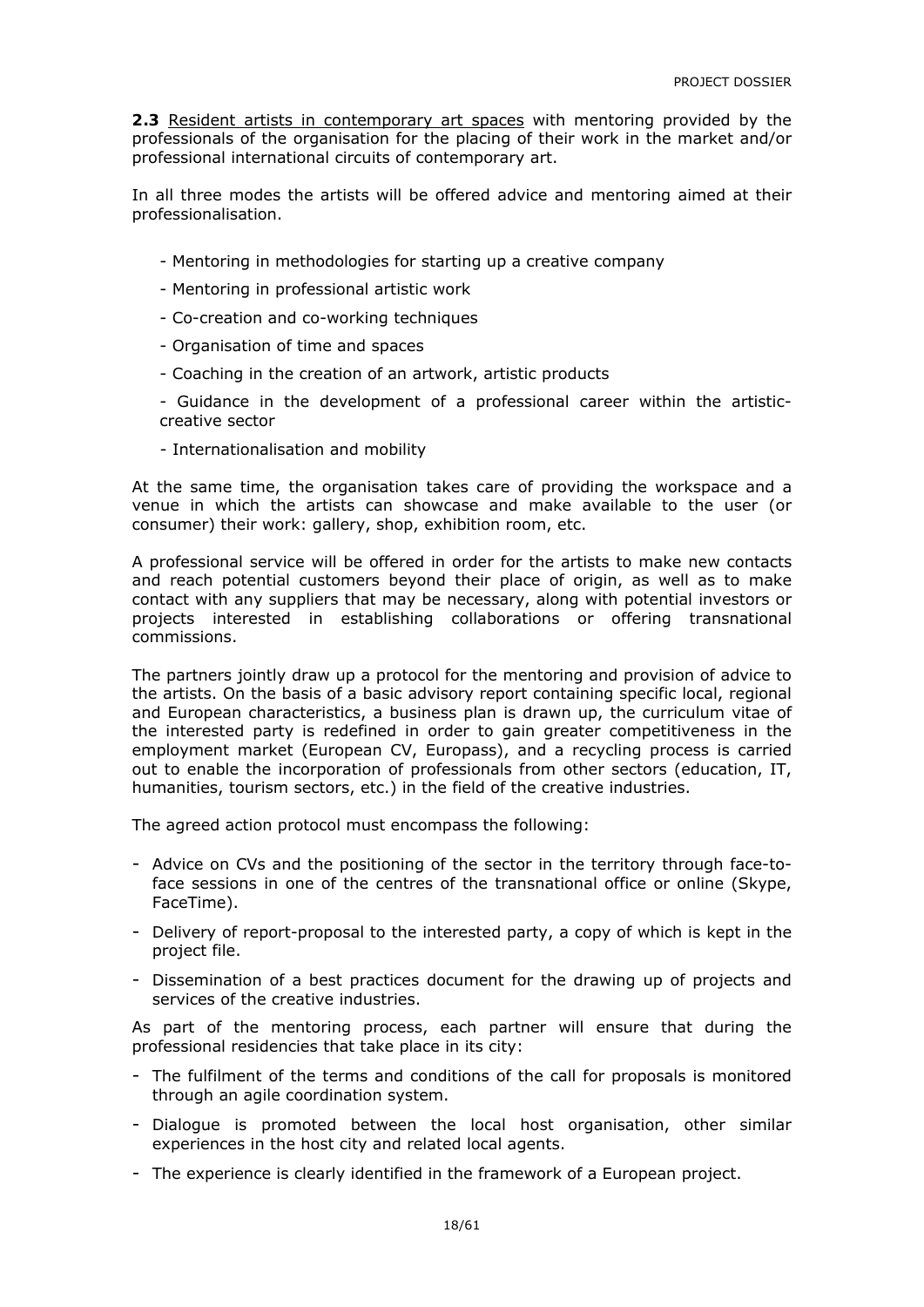**2.3** Resident artists in contemporary art spaces with mentoring provided by the professionals of the organisation for the placing of their work in the market and/or professional international circuits of contemporary art.

In all three modes the artists will be offered advice and mentoring aimed at their professionalisation.

- Mentoring in methodologies for starting up a creative company
- Mentoring in professional artistic work
- Co-creation and co-working techniques
- Organisation of time and spaces
- Coaching in the creation of an artwork, artistic products
- Guidance in the development of a professional career within the artistic-creative sector
- Internationalisation and mobility

At the same time, the organisation takes care of providing the workspace and a venue in which the artists can showcase and make available to the user (or consumer) their work: gallery, shop, exhibition room, etc.

A professional service will be offered in order for the artists to make new contacts and reach potential customers beyond their place of origin, as well as to make contact with any suppliers that may be necessary, along with potential investors or projects interested in establishing collaborations or offering transnational commissions.

The partners jointly draw up a protocol for the mentoring and provision of advice to the artists. On the basis of a basic advisory report containing specific local, regional and European characteristics, a business plan is drawn up, the curriculum vitae of the interested party is redefined in order to gain greater competitiveness in the employment market (European CV, Europass), and a recycling process is carried out to enable the incorporation of professionals from other sectors (education, IT, humanities, tourism sectors, etc.) in the field of the creative industries.

The agreed action protocol must encompass the following:

- Advice on CVs and the positioning of the sector in the territory through face-to-face sessions in one of the centres of the transnational office or online (Skype, FaceTime).
- Delivery of report-proposal to the interested party, a copy of which is kept in the project file.
- Dissemination of a best practices document for the drawing up of projects and services of the creative industries.

As part of the mentoring process, each partner will ensure that during the professional residencies that take place in its city:

- The fulfilment of the terms and conditions of the call for proposals is monitored through an agile coordination system.
- Dialogue is promoted between the local host organisation, other similar experiences in the host city and related local agents.
- The experience is clearly identified in the framework of a European project.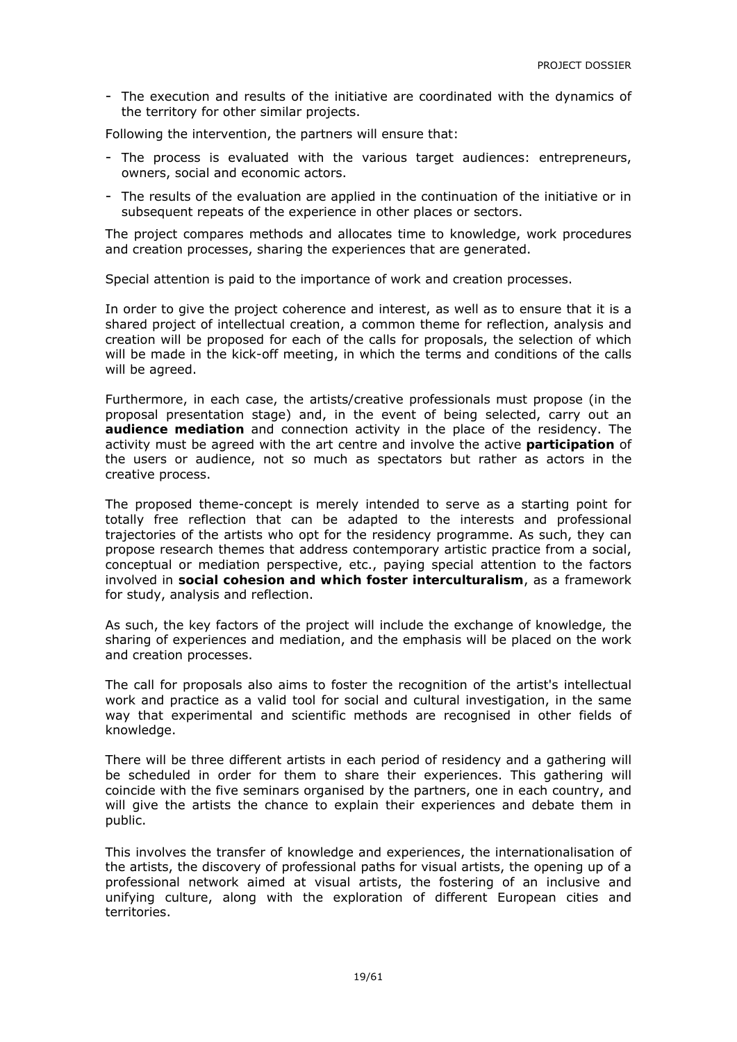- The execution and results of the initiative are coordinated with the dynamics of the territory for other similar projects.

Following the intervention, the partners will ensure that:

- The process is evaluated with the various target audiences: entrepreneurs, owners, social and economic actors.
- The results of the evaluation are applied in the continuation of the initiative or in subsequent repeats of the experience in other places or sectors.

The project compares methods and allocates time to knowledge, work procedures and creation processes, sharing the experiences that are generated.

Special attention is paid to the importance of work and creation processes.

In order to give the project coherence and interest, as well as to ensure that it is a shared project of intellectual creation, a common theme for reflection, analysis and creation will be proposed for each of the calls for proposals, the selection of which will be made in the kick-off meeting, in which the terms and conditions of the calls will be agreed.

Furthermore, in each case, the artists/creative professionals must propose (in the proposal presentation stage) and, in the event of being selected, carry out an **audience mediation** and connection activity in the place of the residency. The activity must be agreed with the art centre and involve the active **participation** of the users or audience, not so much as spectators but rather as actors in the creative process.

The proposed theme-concept is merely intended to serve as a starting point for totally free reflection that can be adapted to the interests and professional trajectories of the artists who opt for the residency programme. As such, they can propose research themes that address contemporary artistic practice from a social, conceptual or mediation perspective, etc., paying special attention to the factors involved in **social cohesion and which foster interculturalism**, as a framework for study, analysis and reflection.

As such, the key factors of the project will include the exchange of knowledge, the sharing of experiences and mediation, and the emphasis will be placed on the work and creation processes.

The call for proposals also aims to foster the recognition of the artist's intellectual work and practice as a valid tool for social and cultural investigation, in the same way that experimental and scientific methods are recognised in other fields of knowledge.

There will be three different artists in each period of residency and a gathering will be scheduled in order for them to share their experiences. This gathering will coincide with the five seminars organised by the partners, one in each country, and will give the artists the chance to explain their experiences and debate them in public.

This involves the transfer of knowledge and experiences, the internationalisation of the artists, the discovery of professional paths for visual artists, the opening up of a professional network aimed at visual artists, the fostering of an inclusive and unifying culture, along with the exploration of different European cities and territories.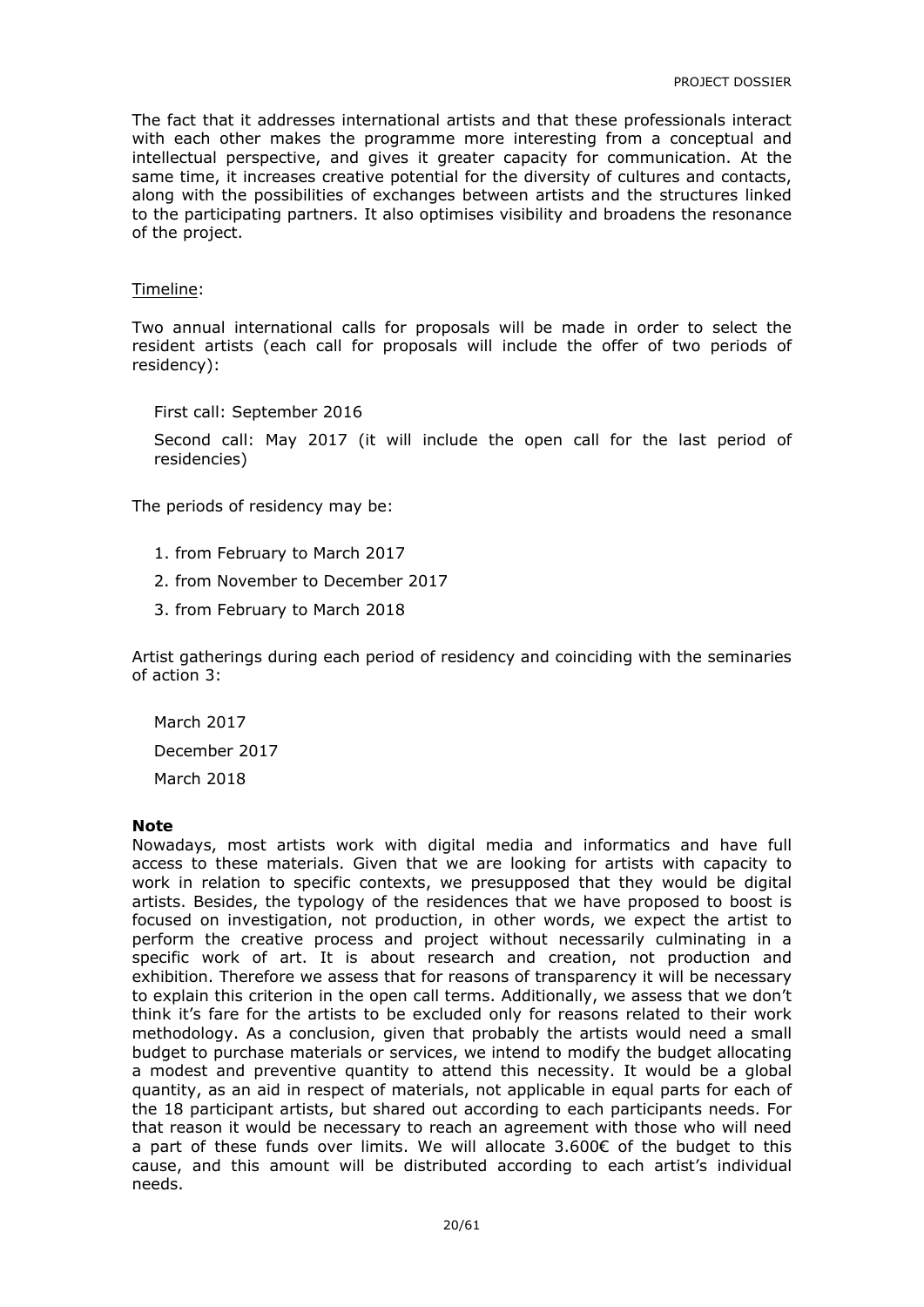The fact that it addresses international artists and that these professionals interact with each other makes the programme more interesting from a conceptual and intellectual perspective, and gives it greater capacity for communication. At the same time, it increases creative potential for the diversity of cultures and contacts, along with the possibilities of exchanges between artists and the structures linked to the participating partners. It also optimises visibility and broadens the resonance of the project.

Timeline:

Two annual international calls for proposals will be made in order to select the resident artists (each call for proposals will include the offer of two periods of residency):

First call: September 2016

Second call: May 2017 (it will include the open call for the last period of residencies)

The periods of residency may be:

1. from February to March 2017
2. from November to December 2017
3. from February to March 2018

Artist gatherings during each period of residency and coinciding with the seminaries of action 3:

March 2017

December 2017

March 2018

**Note**

Nowadays, most artists work with digital media and informatics and have full access to these materials. Given that we are looking for artists with capacity to work in relation to specific contexts, we presupposed that they would be digital artists. Besides, the typology of the residences that we have proposed to boost is focused on investigation, not production, in other words, we expect the artist to perform the creative process and project without necessarily culminating in a specific work of art. It is about research and creation, not production and exhibition. Therefore we assess that for reasons of transparency it will be necessary to explain this criterion in the open call terms. Additionally, we assess that we don't think it's fare for the artists to be excluded only for reasons related to their work methodology. As a conclusion, given that probably the artists would need a small budget to purchase materials or services, we intend to modify the budget allocating a modest and preventive quantity to attend this necessity. It would be a global quantity, as an aid in respect of materials, not applicable in equal parts for each of the 18 participant artists, but shared out according to each participants needs. For that reason it would be necessary to reach an agreement with those who will need a part of these funds over limits. We will allocate 3.600€ of the budget to this cause, and this amount will be distributed according to each artist's individual needs.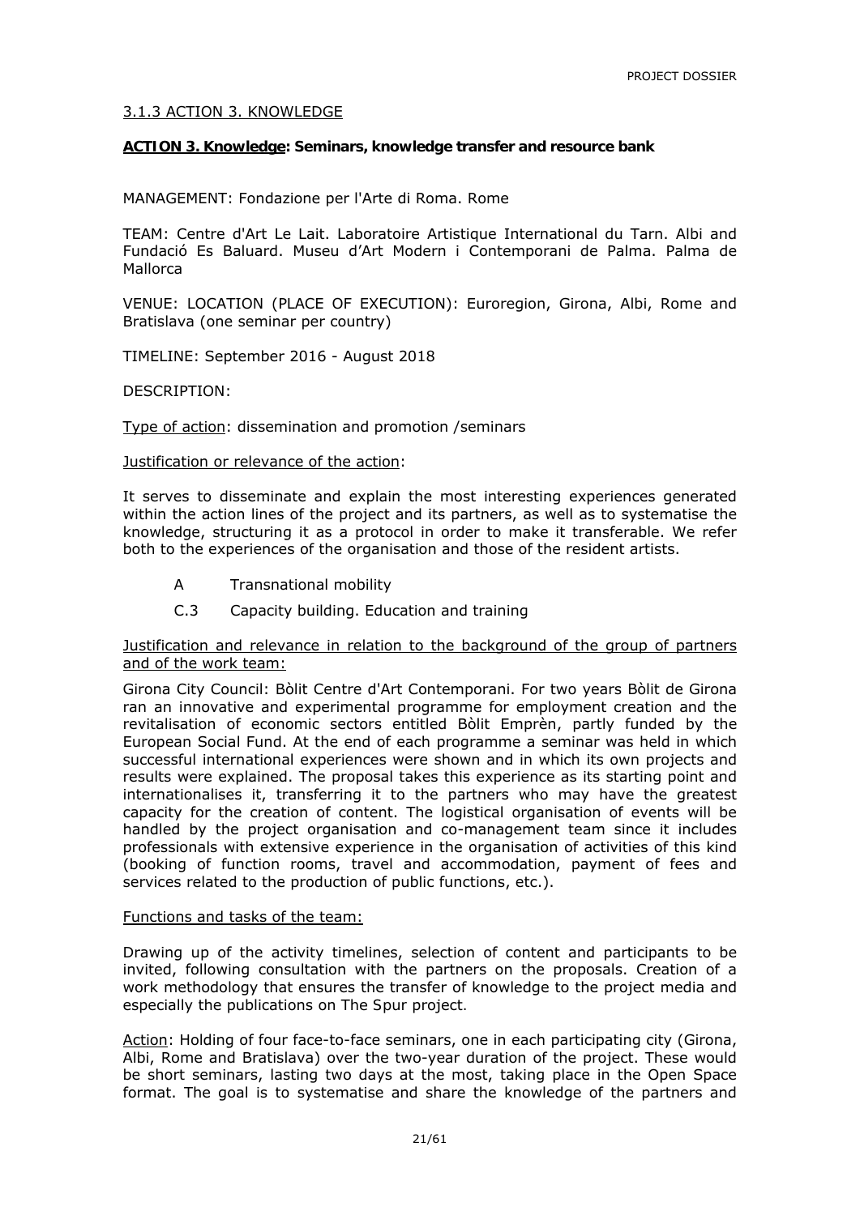### 3.1.3 ACTION 3. KNOWLEDGE

**ACTION 3. Knowledge: Seminars, knowledge transfer and resource bank**

MANAGEMENT: Fondazione per l'Arte di Roma. Rome

TEAM: Centre d'Art Le Lait. Laboratoire Artistique International du Tarn. Albi and Fundació Es Baluard. Museu d'Art Modern i Contemporani de Palma. Palma de Mallorca

VENUE: LOCATION (PLACE OF EXECUTION): Euroregion, Girona, Albi, Rome and Bratislava (one seminar per country)

TIMELINE: September 2016 - August 2018

DESCRIPTION:

Type of action: dissemination and promotion /seminars

Justification or relevance of the action:

It serves to disseminate and explain the most interesting experiences generated within the action lines of the project and its partners, as well as to systematise the knowledge, structuring it as a protocol in order to make it transferable. We refer both to the experiences of the organisation and those of the resident artists.

- A Transnational mobility
- C.3 Capacity building. Education and training

Justification and relevance in relation to the background of the group of partners and of the work team:

Girona City Council: Bòlit Centre d'Art Contemporani. For two years Bòlit de Girona ran an innovative and experimental programme for employment creation and the revitalisation of economic sectors entitled Bòlit Emprèn, partly funded by the European Social Fund. At the end of each programme a seminar was held in which successful international experiences were shown and in which its own projects and results were explained. The proposal takes this experience as its starting point and internationalises it, transferring it to the partners who may have the greatest capacity for the creation of content. The logistical organisation of events will be handled by the project organisation and co-management team since it includes professionals with extensive experience in the organisation of activities of this kind (booking of function rooms, travel and accommodation, payment of fees and services related to the production of public functions, etc.).

Functions and tasks of the team:

Drawing up of the activity timelines, selection of content and participants to be invited, following consultation with the partners on the proposals. Creation of a work methodology that ensures the transfer of knowledge to the project media and especially the publications on The Spur project.

Action: Holding of four face-to-face seminars, one in each participating city (Girona, Albi, Rome and Bratislava) over the two-year duration of the project. These would be short seminars, lasting two days at the most, taking place in the Open Space format. The goal is to systematise and share the knowledge of the partners and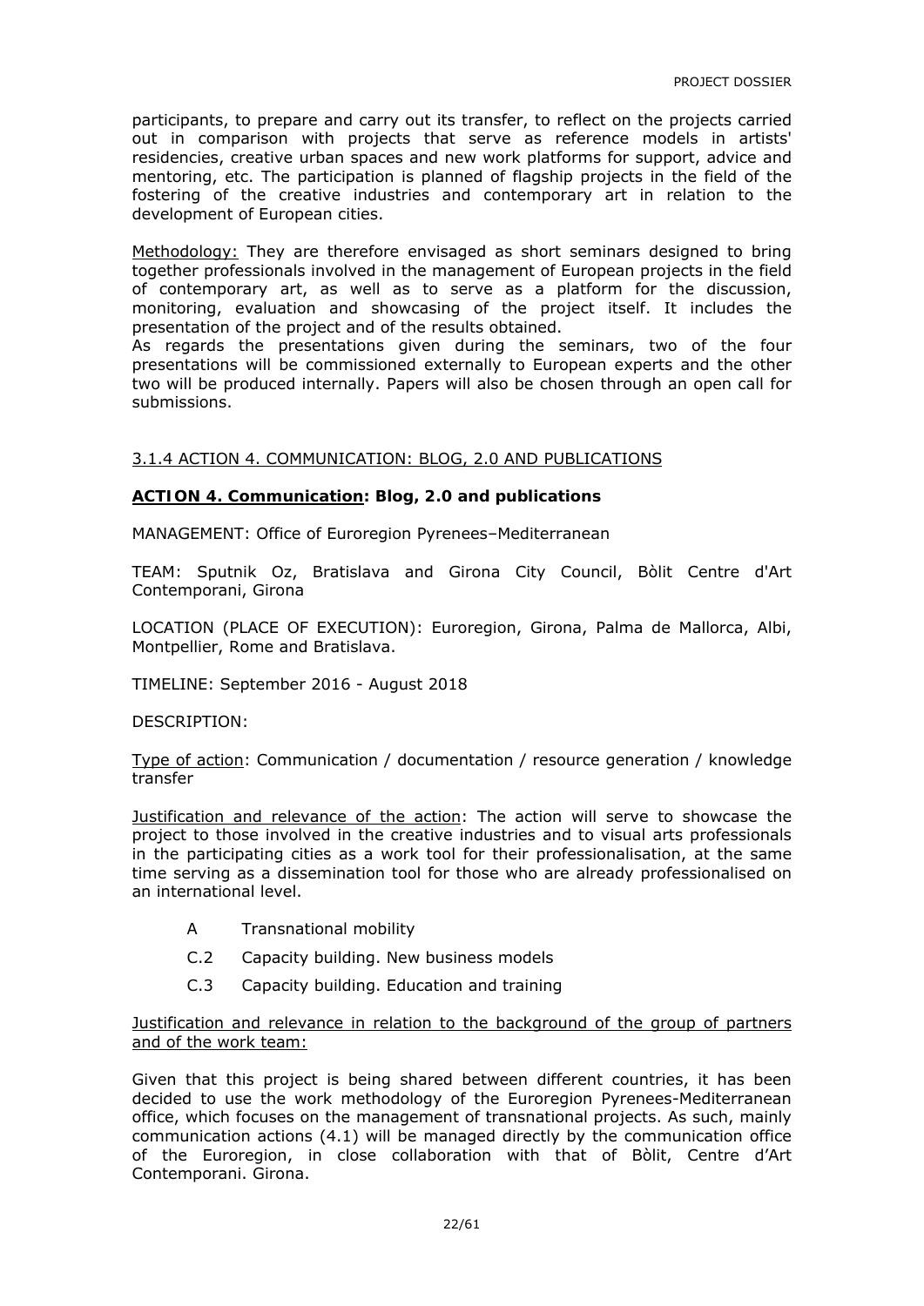participants, to prepare and carry out its transfer, to reflect on the projects carried out in comparison with projects that serve as reference models in artists' residencies, creative urban spaces and new work platforms for support, advice and mentoring, etc. The participation is planned of flagship projects in the field of the fostering of the creative industries and contemporary art in relation to the development of European cities.

Methodology: They are therefore envisaged as short seminars designed to bring together professionals involved in the management of European projects in the field of contemporary art, as well as to serve as a platform for the discussion, monitoring, evaluation and showcasing of the project itself. It includes the presentation of the project and of the results obtained.
As regards the presentations given during the seminars, two of the four presentations will be commissioned externally to European experts and the other two will be produced internally. Papers will also be chosen through an open call for submissions.

### 3.1.4 ACTION 4. COMMUNICATION: BLOG, 2.0 AND PUBLICATIONS

**ACTION 4. Communication: Blog, 2.0 and publications**

MANAGEMENT: Office of Euroregion Pyrenees–Mediterranean

TEAM: Sputnik Oz, Bratislava and Girona City Council, Bòlit Centre d'Art Contemporani, Girona

LOCATION (PLACE OF EXECUTION): Euroregion, Girona, Palma de Mallorca, Albi, Montpellier, Rome and Bratislava.

TIMELINE: September 2016 - August 2018

DESCRIPTION:

Type of action: Communication / documentation / resource generation / knowledge transfer

Justification and relevance of the action: The action will serve to showcase the project to those involved in the creative industries and to visual arts professionals in the participating cities as a work tool for their professionalisation, at the same time serving as a dissemination tool for those who are already professionalised on an international level.

- A Transnational mobility
- C.2 Capacity building. New business models
- C.3 Capacity building. Education and training

Justification and relevance in relation to the background of the group of partners and of the work team:

Given that this project is being shared between different countries, it has been decided to use the work methodology of the Euroregion Pyrenees-Mediterranean office, which focuses on the management of transnational projects. As such, mainly communication actions (4.1) will be managed directly by the communication office of the Euroregion, in close collaboration with that of Bòlit, Centre d'Art Contemporani. Girona.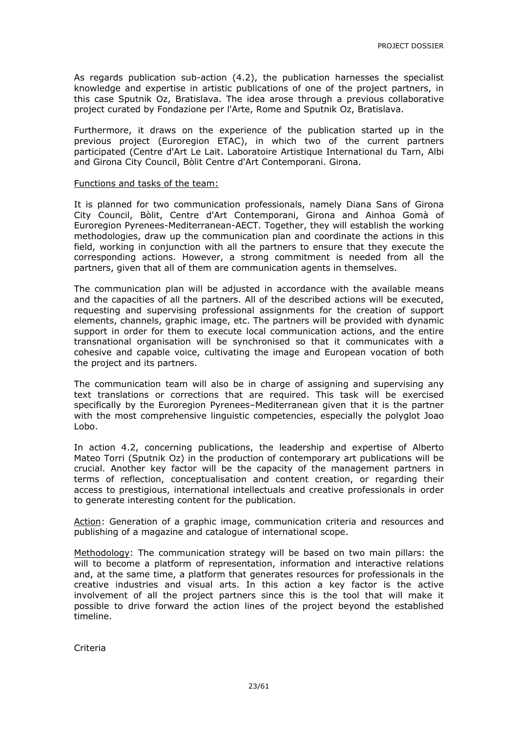As regards publication sub-action (4.2), the publication harnesses the specialist knowledge and expertise in artistic publications of one of the project partners, in this case Sputnik Oz, Bratislava. The idea arose through a previous collaborative project curated by Fondazione per l'Arte, Rome and Sputnik Oz, Bratislava.

Furthermore, it draws on the experience of the publication started up in the previous project (Euroregion ETAC), in which two of the current partners participated (Centre d'Art Le Lait. Laboratoire Artistique International du Tarn, Albi and Girona City Council, Bòlit Centre d'Art Contemporani. Girona.

Functions and tasks of the team:

It is planned for two communication professionals, namely Diana Sans of Girona City Council, Bòlit, Centre d'Art Contemporani, Girona and Ainhoa Gomà of Euroregion Pyrenees-Mediterranean-AECT. Together, they will establish the working methodologies, draw up the communication plan and coordinate the actions in this field, working in conjunction with all the partners to ensure that they execute the corresponding actions. However, a strong commitment is needed from all the partners, given that all of them are communication agents in themselves.

The communication plan will be adjusted in accordance with the available means and the capacities of all the partners. All of the described actions will be executed, requesting and supervising professional assignments for the creation of support elements, channels, graphic image, etc. The partners will be provided with dynamic support in order for them to execute local communication actions, and the entire transnational organisation will be synchronised so that it communicates with a cohesive and capable voice, cultivating the image and European vocation of both the project and its partners.

The communication team will also be in charge of assigning and supervising any text translations or corrections that are required. This task will be exercised specifically by the Euroregion Pyrenees–Mediterranean given that it is the partner with the most comprehensive linguistic competencies, especially the polyglot Joao Lobo.

In action 4.2, concerning publications, the leadership and expertise of Alberto Mateo Torri (Sputnik Oz) in the production of contemporary art publications will be crucial. Another key factor will be the capacity of the management partners in terms of reflection, conceptualisation and content creation, or regarding their access to prestigious, international intellectuals and creative professionals in order to generate interesting content for the publication.

Action: Generation of a graphic image, communication criteria and resources and publishing of a magazine and catalogue of international scope.

Methodology: The communication strategy will be based on two main pillars: the will to become a platform of representation, information and interactive relations and, at the same time, a platform that generates resources for professionals in the creative industries and visual arts. In this action a key factor is the active involvement of all the project partners since this is the tool that will make it possible to drive forward the action lines of the project beyond the established timeline.

Criteria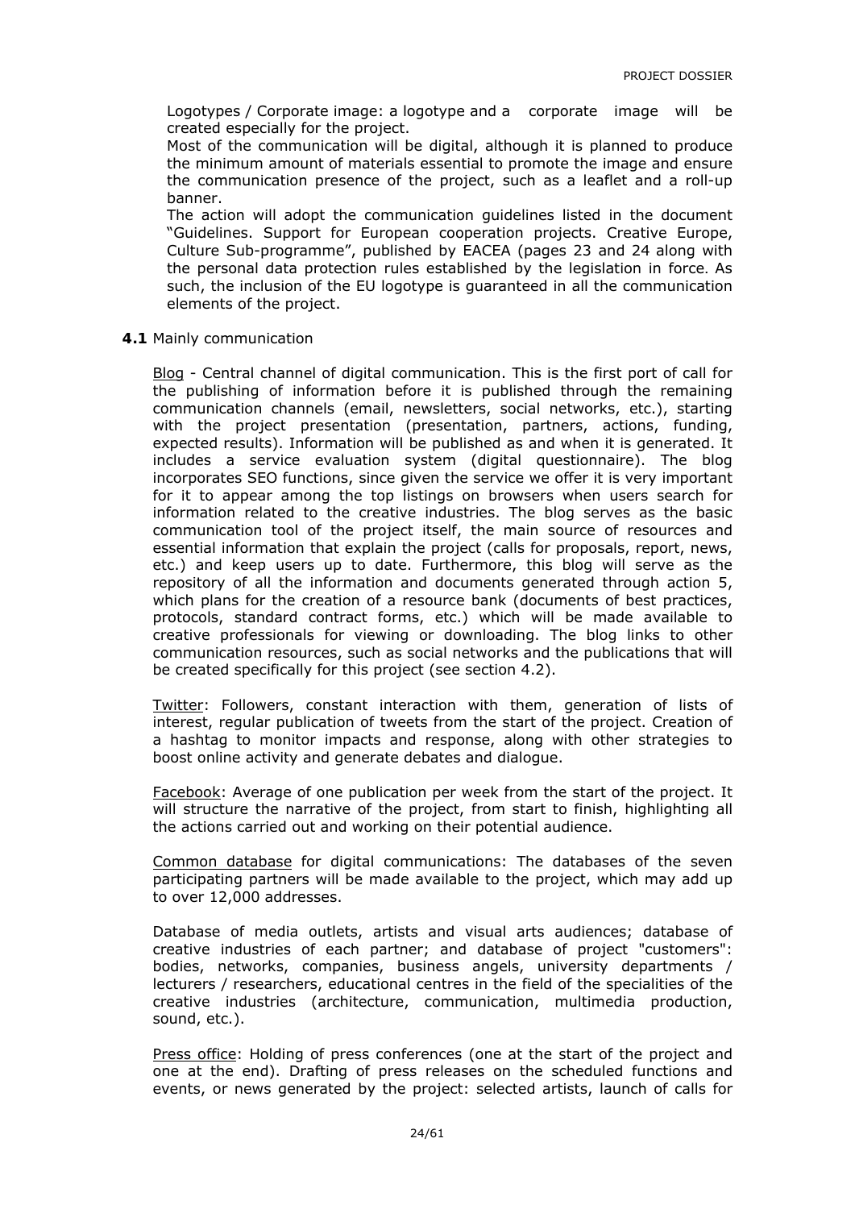Logotypes / Corporate image: a logotype and a corporate image will be created especially for the project.

Most of the communication will be digital, although it is planned to produce the minimum amount of materials essential to promote the image and ensure the communication presence of the project, such as a leaflet and a roll-up banner.

The action will adopt the communication guidelines listed in the document "Guidelines. Support for European cooperation projects. Creative Europe, Culture Sub-programme", published by EACEA (pages 23 and 24 along with the personal data protection rules established by the legislation in force. As such, the inclusion of the EU logotype is guaranteed in all the communication elements of the project.

**4.1** Mainly communication

Blog - Central channel of digital communication. This is the first port of call for the publishing of information before it is published through the remaining communication channels (email, newsletters, social networks, etc.), starting with the project presentation (presentation, partners, actions, funding, expected results). Information will be published as and when it is generated. It includes a service evaluation system (digital questionnaire). The blog incorporates SEO functions, since given the service we offer it is very important for it to appear among the top listings on browsers when users search for information related to the creative industries. The blog serves as the basic communication tool of the project itself, the main source of resources and essential information that explain the project (calls for proposals, report, news, etc.) and keep users up to date. Furthermore, this blog will serve as the repository of all the information and documents generated through action 5, which plans for the creation of a resource bank (documents of best practices, protocols, standard contract forms, etc.) which will be made available to creative professionals for viewing or downloading. The blog links to other communication resources, such as social networks and the publications that will be created specifically for this project (see section 4.2).

Twitter: Followers, constant interaction with them, generation of lists of interest, regular publication of tweets from the start of the project. Creation of a hashtag to monitor impacts and response, along with other strategies to boost online activity and generate debates and dialogue.

Facebook: Average of one publication per week from the start of the project. It will structure the narrative of the project, from start to finish, highlighting all the actions carried out and working on their potential audience.

Common database for digital communications: The databases of the seven participating partners will be made available to the project, which may add up to over 12,000 addresses.

Database of media outlets, artists and visual arts audiences; database of creative industries of each partner; and database of project "customers": bodies, networks, companies, business angels, university departments / lecturers / researchers, educational centres in the field of the specialities of the creative industries (architecture, communication, multimedia production, sound, etc.).

Press office: Holding of press conferences (one at the start of the project and one at the end). Drafting of press releases on the scheduled functions and events, or news generated by the project: selected artists, launch of calls for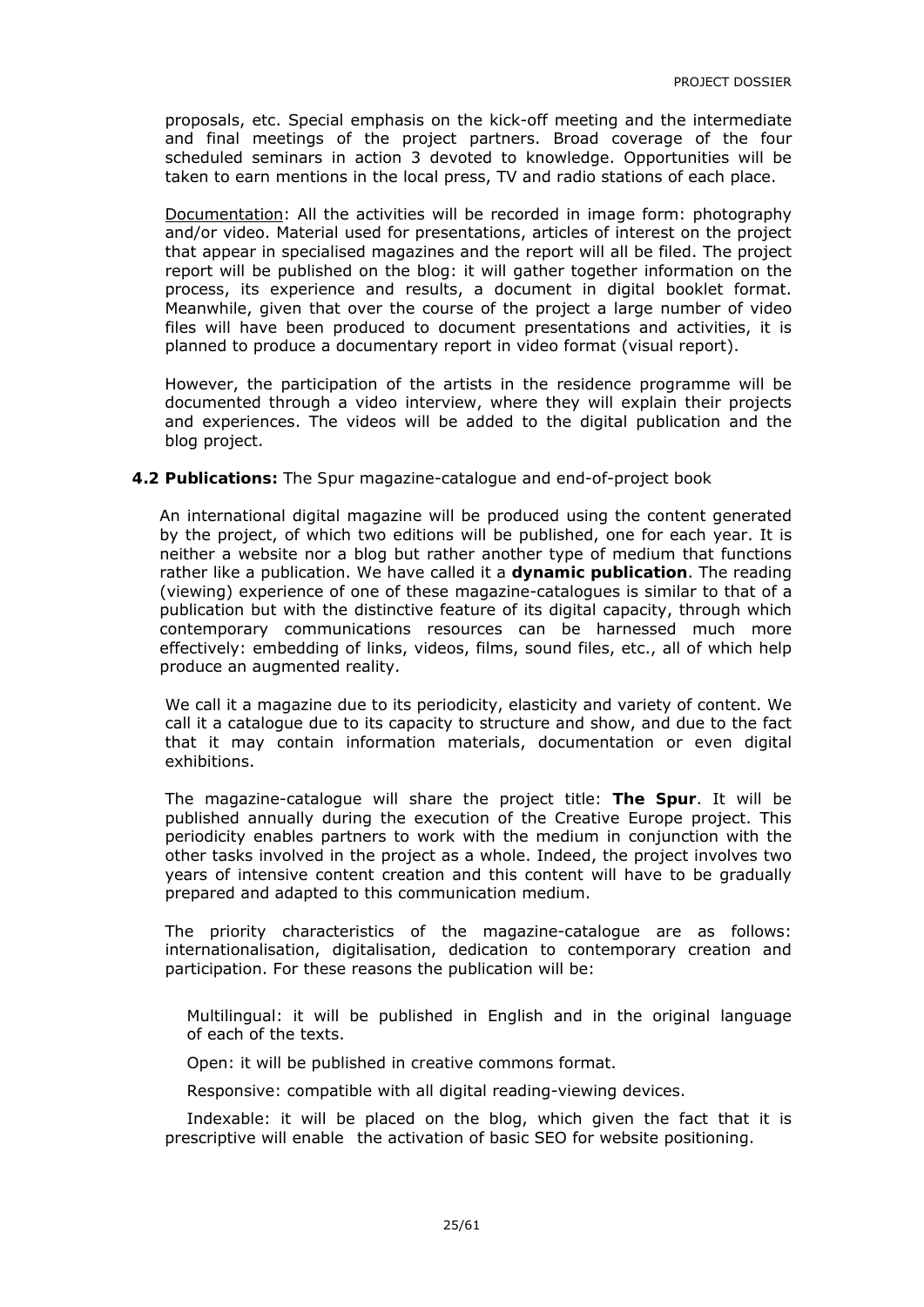proposals, etc. Special emphasis on the kick-off meeting and the intermediate and final meetings of the project partners. Broad coverage of the four scheduled seminars in action 3 devoted to knowledge. Opportunities will be taken to earn mentions in the local press, TV and radio stations of each place.

Documentation: All the activities will be recorded in image form: photography and/or video. Material used for presentations, articles of interest on the project that appear in specialised magazines and the report will all be filed. The project report will be published on the blog: it will gather together information on the process, its experience and results, a document in digital booklet format. Meanwhile, given that over the course of the project a large number of video files will have been produced to document presentations and activities, it is planned to produce a documentary report in video format (visual report).

However, the participation of the artists in the residence programme will be documented through a video interview, where they will explain their projects and experiences. The videos will be added to the digital publication and the blog project.

**4.2 Publications:** The Spur magazine-catalogue and end-of-project book

An international digital magazine will be produced using the content generated by the project, of which two editions will be published, one for each year. It is neither a website nor a blog but rather another type of medium that functions rather like a publication. We have called it a **dynamic publication**. The reading (viewing) experience of one of these magazine-catalogues is similar to that of a publication but with the distinctive feature of its digital capacity, through which contemporary communications resources can be harnessed much more effectively: embedding of links, videos, films, sound files, etc., all of which help produce an augmented reality.

We call it a magazine due to its periodicity, elasticity and variety of content. We call it a catalogue due to its capacity to structure and show, and due to the fact that it may contain information materials, documentation or even digital exhibitions.

The magazine-catalogue will share the project title: **The Spur**. It will be published annually during the execution of the Creative Europe project. This periodicity enables partners to work with the medium in conjunction with the other tasks involved in the project as a whole. Indeed, the project involves two years of intensive content creation and this content will have to be gradually prepared and adapted to this communication medium.

The priority characteristics of the magazine-catalogue are as follows: internationalisation, digitalisation, dedication to contemporary creation and participation. For these reasons the publication will be:

Multilingual: it will be published in English and in the original language of each of the texts.

Open: it will be published in creative commons format.

Responsive: compatible with all digital reading-viewing devices.

Indexable: it will be placed on the blog, which given the fact that it is prescriptive will enable the activation of basic SEO for website positioning.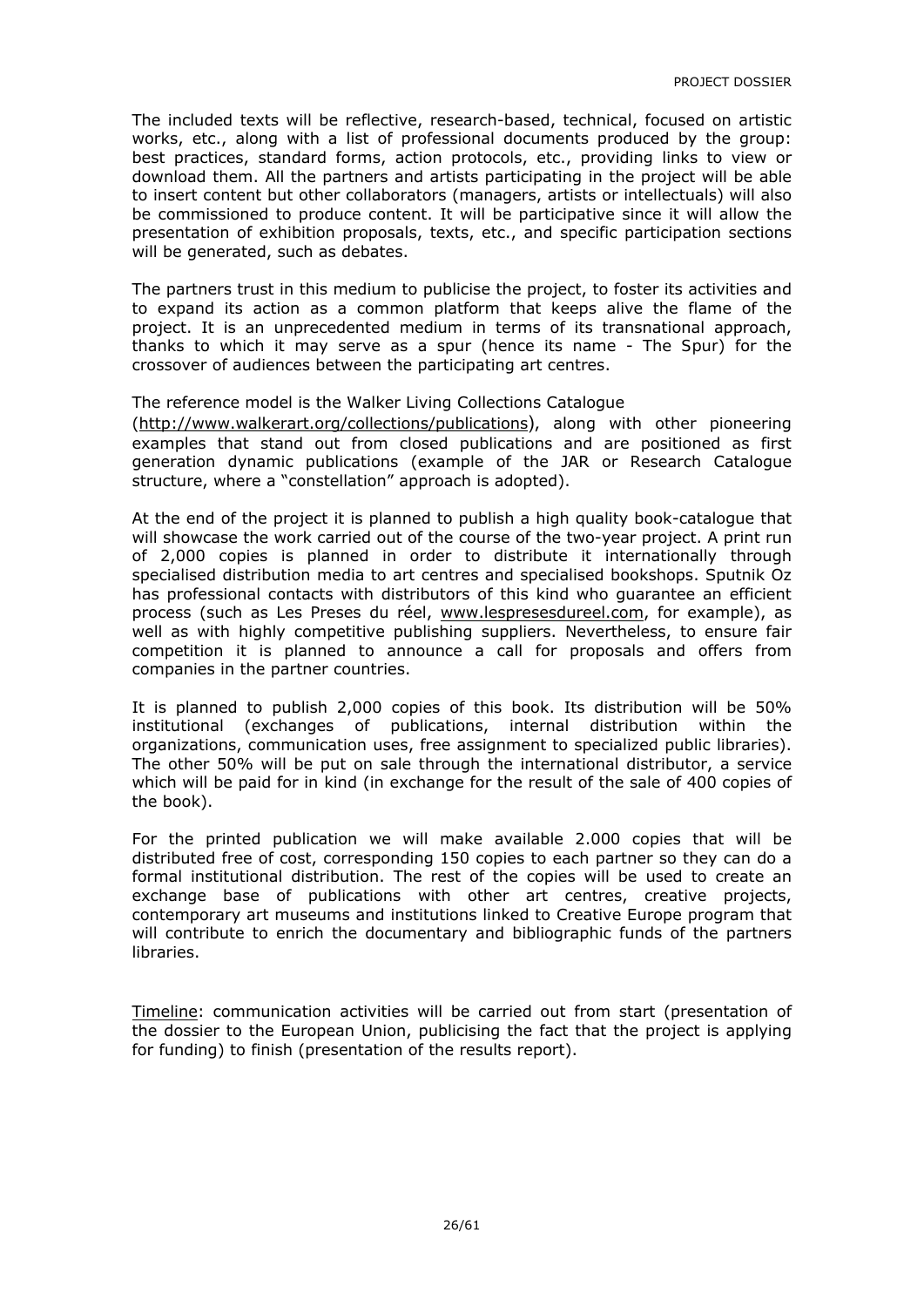The included texts will be reflective, research-based, technical, focused on artistic works, etc., along with a list of professional documents produced by the group: best practices, standard forms, action protocols, etc., providing links to view or download them. All the partners and artists participating in the project will be able to insert content but other collaborators (managers, artists or intellectuals) will also be commissioned to produce content. It will be participative since it will allow the presentation of exhibition proposals, texts, etc., and specific participation sections will be generated, such as debates.

The partners trust in this medium to publicise the project, to foster its activities and to expand its action as a common platform that keeps alive the flame of the project. It is an unprecedented medium in terms of its transnational approach, thanks to which it may serve as a spur (hence its name - The Spur) for the crossover of audiences between the participating art centres.

The reference model is the Walker Living Collections Catalogue (http://www.walkerart.org/collections/publications), along with other pioneering examples that stand out from closed publications and are positioned as first generation dynamic publications (example of the JAR or Research Catalogue structure, where a "constellation" approach is adopted).

At the end of the project it is planned to publish a high quality book-catalogue that will showcase the work carried out of the course of the two-year project. A print run of 2,000 copies is planned in order to distribute it internationally through specialised distribution media to art centres and specialised bookshops. Sputnik Oz has professional contacts with distributors of this kind who guarantee an efficient process (such as Les Preses du réel, www.lespresesdureel.com, for example), as well as with highly competitive publishing suppliers. Nevertheless, to ensure fair competition it is planned to announce a call for proposals and offers from companies in the partner countries.

It is planned to publish 2,000 copies of this book. Its distribution will be 50% institutional (exchanges of publications, internal distribution within the organizations, communication uses, free assignment to specialized public libraries). The other 50% will be put on sale through the international distributor, a service which will be paid for in kind (in exchange for the result of the sale of 400 copies of the book).

For the printed publication we will make available 2.000 copies that will be distributed free of cost, corresponding 150 copies to each partner so they can do a formal institutional distribution. The rest of the copies will be used to create an exchange base of publications with other art centres, creative projects, contemporary art museums and institutions linked to Creative Europe program that will contribute to enrich the documentary and bibliographic funds of the partners libraries.

Timeline: communication activities will be carried out from start (presentation of the dossier to the European Union, publicising the fact that the project is applying for funding) to finish (presentation of the results report).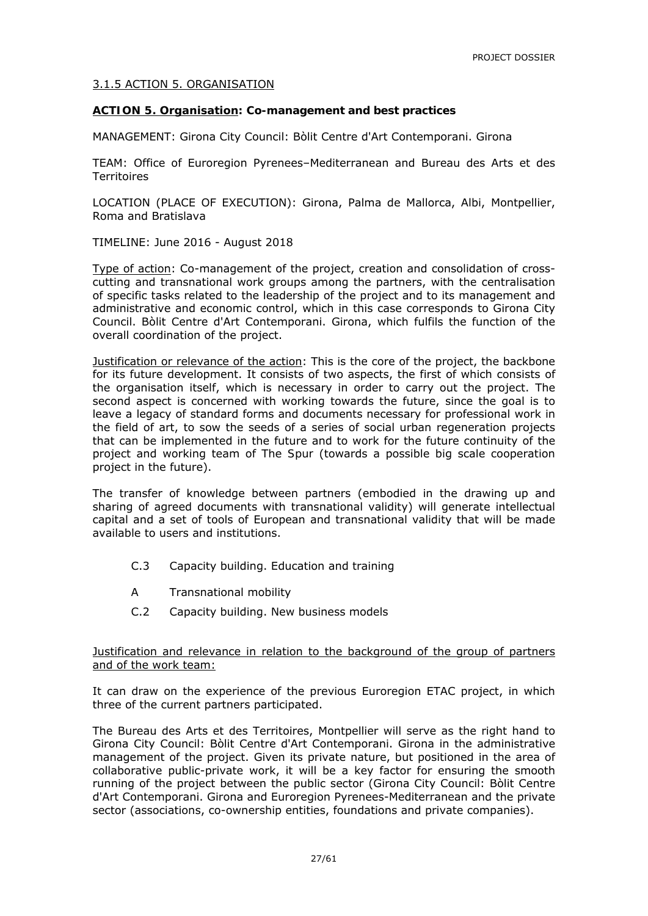### 3.1.5 ACTION 5. ORGANISATION

**ACTION 5. Organisation: Co-management and best practices**

MANAGEMENT: Girona City Council: Bòlit Centre d'Art Contemporani. Girona

TEAM: Office of Euroregion Pyrenees–Mediterranean and Bureau des Arts et des Territoires

LOCATION (PLACE OF EXECUTION): Girona, Palma de Mallorca, Albi, Montpellier, Roma and Bratislava

TIMELINE: June 2016 - August 2018

Type of action: Co-management of the project, creation and consolidation of cross-cutting and transnational work groups among the partners, with the centralisation of specific tasks related to the leadership of the project and to its management and administrative and economic control, which in this case corresponds to Girona City Council. Bòlit Centre d'Art Contemporani. Girona, which fulfils the function of the overall coordination of the project.

Justification or relevance of the action: This is the core of the project, the backbone for its future development. It consists of two aspects, the first of which consists of the organisation itself, which is necessary in order to carry out the project. The second aspect is concerned with working towards the future, since the goal is to leave a legacy of standard forms and documents necessary for professional work in the field of art, to sow the seeds of a series of social urban regeneration projects that can be implemented in the future and to work for the future continuity of the project and working team of The Spur (towards a possible big scale cooperation project in the future).

The transfer of knowledge between partners (embodied in the drawing up and sharing of agreed documents with transnational validity) will generate intellectual capital and a set of tools of European and transnational validity that will be made available to users and institutions.

- C.3 Capacity building. Education and training
- A Transnational mobility
- C.2 Capacity building. New business models

Justification and relevance in relation to the background of the group of partners and of the work team:

It can draw on the experience of the previous Euroregion ETAC project, in which three of the current partners participated.

The Bureau des Arts et des Territoires, Montpellier will serve as the right hand to Girona City Council: Bòlit Centre d'Art Contemporani. Girona in the administrative management of the project. Given its private nature, but positioned in the area of collaborative public-private work, it will be a key factor for ensuring the smooth running of the project between the public sector (Girona City Council: Bòlit Centre d'Art Contemporani. Girona and Euroregion Pyrenees-Mediterranean and the private sector (associations, co-ownership entities, foundations and private companies).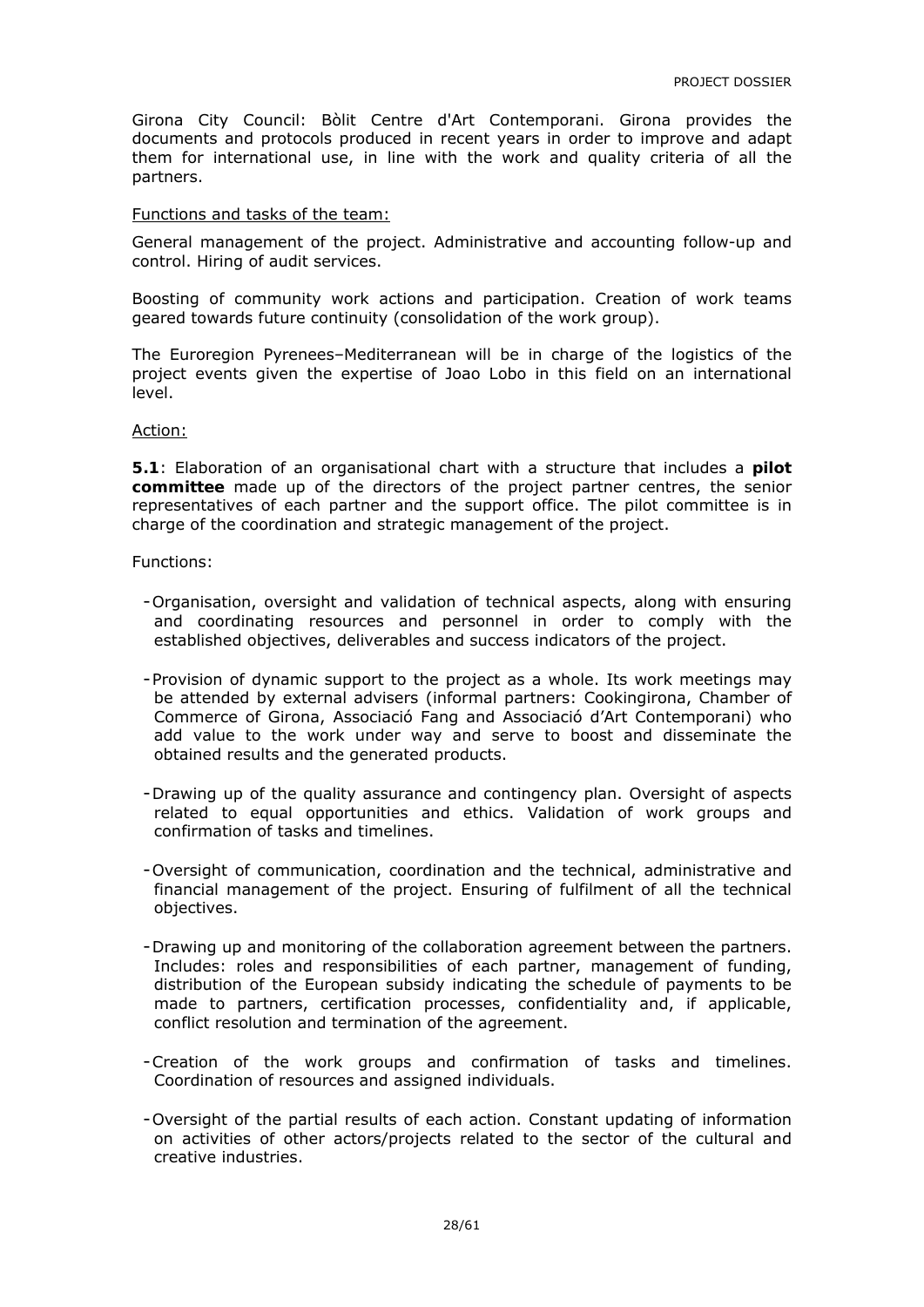Girona City Council: Bòlit Centre d'Art Contemporani. Girona provides the documents and protocols produced in recent years in order to improve and adapt them for international use, in line with the work and quality criteria of all the partners.

<u>Functions and tasks of the team:</u>

General management of the project. Administrative and accounting follow-up and control. Hiring of audit services.

Boosting of community work actions and participation. Creation of work teams geared towards future continuity (consolidation of the work group).

The Euroregion Pyrenees–Mediterranean will be in charge of the logistics of the project events given the expertise of Joao Lobo in this field on an international level.

<u>Action:</u>

**5.1**: Elaboration of an organisational chart with a structure that includes a **pilot committee** made up of the directors of the project partner centres, the senior representatives of each partner and the support office. The pilot committee is in charge of the coordination and strategic management of the project.

Functions:

- Organisation, oversight and validation of technical aspects, along with ensuring and coordinating resources and personnel in order to comply with the established objectives, deliverables and success indicators of the project.
- Provision of dynamic support to the project as a whole. Its work meetings may be attended by external advisers (informal partners: Cookingirona, Chamber of Commerce of Girona, Associació Fang and Associació d'Art Contemporani) who add value to the work under way and serve to boost and disseminate the obtained results and the generated products.
- Drawing up of the quality assurance and contingency plan. Oversight of aspects related to equal opportunities and ethics. Validation of work groups and confirmation of tasks and timelines.
- Oversight of communication, coordination and the technical, administrative and financial management of the project. Ensuring of fulfilment of all the technical objectives.
- Drawing up and monitoring of the collaboration agreement between the partners. Includes: roles and responsibilities of each partner, management of funding, distribution of the European subsidy indicating the schedule of payments to be made to partners, certification processes, confidentiality and, if applicable, conflict resolution and termination of the agreement.
- Creation of the work groups and confirmation of tasks and timelines. Coordination of resources and assigned individuals.
- Oversight of the partial results of each action. Constant updating of information on activities of other actors/projects related to the sector of the cultural and creative industries.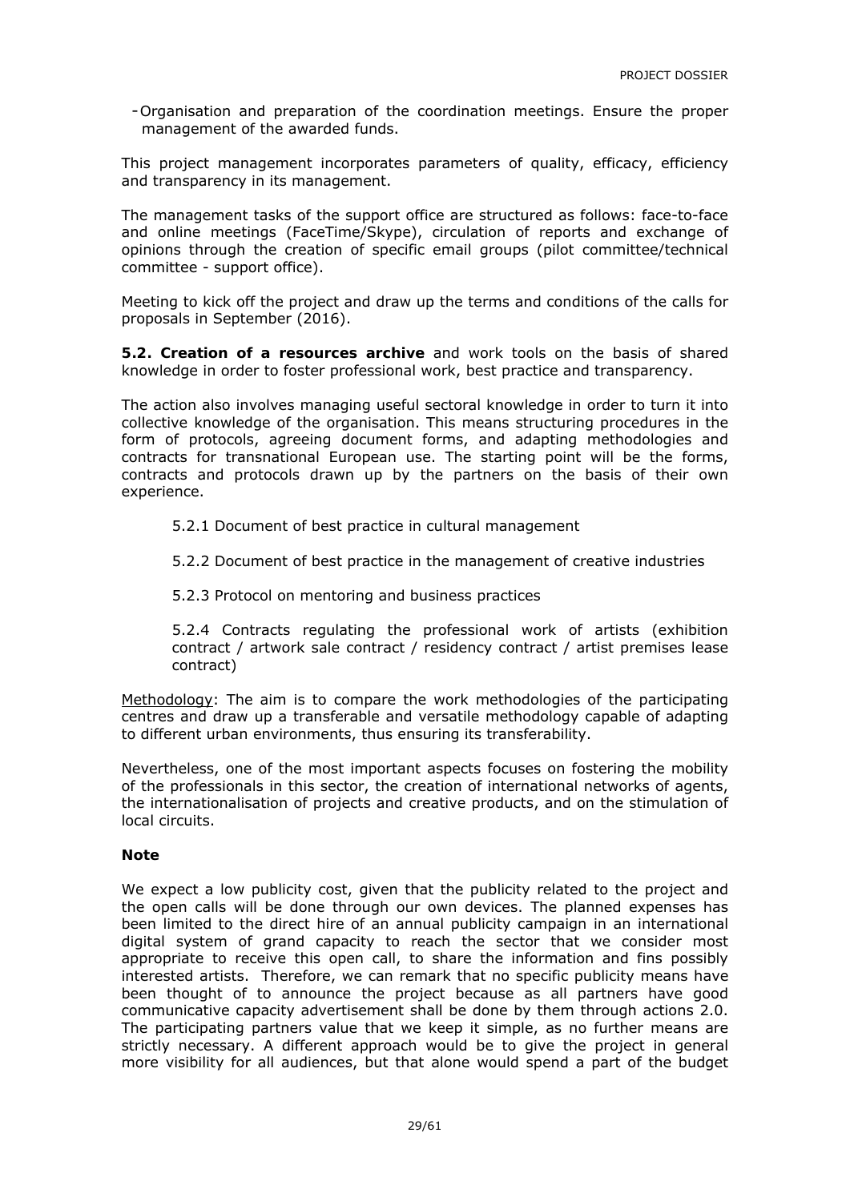- Organisation and preparation of the coordination meetings. Ensure the proper management of the awarded funds.

This project management incorporates parameters of quality, efficacy, efficiency and transparency in its management.

The management tasks of the support office are structured as follows: face-to-face and online meetings (FaceTime/Skype), circulation of reports and exchange of opinions through the creation of specific email groups (pilot committee/technical committee - support office).

Meeting to kick off the project and draw up the terms and conditions of the calls for proposals in September (2016).

**5.2. Creation of a resources archive** and work tools on the basis of shared knowledge in order to foster professional work, best practice and transparency.

The action also involves managing useful sectoral knowledge in order to turn it into collective knowledge of the organisation. This means structuring procedures in the form of protocols, agreeing document forms, and adapting methodologies and contracts for transnational European use. The starting point will be the forms, contracts and protocols drawn up by the partners on the basis of their own experience.

5.2.1 Document of best practice in cultural management

5.2.2 Document of best practice in the management of creative industries

5.2.3 Protocol on mentoring and business practices

5.2.4 Contracts regulating the professional work of artists (exhibition contract / artwork sale contract / residency contract / artist premises lease contract)

Methodology: The aim is to compare the work methodologies of the participating centres and draw up a transferable and versatile methodology capable of adapting to different urban environments, thus ensuring its transferability.

Nevertheless, one of the most important aspects focuses on fostering the mobility of the professionals in this sector, the creation of international networks of agents, the internationalisation of projects and creative products, and on the stimulation of local circuits.

**Note**

We expect a low publicity cost, given that the publicity related to the project and the open calls will be done through our own devices. The planned expenses has been limited to the direct hire of an annual publicity campaign in an international digital system of grand capacity to reach the sector that we consider most appropriate to receive this open call, to share the information and fins possibly interested artists. Therefore, we can remark that no specific publicity means have been thought of to announce the project because as all partners have good communicative capacity advertisement shall be done by them through actions 2.0. The participating partners value that we keep it simple, as no further means are strictly necessary. A different approach would be to give the project in general more visibility for all audiences, but that alone would spend a part of the budget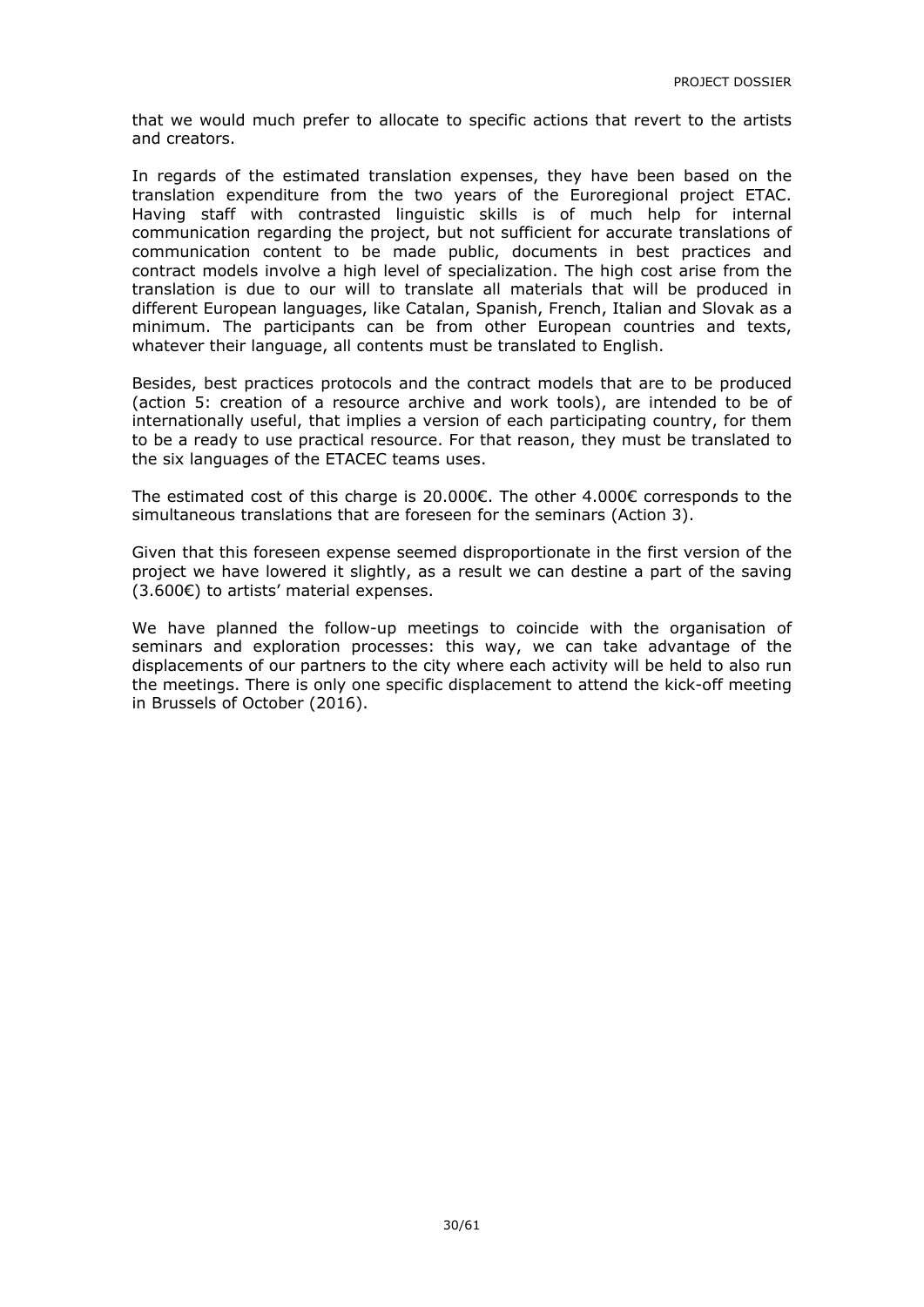that we would much prefer to allocate to specific actions that revert to the artists and creators.

In regards of the estimated translation expenses, they have been based on the translation expenditure from the two years of the Euroregional project ETAC. Having staff with contrasted linguistic skills is of much help for internal communication regarding the project, but not sufficient for accurate translations of communication content to be made public, documents in best practices and contract models involve a high level of specialization. The high cost arise from the translation is due to our will to translate all materials that will be produced in different European languages, like Catalan, Spanish, French, Italian and Slovak as a minimum. The participants can be from other European countries and texts, whatever their language, all contents must be translated to English.

Besides, best practices protocols and the contract models that are to be produced (action 5: creation of a resource archive and work tools), are intended to be of internationally useful, that implies a version of each participating country, for them to be a ready to use practical resource. For that reason, they must be translated to the six languages of the ETACEC teams uses.

The estimated cost of this charge is 20.000€. The other 4.000€ corresponds to the simultaneous translations that are foreseen for the seminars (Action 3).

Given that this foreseen expense seemed disproportionate in the first version of the project we have lowered it slightly, as a result we can destine a part of the saving (3.600€) to artists' material expenses.

We have planned the follow-up meetings to coincide with the organisation of seminars and exploration processes: this way, we can take advantage of the displacements of our partners to the city where each activity will be held to also run the meetings. There is only one specific displacement to attend the kick-off meeting in Brussels of October (2016).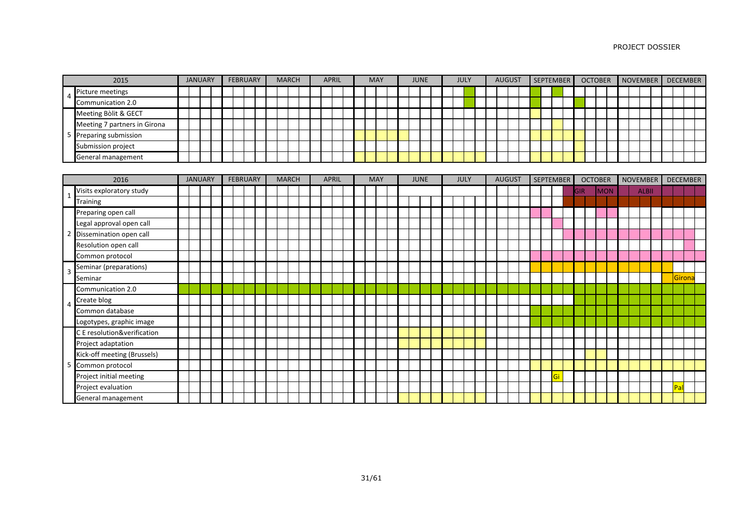| | 2015 | JANUARY | FEBRUARY | MARCH | APRIL | MAY | JUNE | JULY | AUGUST | SEPTEMBER | OCTOBER | NOVEMBER | DECEMBER |
|---|---|---|---|---|---|---|---|---|---|---|---|---|---|
| 4 | Picture meetings | | | | | | | | | | | | |
| | Communication 2.0 | | | | | | | | | | | | |
| 5 | Meeting Bòlit & GECT | | | | | | | | | | | | |
| | Meeting 7 partners in Girona | | | | | | | | | | | | |
| | Preparing submission | | | | | | | | | | | | |
| | Submission project | | | | | | | | | | | | |
| | General management | | | | | | | | | | | | |

| | 2016 | JANUARY | FEBRUARY | MARCH | APRIL | MAY | JUNE | JULY | AUGUST | SEPTEMBER | OCTOBER | NOVEMBER | DECEMBER |
|---|---|---|---|---|---|---|---|---|---|---|---|---|---|
| 1 | Visits exploratory study | | | | | | | | | | GIR MON | ALBI | |
| | Training | | | | | | | | | | | | |
| 2 | Preparing open call | | | | | | | | | | | | |
| | Legal approval open call | | | | | | | | | | | | |
| | Dissemination open call | | | | | | | | | | | | |
| | Resolution open call | | | | | | | | | | | | |
| | Common protocol | | | | | | | | | | | | |
| 3 | Seminar (preparations) | | | | | | | | | | | | |
| | Seminar | | | | | | | | | | | | Girona |
| 4 | Communication 2.0 | | | | | | | | | | | | |
| | Create blog | | | | | | | | | | | | |
| | Common database | | | | | | | | | | | | |
| | Logotypes, graphic image | | | | | | | | | | | | |
| 5 | C E resolution&verification | | | | | | | | | | | | |
| | Project adaptation | | | | | | | | | | | | |
| | Kick-off meeting (Brussels) | | | | | | | | | | | | |
| | Common protocol | | | | | | | | | | | | |
| | Project initial meeting | | | | | | | | | Gi | | | |
| | Project evaluation | | | | | | | | | | | | Pal |
| | General management | | | | | | | | | | | | |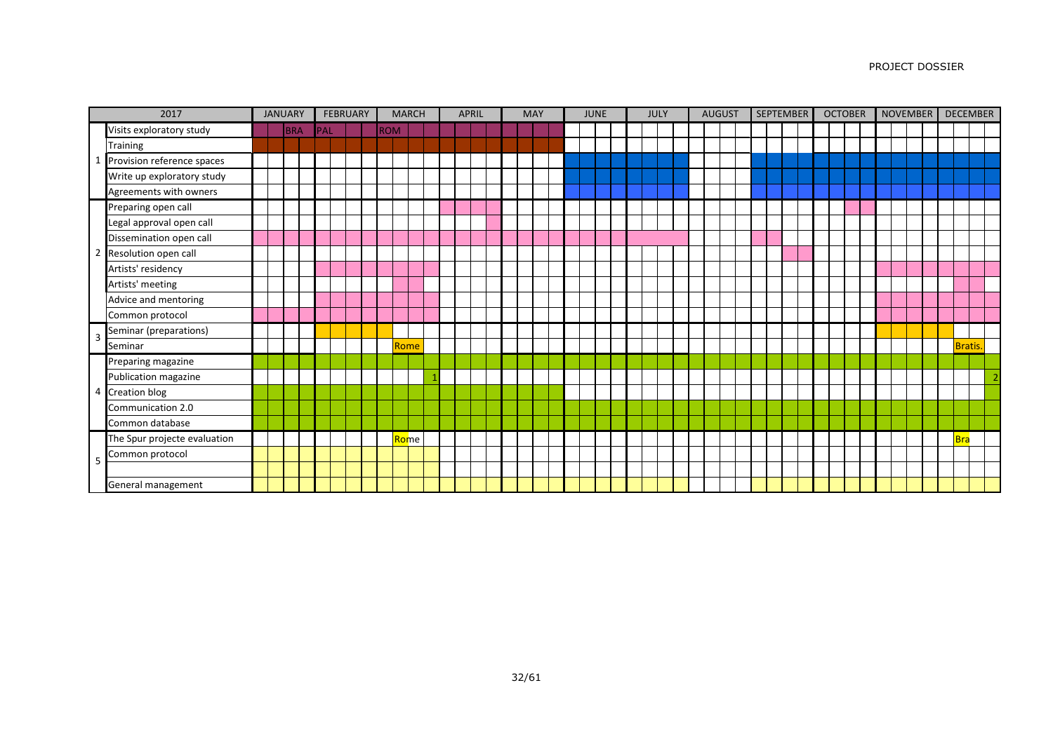| | 2017 | JANUARY | FEBRUARY | MARCH | APRIL | MAY | JUNE | JULY | AUGUST | SEPTEMBER | OCTOBER | NOVEMBER | DECEMBER |
|---|---|---|---|---|---|---|---|---|---|---|---|---|---|
| 1 | Visits exploratory study | ■ BRA | ■ PAL | ■ ROM | ■ | ■ | | | | | | | |
| | Training | ■ | ■ | ■ | ■ | ■ | | | | | | | |
| | Provision reference spaces | | | | | | ■ | ■ | | ■ | ■ | ■ | ■ |
| | Write up exploratory study | | | | | | ■ | ■ | | ■ | ■ | ■ | ■ |
| | Agreements with owners | | | | | | ■ | ■ | | ■ | ■ | ■ | ■ |
| 2 | Preparing open call | | | | ■ | | | | | | ■ | | |
| | Legal approval open call | | | | ■ | | | | | | | | |
| | Dissemination open call | ■ | ■ | ■ | ■ | ■ | ■ | ■ | | ■ | | | |
| | Resolution open call | | | | | | | | | ■ | | | |
| | Artists' residency | | ■ | ■ | | | | | | | | ■ | ■ |
| | Artists' meeting | | | ■ | | | | | | | | | ■ |
| | Advice and mentoring | | ■ | ■ | | | | | | | | ■ | ■ |
| | Common protocol | ■ | ■ | ■ | | | | | | | | | |
| 3 | Seminar (preparations) | | ■ | ■ | | | | | | | | ■ | ■ |
| | Seminar | | | Rome | | | | | | | | | Bratis. |
| 4 | Preparing magazine | ■ | ■ | ■ | ■ | ■ | ■ | ■ | ■ | ■ | ■ | ■ | ■ |
| | Publication magazine | | | 1 | | | | | | | | | 2 |
| | Creation blog | ■ | ■ | ■ | ■ | ■ | | | | | | | ■ |
| | Communication 2.0 | ■ | ■ | ■ | ■ | ■ | ■ | ■ | ■ | ■ | ■ | ■ | ■ |
| | Common database | ■ | ■ | ■ | ■ | ■ | ■ | ■ | ■ | ■ | ■ | ■ | ■ |
| 5 | The Spur projecte evaluation | | | Rome | | | | | | | | | Bra |
| | Common protocol | ■ | ■ | ■ | | | | | | | | | |
| | | | | | | | | | | | | | |
| | General management | ■ | ■ | ■ | ■ | ■ | ■ | ■ | | ■ | ■ | ■ | ■ |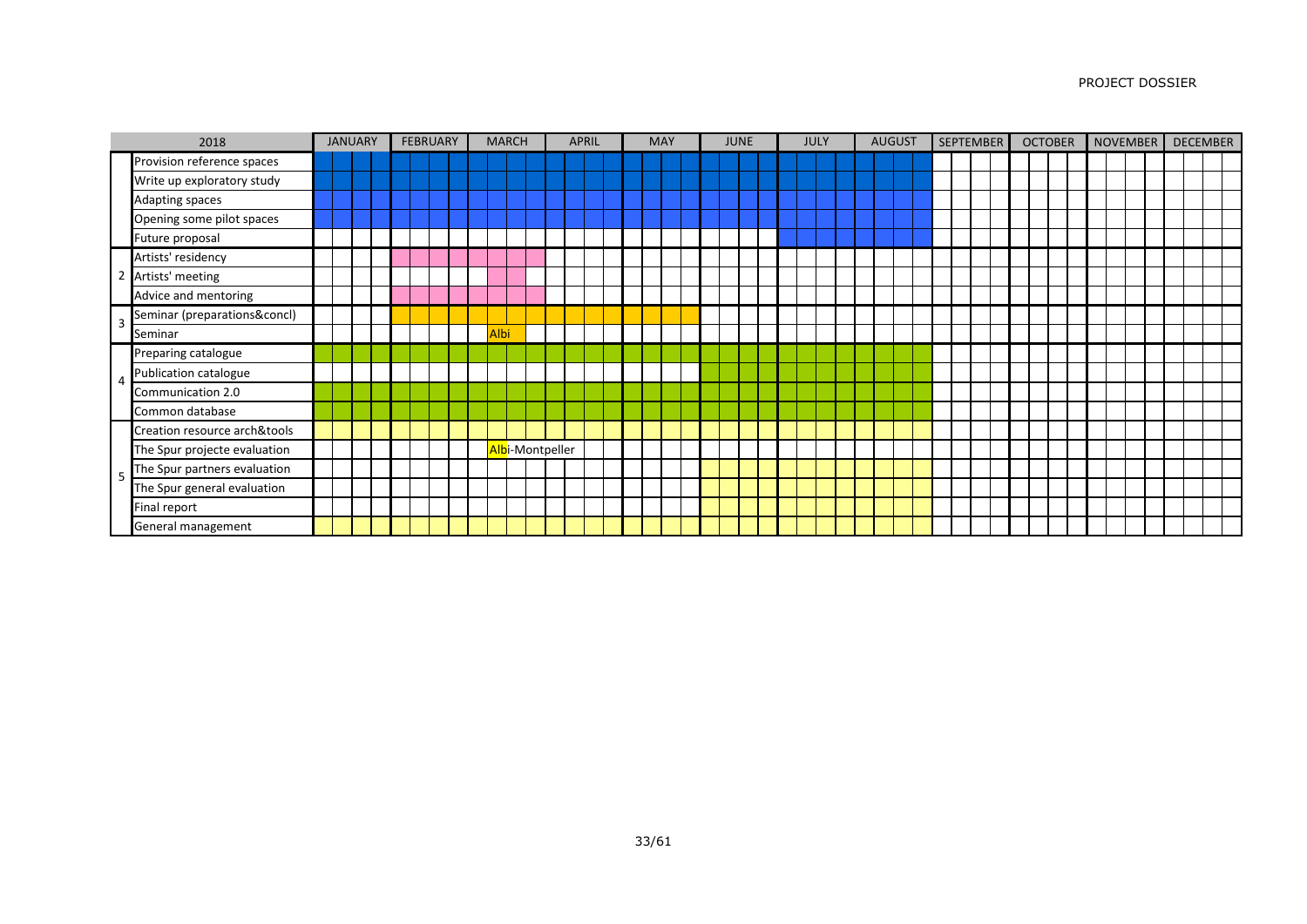| 2018 | | JANUARY | FEBRUARY | MARCH | APRIL | MAY | JUNE | JULY | AUGUST | SEPTEMBER | OCTOBER | NOVEMBER | DECEMBER |
|---|---|---|---|---|---|---|---|---|---|---|---|---|---|
| 1 | Provision reference spaces | X | X | X | X | X | X | X | X | | | | |
| | Write up exploratory study | X | X | X | X | X | X | X | X | | | | |
| | Adapting spaces | X | X | X | X | X | X | X | X | | | | |
| | Opening some pilot spaces | X | X | X | X | X | X | X | X | | | | |
| | Future proposal | | | | | | | X | X | | | | |
| 2 | Artists' residency | | X | X | | | | | | | | | |
| | Artists' meeting | | | X | | | | | | | | | |
| | Advice and mentoring | | X | X | | | | | | | | | |
| 3 | Seminar (preparations&concl) | | X | X | X | X | | | | | | | |
| | Seminar | | | Albi | | | | | | | | | |
| 4 | Preparing catalogue | X | X | X | X | X | X | X | X | | | | |
| | Publication catalogue | | | | | | X | X | X | | | | |
| | Communication 2.0 | X | X | X | X | X | X | X | X | | | | |
| | Common database | X | X | X | X | X | X | X | X | | | | |
| 5 | Creation resource arch&tools | X | X | X | X | X | X | X | X | | | | |
| | The Spur projecte evaluation | | | Albi-Montpeller | | | | | | | | | |
| | The Spur partners evaluation | | | | | | X | X | X | | | | |
| | The Spur general evaluation | | | | | | X | X | X | | | | |
| | Final report | | | | | | X | X | X | | | | |
| | General management | X | X | X | X | X | X | X | X | | | | |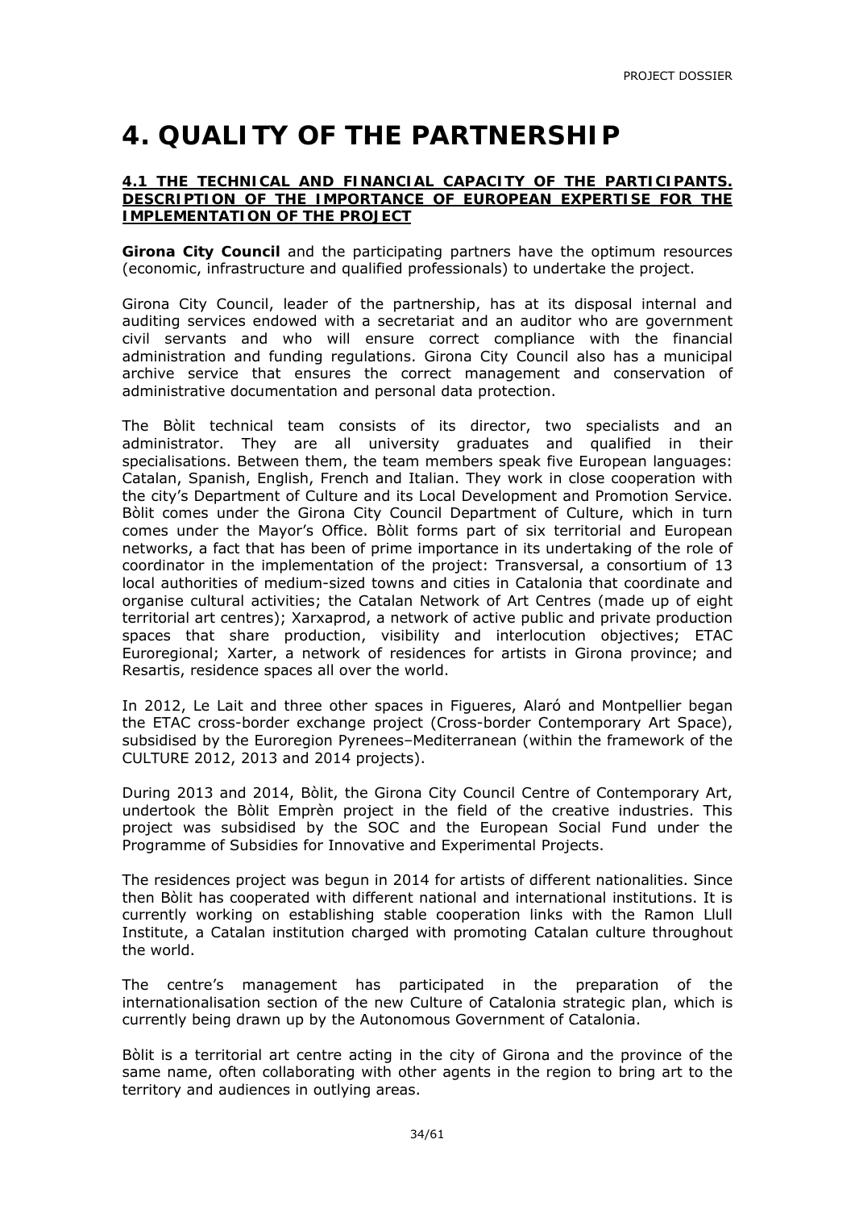# 4. QUALITY OF THE PARTNERSHIP

## 4.1 THE TECHNICAL AND FINANCIAL CAPACITY OF THE PARTICIPANTS. DESCRIPTION OF THE IMPORTANCE OF EUROPEAN EXPERTISE FOR THE IMPLEMENTATION OF THE PROJECT

**Girona City Council** and the participating partners have the optimum resources (economic, infrastructure and qualified professionals) to undertake the project.

Girona City Council, leader of the partnership, has at its disposal internal and auditing services endowed with a secretariat and an auditor who are government civil servants and who will ensure correct compliance with the financial administration and funding regulations. Girona City Council also has a municipal archive service that ensures the correct management and conservation of administrative documentation and personal data protection.

The Bòlit technical team consists of its director, two specialists and an administrator. They are all university graduates and qualified in their specialisations. Between them, the team members speak five European languages: Catalan, Spanish, English, French and Italian. They work in close cooperation with the city's Department of Culture and its Local Development and Promotion Service. Bòlit comes under the Girona City Council Department of Culture, which in turn comes under the Mayor's Office. Bòlit forms part of six territorial and European networks, a fact that has been of prime importance in its undertaking of the role of coordinator in the implementation of the project: Transversal, a consortium of 13 local authorities of medium-sized towns and cities in Catalonia that coordinate and organise cultural activities; the Catalan Network of Art Centres (made up of eight territorial art centres); Xarxaprod, a network of active public and private production spaces that share production, visibility and interlocution objectives; ETAC Euroregional; Xarter, a network of residences for artists in Girona province; and Resartis, residence spaces all over the world.

In 2012, Le Lait and three other spaces in Figueres, Alaró and Montpellier began the ETAC cross-border exchange project (Cross-border Contemporary Art Space), subsidised by the Euroregion Pyrenees–Mediterranean (within the framework of the CULTURE 2012, 2013 and 2014 projects).

During 2013 and 2014, Bòlit, the Girona City Council Centre of Contemporary Art, undertook the Bòlit Emprèn project in the field of the creative industries. This project was subsidised by the SOC and the European Social Fund under the Programme of Subsidies for Innovative and Experimental Projects.

The residences project was begun in 2014 for artists of different nationalities. Since then Bòlit has cooperated with different national and international institutions. It is currently working on establishing stable cooperation links with the Ramon Llull Institute, a Catalan institution charged with promoting Catalan culture throughout the world.

The centre's management has participated in the preparation of the internationalisation section of the new Culture of Catalonia strategic plan, which is currently being drawn up by the Autonomous Government of Catalonia.

Bòlit is a territorial art centre acting in the city of Girona and the province of the same name, often collaborating with other agents in the region to bring art to the territory and audiences in outlying areas.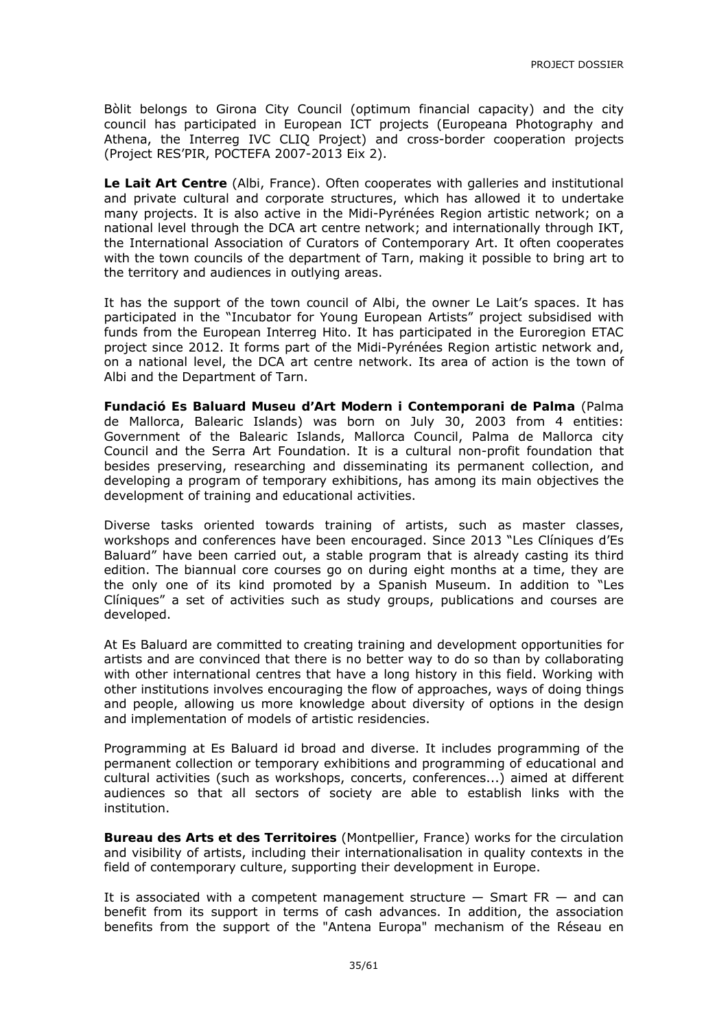Bòlit belongs to Girona City Council (optimum financial capacity) and the city council has participated in European ICT projects (Europeana Photography and Athena, the Interreg IVC CLIQ Project) and cross-border cooperation projects (Project RES'PIR, POCTEFA 2007-2013 Eix 2).

**Le Lait Art Centre** (Albi, France). Often cooperates with galleries and institutional and private cultural and corporate structures, which has allowed it to undertake many projects. It is also active in the Midi-Pyrénées Region artistic network; on a national level through the DCA art centre network; and internationally through IKT, the International Association of Curators of Contemporary Art. It often cooperates with the town councils of the department of Tarn, making it possible to bring art to the territory and audiences in outlying areas.

It has the support of the town council of Albi, the owner Le Lait's spaces. It has participated in the "Incubator for Young European Artists" project subsidised with funds from the European Interreg Hito. It has participated in the Euroregion ETAC project since 2012. It forms part of the Midi-Pyrénées Region artistic network and, on a national level, the DCA art centre network. Its area of action is the town of Albi and the Department of Tarn.

**Fundació Es Baluard Museu d'Art Modern i Contemporani de Palma** (Palma de Mallorca, Balearic Islands) was born on July 30, 2003 from 4 entities: Government of the Balearic Islands, Mallorca Council, Palma de Mallorca city Council and the Serra Art Foundation. It is a cultural non-profit foundation that besides preserving, researching and disseminating its permanent collection, and developing a program of temporary exhibitions, has among its main objectives the development of training and educational activities.

Diverse tasks oriented towards training of artists, such as master classes, workshops and conferences have been encouraged. Since 2013 "Les Clíniques d'Es Baluard" have been carried out, a stable program that is already casting its third edition. The biannual core courses go on during eight months at a time, they are the only one of its kind promoted by a Spanish Museum. In addition to "Les Clíniques" a set of activities such as study groups, publications and courses are developed.

At Es Baluard are committed to creating training and development opportunities for artists and are convinced that there is no better way to do so than by collaborating with other international centres that have a long history in this field. Working with other institutions involves encouraging the flow of approaches, ways of doing things and people, allowing us more knowledge about diversity of options in the design and implementation of models of artistic residencies.

Programming at Es Baluard id broad and diverse. It includes programming of the permanent collection or temporary exhibitions and programming of educational and cultural activities (such as workshops, concerts, conferences...) aimed at different audiences so that all sectors of society are able to establish links with the institution.

**Bureau des Arts et des Territoires** (Montpellier, France) works for the circulation and visibility of artists, including their internationalisation in quality contexts in the field of contemporary culture, supporting their development in Europe.

It is associated with a competent management structure — Smart FR — and can benefit from its support in terms of cash advances. In addition, the association benefits from the support of the "Antena Europa" mechanism of the Réseau en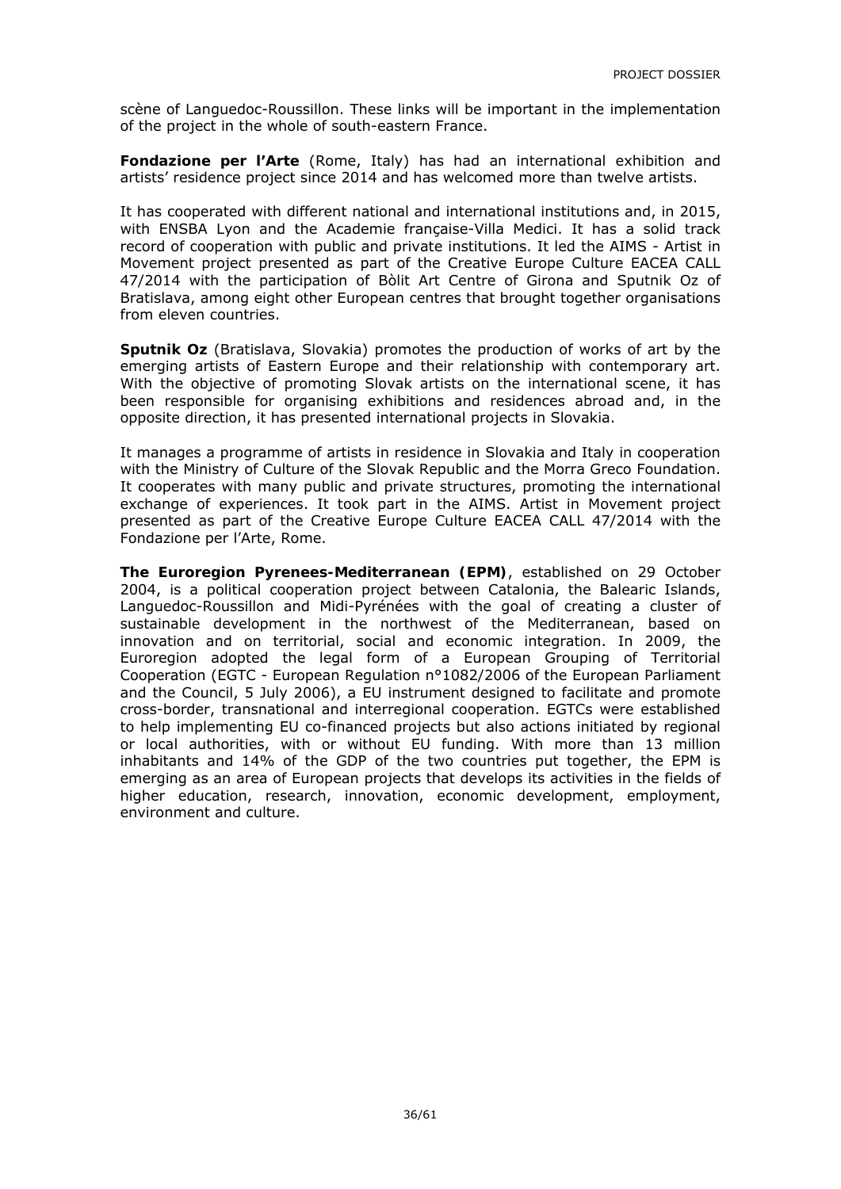scène of Languedoc-Roussillon. These links will be important in the implementation of the project in the whole of south-eastern France.

**Fondazione per l'Arte** (Rome, Italy) has had an international exhibition and artists' residence project since 2014 and has welcomed more than twelve artists.

It has cooperated with different national and international institutions and, in 2015, with ENSBA Lyon and the Academie française-Villa Medici. It has a solid track record of cooperation with public and private institutions. It led the AIMS - Artist in Movement project presented as part of the Creative Europe Culture EACEA CALL 47/2014 with the participation of Bòlit Art Centre of Girona and Sputnik Oz of Bratislava, among eight other European centres that brought together organisations from eleven countries.

**Sputnik Oz** (Bratislava, Slovakia) promotes the production of works of art by the emerging artists of Eastern Europe and their relationship with contemporary art. With the objective of promoting Slovak artists on the international scene, it has been responsible for organising exhibitions and residences abroad and, in the opposite direction, it has presented international projects in Slovakia.

It manages a programme of artists in residence in Slovakia and Italy in cooperation with the Ministry of Culture of the Slovak Republic and the Morra Greco Foundation. It cooperates with many public and private structures, promoting the international exchange of experiences. It took part in the AIMS. Artist in Movement project presented as part of the Creative Europe Culture EACEA CALL 47/2014 with the Fondazione per l'Arte, Rome.

**The Euroregion Pyrenees-Mediterranean (EPM)**, established on 29 October 2004, is a political cooperation project between Catalonia, the Balearic Islands, Languedoc-Roussillon and Midi-Pyrénées with the goal of creating a cluster of sustainable development in the northwest of the Mediterranean, based on innovation and on territorial, social and economic integration. In 2009, the Euroregion adopted the legal form of a European Grouping of Territorial Cooperation (EGTC - European Regulation n°1082/2006 of the European Parliament and the Council, 5 July 2006), a EU instrument designed to facilitate and promote cross-border, transnational and interregional cooperation. EGTCs were established to help implementing EU co-financed projects but also actions initiated by regional or local authorities, with or without EU funding. With more than 13 million inhabitants and 14% of the GDP of the two countries put together, the EPM is emerging as an area of European projects that develops its activities in the fields of higher education, research, innovation, economic development, employment, environment and culture.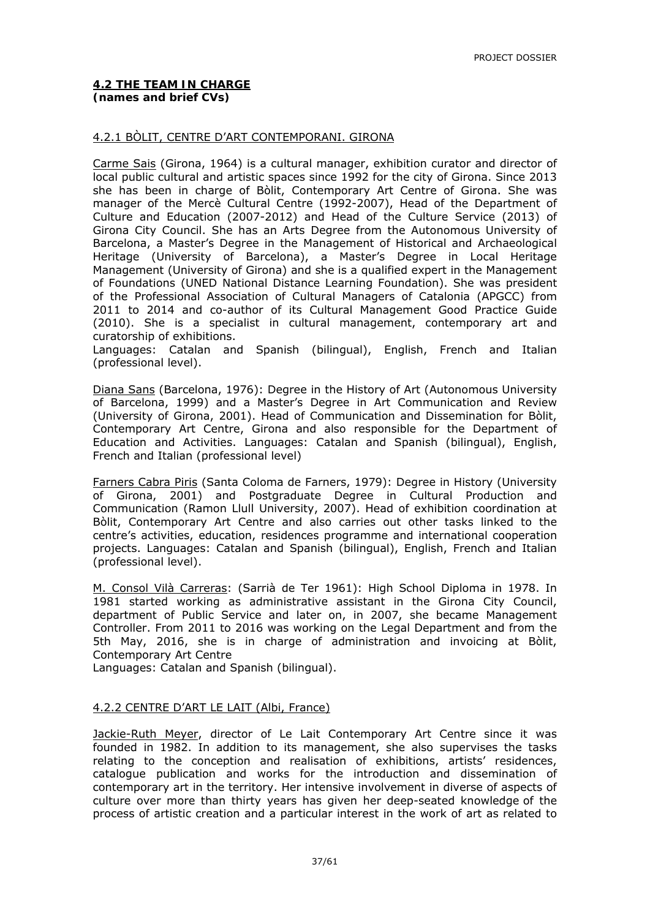### 4.2 THE TEAM IN CHARGE
**(names and brief CVs)**

#### 4.2.1 BÒLIT, CENTRE D'ART CONTEMPORANI. GIRONA

Carme Sais (Girona, 1964) is a cultural manager, exhibition curator and director of local public cultural and artistic spaces since 1992 for the city of Girona. Since 2013 she has been in charge of Bòlit, Contemporary Art Centre of Girona. She was manager of the Mercè Cultural Centre (1992-2007), Head of the Department of Culture and Education (2007-2012) and Head of the Culture Service (2013) of Girona City Council. She has an Arts Degree from the Autonomous University of Barcelona, a Master's Degree in the Management of Historical and Archaeological Heritage (University of Barcelona), a Master's Degree in Local Heritage Management (University of Girona) and she is a qualified expert in the Management of Foundations (UNED National Distance Learning Foundation). She was president of the Professional Association of Cultural Managers of Catalonia (APGCC) from 2011 to 2014 and co-author of its Cultural Management Good Practice Guide (2010). She is a specialist in cultural management, contemporary art and curatorship of exhibitions.
Languages: Catalan and Spanish (bilingual), English, French and Italian (professional level).

Diana Sans (Barcelona, 1976): Degree in the History of Art (Autonomous University of Barcelona, 1999) and a Master's Degree in Art Communication and Review (University of Girona, 2001). Head of Communication and Dissemination for Bòlit, Contemporary Art Centre, Girona and also responsible for the Department of Education and Activities. Languages: Catalan and Spanish (bilingual), English, French and Italian (professional level)

Farners Cabra Piris (Santa Coloma de Farners, 1979): Degree in History (University of Girona, 2001) and Postgraduate Degree in Cultural Production and Communication (Ramon Llull University, 2007). Head of exhibition coordination at Bòlit, Contemporary Art Centre and also carries out other tasks linked to the centre's activities, education, residences programme and international cooperation projects. Languages: Catalan and Spanish (bilingual), English, French and Italian (professional level).

M. Consol Vilà Carreras: (Sarrià de Ter 1961): High School Diploma in 1978. In 1981 started working as administrative assistant in the Girona City Council, department of Public Service and later on, in 2007, she became Management Controller. From 2011 to 2016 was working on the Legal Department and from the 5th May, 2016, she is in charge of administration and invoicing at Bòlit, Contemporary Art Centre
Languages: Catalan and Spanish (bilingual).

#### 4.2.2 CENTRE D'ART LE LAIT (Albi, France)

Jackie-Ruth Meyer, director of Le Lait Contemporary Art Centre since it was founded in 1982. In addition to its management, she also supervises the tasks relating to the conception and realisation of exhibitions, artists' residences, catalogue publication and works for the introduction and dissemination of contemporary art in the territory. Her intensive involvement in diverse of aspects of culture over more than thirty years has given her deep-seated knowledge of the process of artistic creation and a particular interest in the work of art as related to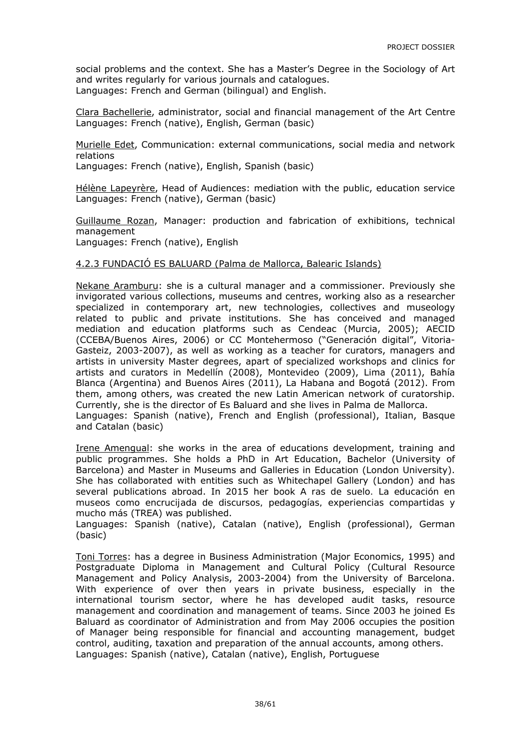social problems and the context. She has a Master's Degree in the Sociology of Art and writes regularly for various journals and catalogues.
Languages: French and German (bilingual) and English.

Clara Bachellerie, administrator, social and financial management of the Art Centre
Languages: French (native), English, German (basic)

Murielle Edet, Communication: external communications, social media and network relations
Languages: French (native), English, Spanish (basic)

Hélène Lapeyrère, Head of Audiences: mediation with the public, education service
Languages: French (native), German (basic)

Guillaume Rozan, Manager: production and fabrication of exhibitions, technical management
Languages: French (native), English

#### 4.2.3 FUNDACIÓ ES BALUARD (Palma de Mallorca, Balearic Islands)

Nekane Aramburu: she is a cultural manager and a commissioner. Previously she invigorated various collections, museums and centres, working also as a researcher specialized in contemporary art, new technologies, collectives and museology related to public and private institutions. She has conceived and managed mediation and education platforms such as Cendeac (Murcia, 2005); AECID (CCEBA/Buenos Aires, 2006) or CC Montehermoso ("Generación digital", Vitoria-Gasteiz, 2003-2007), as well as working as a teacher for curators, managers and artists in university Master degrees, apart of specialized workshops and clinics for artists and curators in Medellín (2008), Montevideo (2009), Lima (2011), Bahía Blanca (Argentina) and Buenos Aires (2011), La Habana and Bogotá (2012). From them, among others, was created the new Latin American network of curatorship. Currently, she is the director of Es Baluard and she lives in Palma de Mallorca.
Languages: Spanish (native), French and English (professional), Italian, Basque and Catalan (basic)

Irene Amengual: she works in the area of educations development, training and public programmes. She holds a PhD in Art Education, Bachelor (University of Barcelona) and Master in Museums and Galleries in Education (London University). She has collaborated with entities such as Whitechapel Gallery (London) and has several publications abroad. In 2015 her book A ras de suelo. La educación en museos como encrucijada de discursos, pedagogías, experiencias compartidas y mucho más (TREA) was published.
Languages: Spanish (native), Catalan (native), English (professional), German (basic)

Toni Torres: has a degree in Business Administration (Major Economics, 1995) and Postgraduate Diploma in Management and Cultural Policy (Cultural Resource Management and Policy Analysis, 2003-2004) from the University of Barcelona. With experience of over then years in private business, especially in the international tourism sector, where he has developed audit tasks, resource management and coordination and management of teams. Since 2003 he joined Es Baluard as coordinator of Administration and from May 2006 occupies the position of Manager being responsible for financial and accounting management, budget control, auditing, taxation and preparation of the annual accounts, among others.
Languages: Spanish (native), Catalan (native), English, Portuguese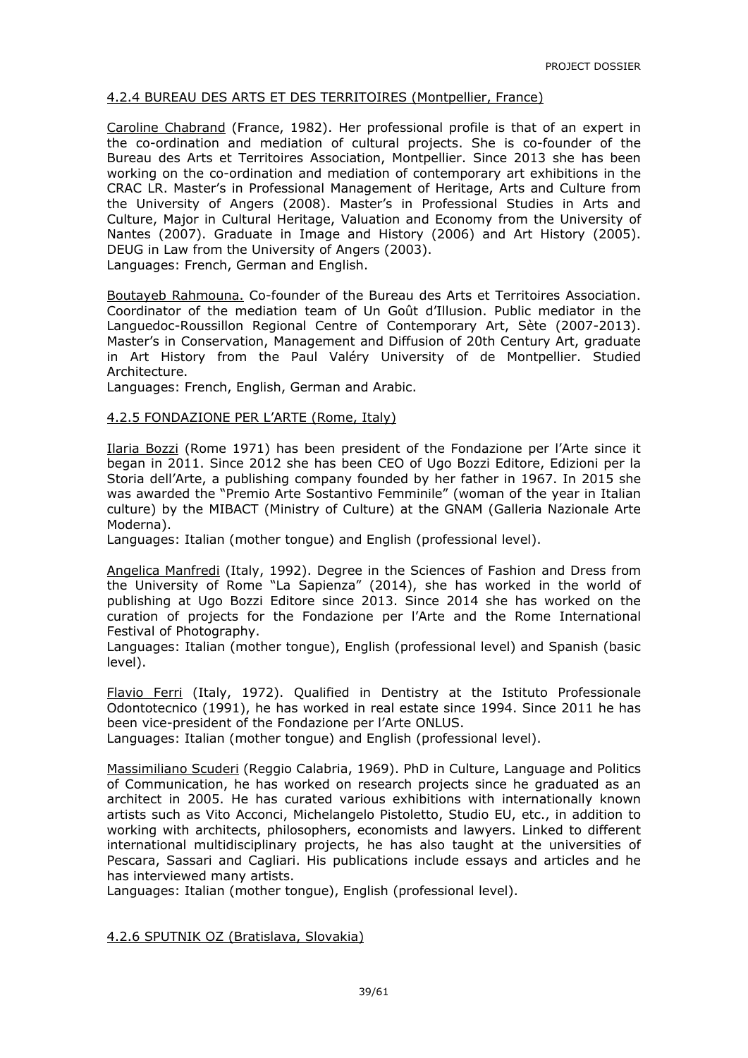#### 4.2.4 BUREAU DES ARTS ET DES TERRITOIRES (Montpellier, France)

Caroline Chabrand (France, 1982). Her professional profile is that of an expert in the co-ordination and mediation of cultural projects. She is co-founder of the Bureau des Arts et Territoires Association, Montpellier. Since 2013 she has been working on the co-ordination and mediation of contemporary art exhibitions in the CRAC LR. Master's in Professional Management of Heritage, Arts and Culture from the University of Angers (2008). Master's in Professional Studies in Arts and Culture, Major in Cultural Heritage, Valuation and Economy from the University of Nantes (2007). Graduate in Image and History (2006) and Art History (2005). DEUG in Law from the University of Angers (2003).
Languages: French, German and English.

Boutayeb Rahmouna. Co-founder of the Bureau des Arts et Territoires Association. Coordinator of the mediation team of Un Goût d'Illusion. Public mediator in the Languedoc-Roussillon Regional Centre of Contemporary Art, Sète (2007-2013). Master's in Conservation, Management and Diffusion of 20th Century Art, graduate in Art History from the Paul Valéry University of de Montpellier. Studied Architecture.
Languages: French, English, German and Arabic.

#### 4.2.5 FONDAZIONE PER L'ARTE (Rome, Italy)

Ilaria Bozzi (Rome 1971) has been president of the Fondazione per l'Arte since it began in 2011. Since 2012 she has been CEO of Ugo Bozzi Editore, Edizioni per la Storia dell'Arte, a publishing company founded by her father in 1967. In 2015 she was awarded the "Premio Arte Sostantivo Femminile" (woman of the year in Italian culture) by the MIBACT (Ministry of Culture) at the GNAM (Galleria Nazionale Arte Moderna).
Languages: Italian (mother tongue) and English (professional level).

Angelica Manfredi (Italy, 1992). Degree in the Sciences of Fashion and Dress from the University of Rome "La Sapienza" (2014), she has worked in the world of publishing at Ugo Bozzi Editore since 2013. Since 2014 she has worked on the curation of projects for the Fondazione per l'Arte and the Rome International Festival of Photography.
Languages: Italian (mother tongue), English (professional level) and Spanish (basic level).

Flavio Ferri (Italy, 1972). Qualified in Dentistry at the Istituto Professionale Odontotecnico (1991), he has worked in real estate since 1994. Since 2011 he has been vice-president of the Fondazione per l'Arte ONLUS.
Languages: Italian (mother tongue) and English (professional level).

Massimiliano Scuderi (Reggio Calabria, 1969). PhD in Culture, Language and Politics of Communication, he has worked on research projects since he graduated as an architect in 2005. He has curated various exhibitions with internationally known artists such as Vito Acconci, Michelangelo Pistoletto, Studio EU, etc., in addition to working with architects, philosophers, economists and lawyers. Linked to different international multidisciplinary projects, he has also taught at the universities of Pescara, Sassari and Cagliari. His publications include essays and articles and he has interviewed many artists.
Languages: Italian (mother tongue), English (professional level).

#### 4.2.6 SPUTNIK OZ (Bratislava, Slovakia)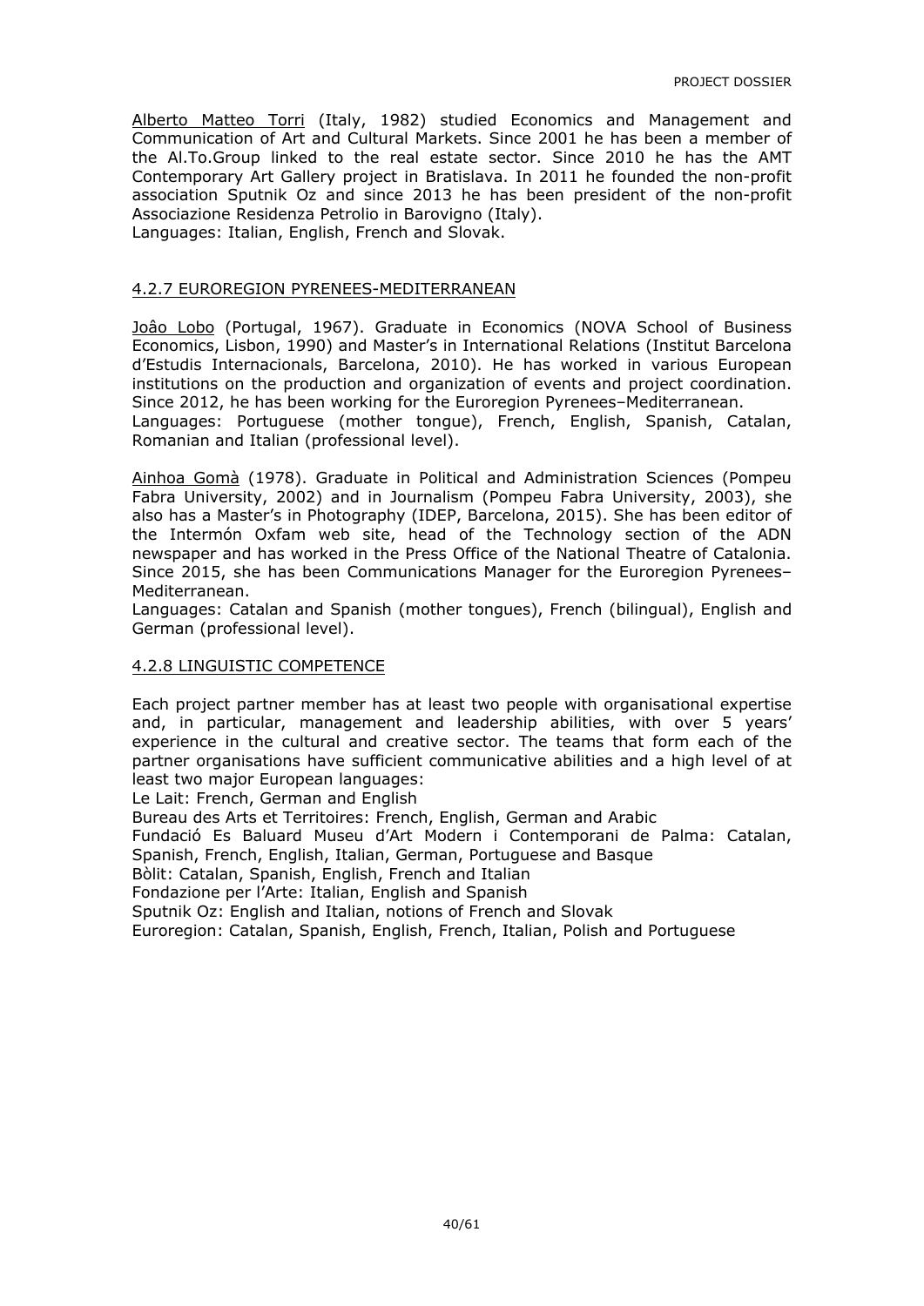Alberto Matteo Torri (Italy, 1982) studied Economics and Management and Communication of Art and Cultural Markets. Since 2001 he has been a member of the Al.To.Group linked to the real estate sector. Since 2010 he has the AMT Contemporary Art Gallery project in Bratislava. In 2011 he founded the non-profit association Sputnik Oz and since 2013 he has been president of the non-profit Associazione Residenza Petrolio in Barovigno (Italy).
Languages: Italian, English, French and Slovak.

#### 4.2.7 EUROREGION PYRENEES-MEDITERRANEAN

Joâo Lobo (Portugal, 1967). Graduate in Economics (NOVA School of Business Economics, Lisbon, 1990) and Master's in International Relations (Institut Barcelona d'Estudis Internacionals, Barcelona, 2010). He has worked in various European institutions on the production and organization of events and project coordination. Since 2012, he has been working for the Euroregion Pyrenees–Mediterranean.
Languages: Portuguese (mother tongue), French, English, Spanish, Catalan, Romanian and Italian (professional level).

Ainhoa Gomà (1978). Graduate in Political and Administration Sciences (Pompeu Fabra University, 2002) and in Journalism (Pompeu Fabra University, 2003), she also has a Master's in Photography (IDEP, Barcelona, 2015). She has been editor of the Intermón Oxfam web site, head of the Technology section of the ADN newspaper and has worked in the Press Office of the National Theatre of Catalonia. Since 2015, she has been Communications Manager for the Euroregion Pyrenees–Mediterranean.
Languages: Catalan and Spanish (mother tongues), French (bilingual), English and German (professional level).

#### 4.2.8 LINGUISTIC COMPETENCE

Each project partner member has at least two people with organisational expertise and, in particular, management and leadership abilities, with over 5 years' experience in the cultural and creative sector. The teams that form each of the partner organisations have sufficient communicative abilities and a high level of at least two major European languages:
Le Lait: French, German and English
Bureau des Arts et Territoires: French, English, German and Arabic
Fundació Es Baluard Museu d'Art Modern i Contemporani de Palma: Catalan, Spanish, French, English, Italian, German, Portuguese and Basque
Bòlit: Catalan, Spanish, English, French and Italian
Fondazione per l'Arte: Italian, English and Spanish
Sputnik Oz: English and Italian, notions of French and Slovak
Euroregion: Catalan, Spanish, English, French, Italian, Polish and Portuguese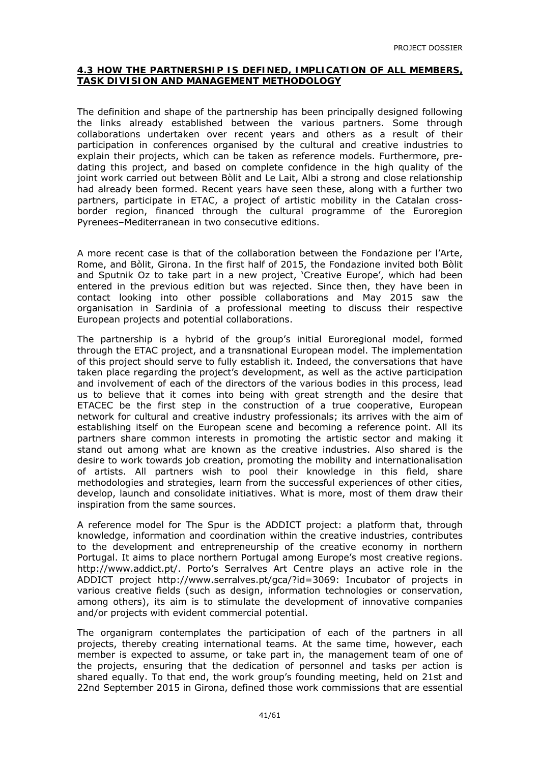## 4.3 HOW THE PARTNERSHIP IS DEFINED, IMPLICATION OF ALL MEMBERS, TASK DIVISION AND MANAGEMENT METHODOLOGY

The definition and shape of the partnership has been principally designed following the links already established between the various partners. Some through collaborations undertaken over recent years and others as a result of their participation in conferences organised by the cultural and creative industries to explain their projects, which can be taken as reference models. Furthermore, pre-dating this project, and based on complete confidence in the high quality of the joint work carried out between Bòlit and Le Lait, Albi a strong and close relationship had already been formed. Recent years have seen these, along with a further two partners, participate in ETAC, a project of artistic mobility in the Catalan cross-border region, financed through the cultural programme of the Euroregion Pyrenees–Mediterranean in two consecutive editions.

A more recent case is that of the collaboration between the Fondazione per l'Arte, Rome, and Bòlit, Girona. In the first half of 2015, the Fondazione invited both Bòlit and Sputnik Oz to take part in a new project, 'Creative Europe', which had been entered in the previous edition but was rejected. Since then, they have been in contact looking into other possible collaborations and May 2015 saw the organisation in Sardinia of a professional meeting to discuss their respective European projects and potential collaborations.

The partnership is a hybrid of the group's initial Euroregional model, formed through the ETAC project, and a transnational European model. The implementation of this project should serve to fully establish it. Indeed, the conversations that have taken place regarding the project's development, as well as the active participation and involvement of each of the directors of the various bodies in this process, lead us to believe that it comes into being with great strength and the desire that ETACEC be the first step in the construction of a true cooperative, European network for cultural and creative industry professionals; its arrives with the aim of establishing itself on the European scene and becoming a reference point. All its partners share common interests in promoting the artistic sector and making it stand out among what are known as the creative industries. Also shared is the desire to work towards job creation, promoting the mobility and internationalisation of artists. All partners wish to pool their knowledge in this field, share methodologies and strategies, learn from the successful experiences of other cities, develop, launch and consolidate initiatives. What is more, most of them draw their inspiration from the same sources.

A reference model for The Spur is the ADDICT project: a platform that, through knowledge, information and coordination within the creative industries, contributes to the development and entrepreneurship of the creative economy in northern Portugal. It aims to place northern Portugal among Europe's most creative regions. http://www.addict.pt/. Porto's Serralves Art Centre plays an active role in the ADDICT project http://www.serralves.pt/gca/?id=3069: Incubator of projects in various creative fields (such as design, information technologies or conservation, among others), its aim is to stimulate the development of innovative companies and/or projects with evident commercial potential.

The organigram contemplates the participation of each of the partners in all projects, thereby creating international teams. At the same time, however, each member is expected to assume, or take part in, the management team of one of the projects, ensuring that the dedication of personnel and tasks per action is shared equally. To that end, the work group's founding meeting, held on 21st and 22nd September 2015 in Girona, defined those work commissions that are essential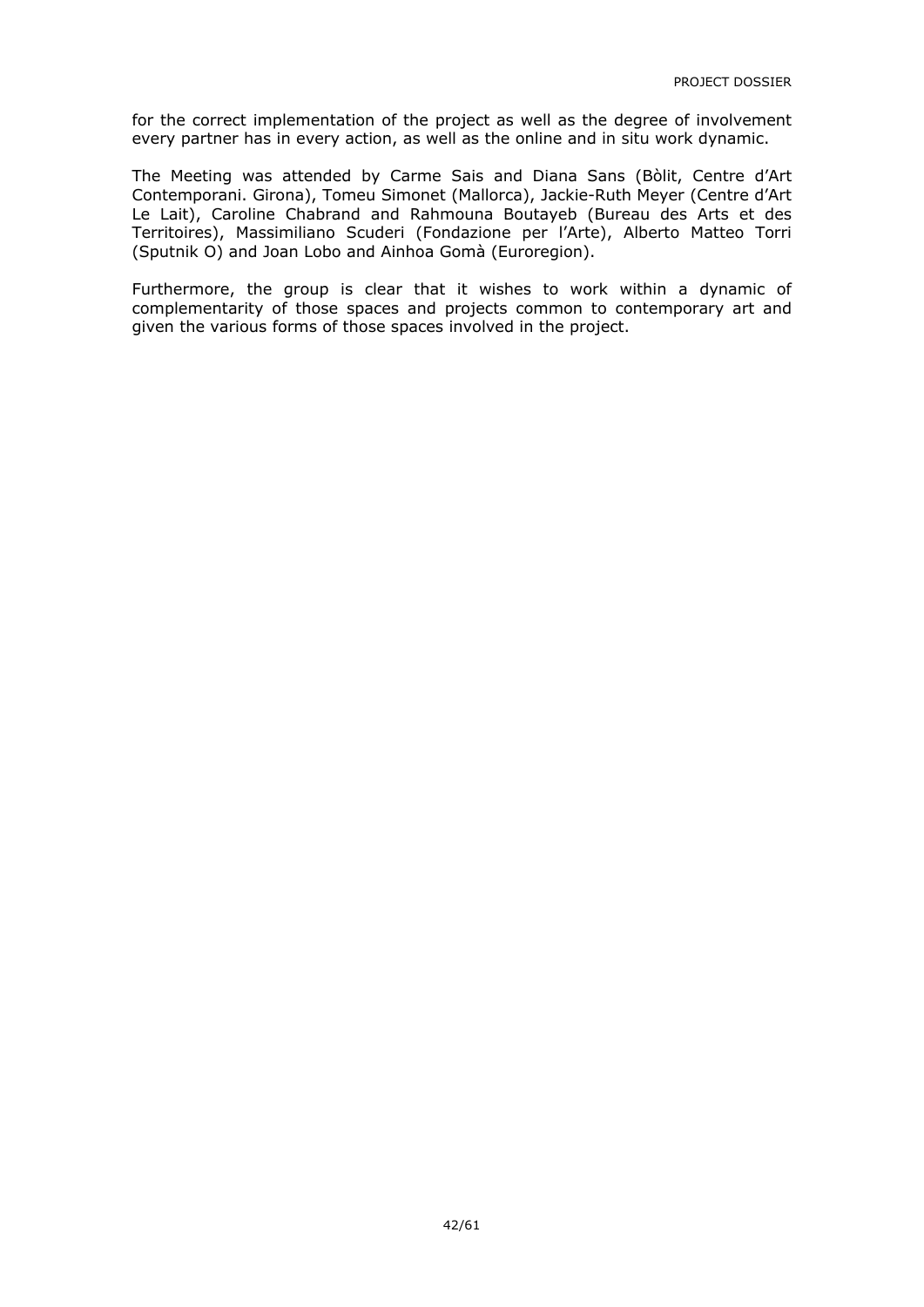for the correct implementation of the project as well as the degree of involvement every partner has in every action, as well as the online and in situ work dynamic.

The Meeting was attended by Carme Sais and Diana Sans (Bòlit, Centre d'Art Contemporani. Girona), Tomeu Simonet (Mallorca), Jackie-Ruth Meyer (Centre d'Art Le Lait), Caroline Chabrand and Rahmouna Boutayeb (Bureau des Arts et des Territoires), Massimiliano Scuderi (Fondazione per l'Arte), Alberto Matteo Torri (Sputnik O) and Joan Lobo and Ainhoa Gomà (Euroregion).

Furthermore, the group is clear that it wishes to work within a dynamic of complementarity of those spaces and projects common to contemporary art and given the various forms of those spaces involved in the project.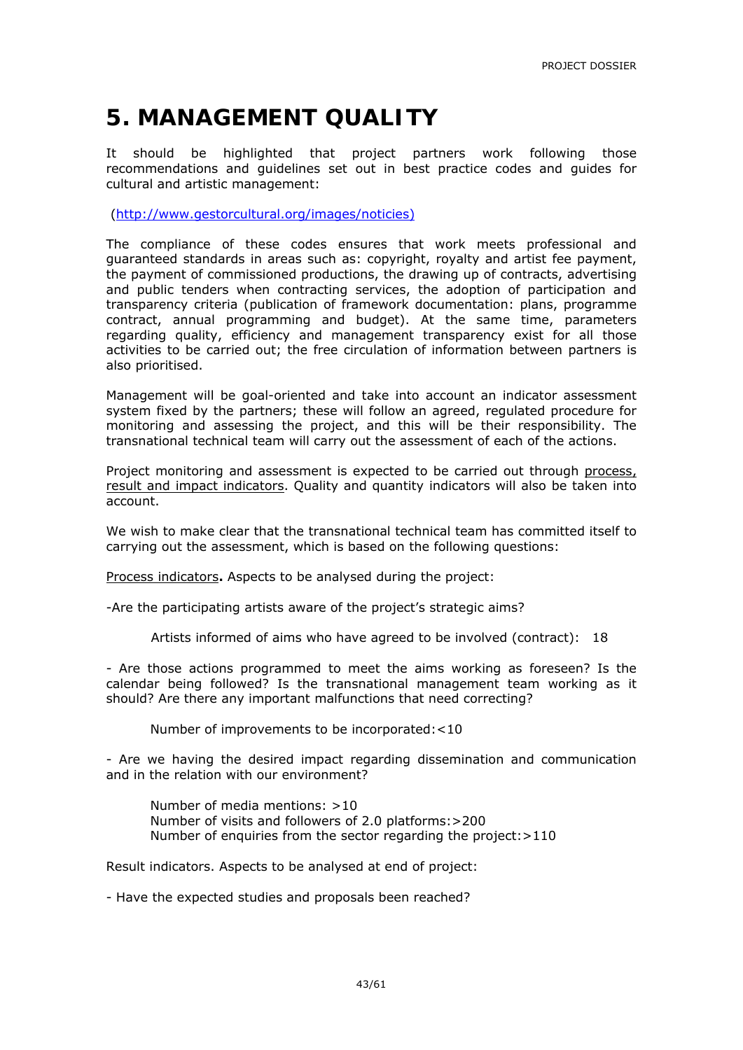# 5. MANAGEMENT QUALITY

It should be highlighted that project partners work following those recommendations and guidelines set out in best practice codes and guides for cultural and artistic management:

(http://www.gestorcultural.org/images/noticies)

The compliance of these codes ensures that work meets professional and guaranteed standards in areas such as: copyright, royalty and artist fee payment, the payment of commissioned productions, the drawing up of contracts, advertising and public tenders when contracting services, the adoption of participation and transparency criteria (publication of framework documentation: plans, programme contract, annual programming and budget). At the same time, parameters regarding quality, efficiency and management transparency exist for all those activities to be carried out; the free circulation of information between partners is also prioritised.

Management will be goal-oriented and take into account an indicator assessment system fixed by the partners; these will follow an agreed, regulated procedure for monitoring and assessing the project, and this will be their responsibility. The transnational technical team will carry out the assessment of each of the actions.

Project monitoring and assessment is expected to be carried out through process, result and impact indicators. Quality and quantity indicators will also be taken into account.

We wish to make clear that the transnational technical team has committed itself to carrying out the assessment, which is based on the following questions:

Process indicators**.** Aspects to be analysed during the project:

-Are the participating artists aware of the project's strategic aims?

Artists informed of aims who have agreed to be involved (contract): 18

- Are those actions programmed to meet the aims working as foreseen? Is the calendar being followed? Is the transnational management team working as it should? Are there any important malfunctions that need correcting?

Number of improvements to be incorporated:<10

- Are we having the desired impact regarding dissemination and communication and in the relation with our environment?

Number of media mentions: >10
Number of visits and followers of 2.0 platforms:>200
Number of enquiries from the sector regarding the project:>110

Result indicators. Aspects to be analysed at end of project:

- Have the expected studies and proposals been reached?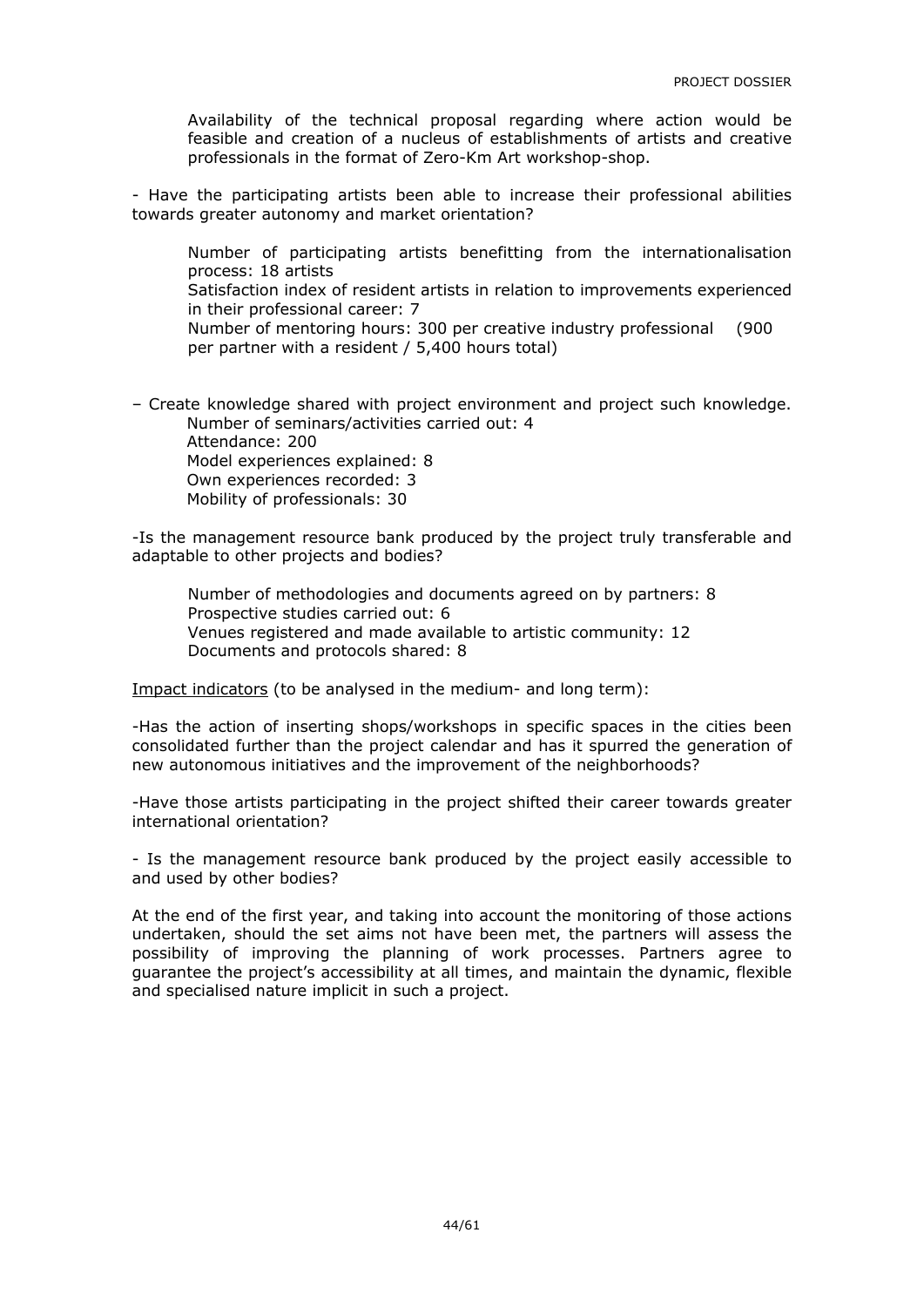Availability of the technical proposal regarding where action would be feasible and creation of a nucleus of establishments of artists and creative professionals in the format of Zero-Km Art workshop-shop.

- Have the participating artists been able to increase their professional abilities towards greater autonomy and market orientation?

  Number of participating artists benefitting from the internationalisation process: 18 artists
  Satisfaction index of resident artists in relation to improvements experienced in their professional career: 7
  Number of mentoring hours: 300 per creative industry professional (900 per partner with a resident / 5,400 hours total)

– Create knowledge shared with project environment and project such knowledge.
  Number of seminars/activities carried out: 4
  Attendance: 200
  Model experiences explained: 8
  Own experiences recorded: 3
  Mobility of professionals: 30

-Is the management resource bank produced by the project truly transferable and adaptable to other projects and bodies?

  Number of methodologies and documents agreed on by partners: 8
  Prospective studies carried out: 6
  Venues registered and made available to artistic community: 12
  Documents and protocols shared: 8

Impact indicators (to be analysed in the medium- and long term):

-Has the action of inserting shops/workshops in specific spaces in the cities been consolidated further than the project calendar and has it spurred the generation of new autonomous initiatives and the improvement of the neighborhoods?

-Have those artists participating in the project shifted their career towards greater international orientation?

- Is the management resource bank produced by the project easily accessible to and used by other bodies?

At the end of the first year, and taking into account the monitoring of those actions undertaken, should the set aims not have been met, the partners will assess the possibility of improving the planning of work processes. Partners agree to guarantee the project's accessibility at all times, and maintain the dynamic, flexible and specialised nature implicit in such a project.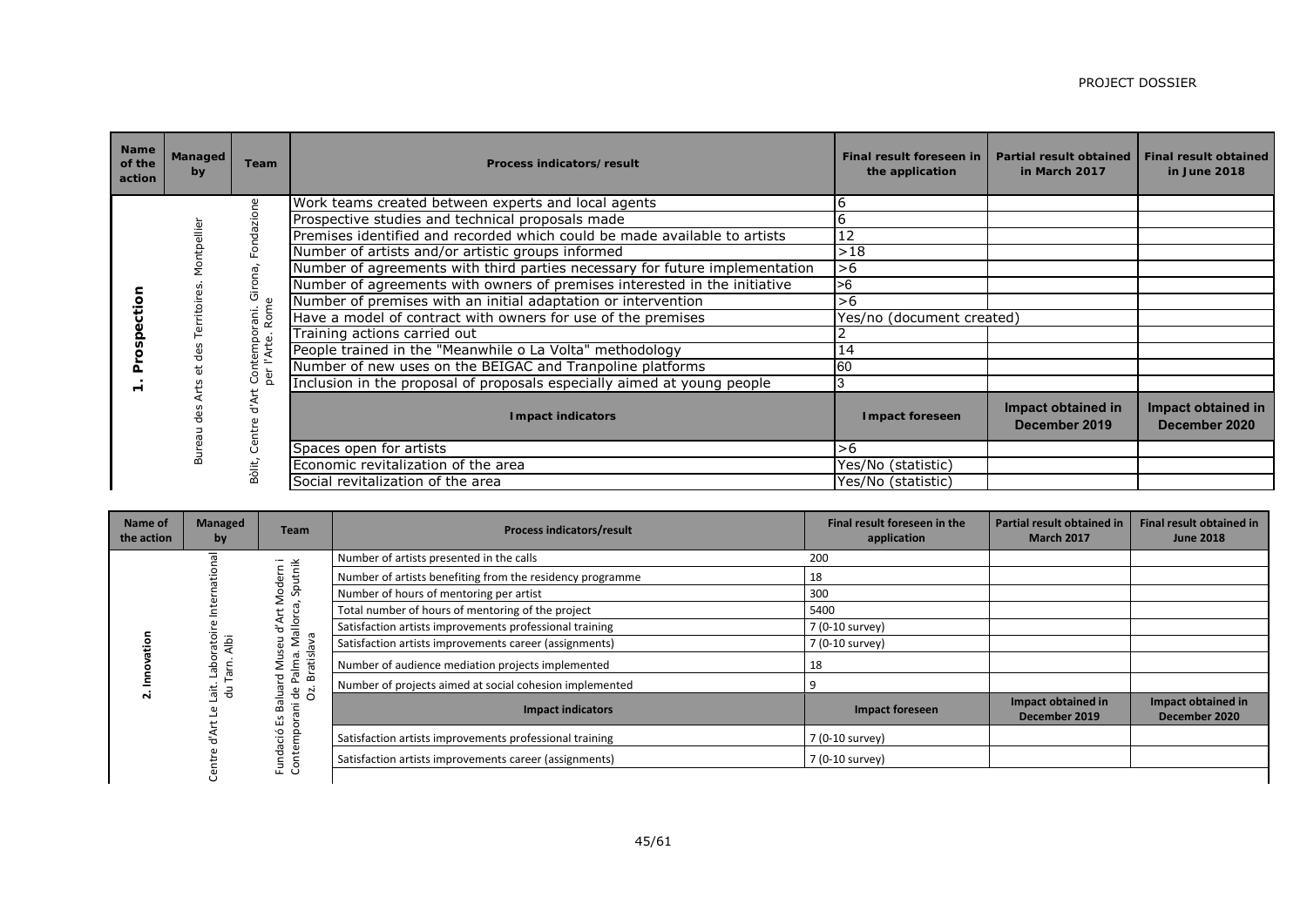| Name of the action | Managed by | Team | Process indicators/ result | Final result foreseen in the application | Partial result obtained in March 2017 | Final result obtained in June 2018 |
|---|---|---|---|---|---|---|
| 1. Prospection | Bureau des Arts et des Territoires. Montpellier | Bòlit, Centre d'Art Contemporani. Girona, Fondazione per l'Arte. Rome | Work teams created between experts and local agents | 6 | | |
| | | | Prospective studies and technical proposals made | 6 | | |
| | | | Premises identified and recorded which could be made available to artists | 12 | | |
| | | | Number of artists and/or artistic groups informed | >18 | | |
| | | | Number of agreements with third parties necessary for future implementation | >6 | | |
| | | | Number of agreements with owners of premises interested in the initiative | >6 | | |
| | | | Number of premises with an initial adaptation or intervention | >6 | | |
| | | | Have a model of contract with owners for use of the premises | Yes/no (document created) | | |
| | | | Training actions carried out | 2 | | |
| | | | People trained in the "Meanwhile o La Volta" methodology | 14 | | |
| | | | Number of new uses on the BEIGAC and Tranpoline platforms | 60 | | |
| | | | Inclusion in the proposal of proposals especially aimed at young people | 3 | | |
| | | | **Impact indicators** | **Impact foreseen** | **Impact obtained in December 2019** | **Impact obtained in December 2020** |
| | | | Spaces open for artists | >6 | | |
| | | | Economic revitalization of the area | Yes/No (statistic) | | |
| | | | Social revitalization of the area | Yes/No (statistic) | | |

| Name of the action | Managed by | Team | Process indicators/result | Final result foreseen in the application | Partial result obtained in March 2017 | Final result obtained in June 2018 |
|---|---|---|---|---|---|---|
| 2. Innovation | Centre d'Art Le Lait. Laboratoire International du Tarn. Albi | Fundació Es Baluard Museu d'Art Modern i Contemporani de Palma. Mallorca, Sputnik Oz. Bratislava | Number of artists presented in the calls | 200 | | |
| | | | Number of artists benefiting from the residency programme | 18 | | |
| | | | Number of hours of mentoring per artist | 300 | | |
| | | | Total number of hours of mentoring of the project | 5400 | | |
| | | | Satisfaction artists improvements professional training | 7 (0-10 survey) | | |
| | | | Satisfaction artists improvements career (assignments) | 7 (0-10 survey) | | |
| | | | Number of audience mediation projects implemented | 18 | | |
| | | | Number of projects aimed at social cohesion implemented | 9 | | |
| | | | **Impact indicators** | **Impact foreseen** | **Impact obtained in December 2019** | **Impact obtained in December 2020** |
| | | | Satisfaction artists improvements professional training | 7 (0-10 survey) | | |
| | | | Satisfaction artists improvements career (assignments) | 7 (0-10 survey) | | |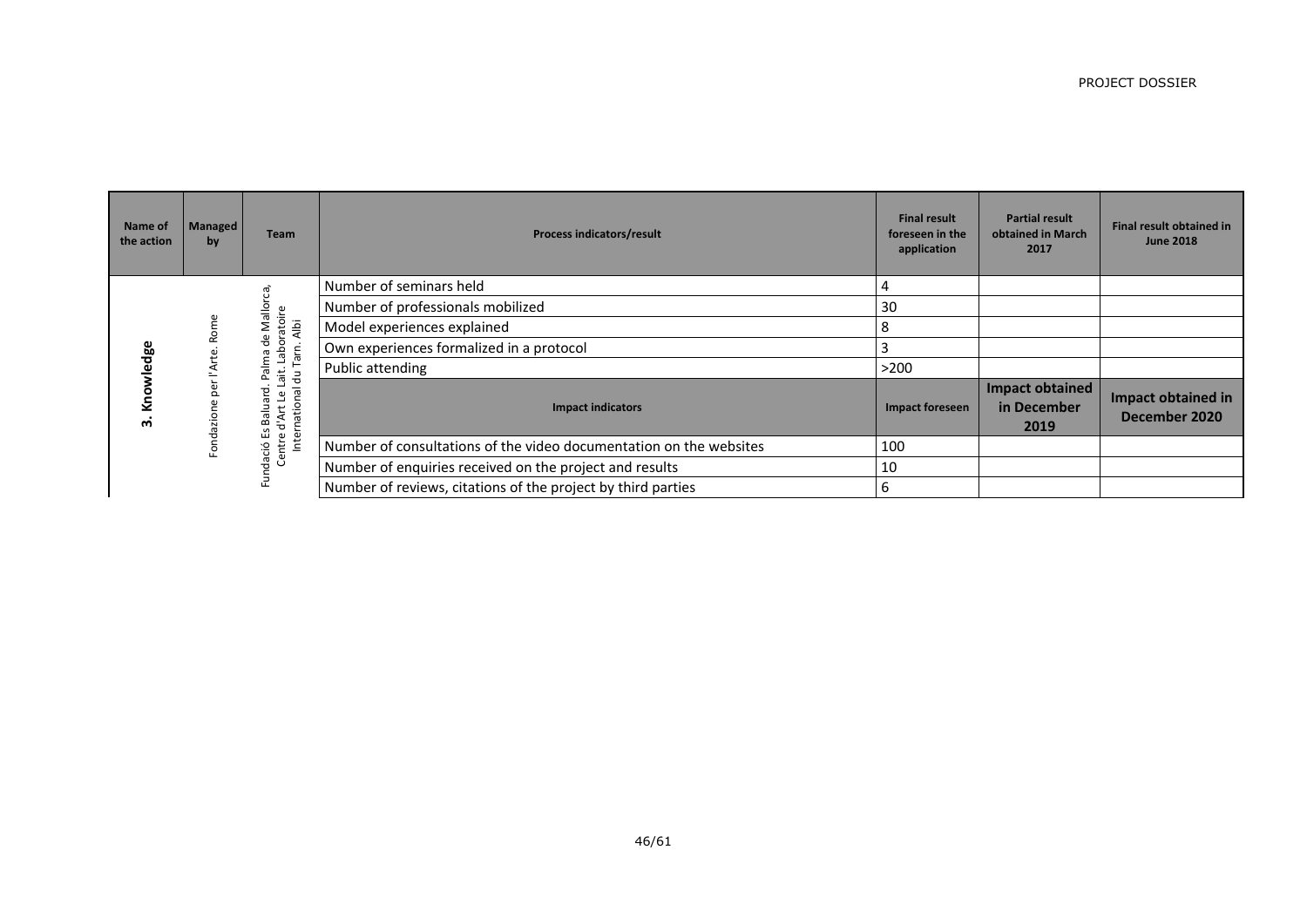| Name of the action | Managed by | Team | Process indicators/result | Final result foreseen in the application | Partial result obtained in March 2017 | Final result obtained in June 2018 |
|---|---|---|---|---|---|---|
| 3. Knowledge | Fondazione per l'Arte. Rome | Fundació Es Baluard. Palma de Mallorca, Centre d'Art Le Lait. Laboratoire International du Tarn. Albi | Number of seminars held | 4 | | |
| | | | Number of professionals mobilized | 30 | | |
| | | | Model experiences explained | 8 | | |
| | | | Own experiences formalized in a protocol | 3 | | |
| | | | Public attending | >200 | | |
| | | | **Impact indicators** | **Impact foreseen** | **Impact obtained in December 2019** | **Impact obtained in December 2020** |
| | | | Number of consultations of the video documentation on the websites | 100 | | |
| | | | Number of enquiries received on the project and results | 10 | | |
| | | | Number of reviews, citations of the project by third parties | 6 | | |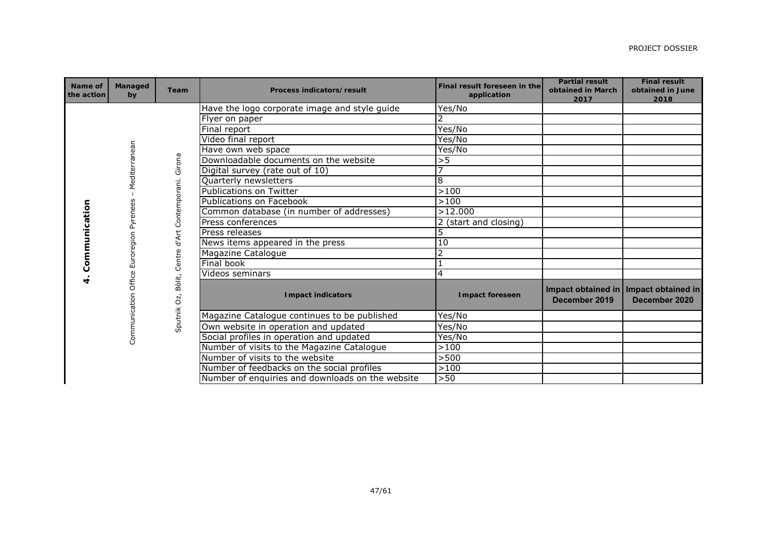| Name of the action | Managed by | Team | Process indicators/result | Final result foreseen in the application | Partial result obtained in March 2017 | Final result obtained in June 2018 |
|---|---|---|---|---|---|---|
| 4. Communication | Communication Office Euroregion Pyrenees – Mediterranean | Sputnik Oz, Bòlit, Centre d'Art Contemporani. Girona | Have the logo corporate image and style guide | Yes/No | | |
| | | | Flyer on paper | 2 | | |
| | | | Final report | Yes/No | | |
| | | | Video final report | Yes/No | | |
| | | | Have own web space | Yes/No | | |
| | | | Downloadable documents on the website | >5 | | |
| | | | Digital survey (rate out of 10) | 7 | | |
| | | | Quarterly newsletters | 8 | | |
| | | | Publications on Twitter | >100 | | |
| | | | Publications on Facebook | >100 | | |
| | | | Common database (in number of addresses) | >12.000 | | |
| | | | Press conferences | 2 (start and closing) | | |
| | | | Press releases | 5 | | |
| | | | News items appeared in the press | 10 | | |
| | | | Magazine Catalogue | 2 | | |
| | | | Final book | 1 | | |
| | | | Videos seminars | 4 | | |
| | | | **Impact indicators** | **Impact foreseen** | **Impact obtained in December 2019** | **Impact obtained in December 2020** |
| | | | Magazine Catalogue continues to be published | Yes/No | | |
| | | | Own website in operation and updated | Yes/No | | |
| | | | Social profiles in operation and updated | Yes/No | | |
| | | | Number of visits to the Magazine Catalogue | >100 | | |
| | | | Number of visits to the website | >500 | | |
| | | | Number of feedbacks on the social profiles | >100 | | |
| | | | Number of enquiries and downloads on the website | >50 | | |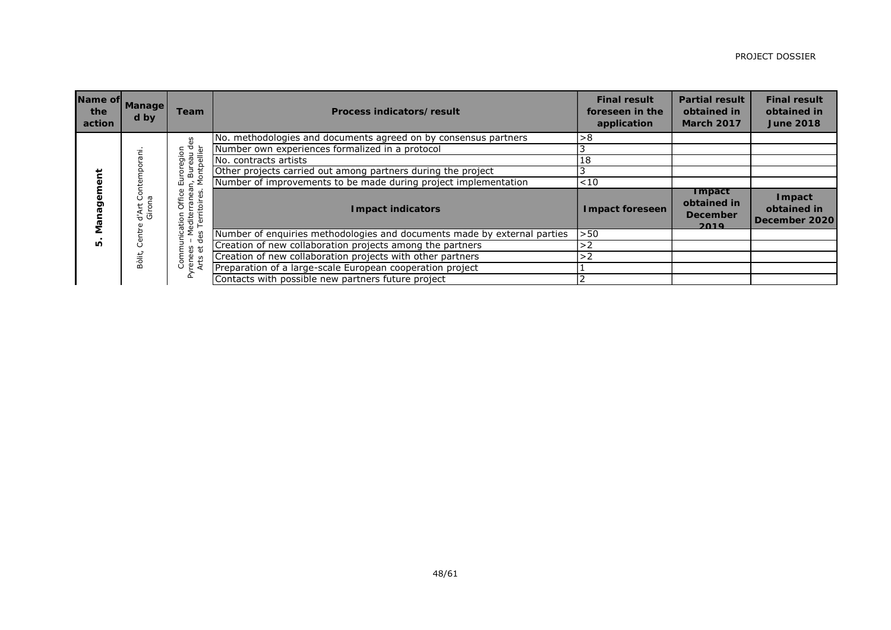| Name of the action | Managed by | Team | Process indicators/result | Final result foreseen in the application | Partial result obtained in March 2017 | Final result obtained in June 2018 |
|---|---|---|---|---|---|---|
| 5. Management | Bòlit, Centre d'Art Contemporani. Girona | Communication Office Euroregion Pyrenees – Mediterranean, Bureau des Arts et des Territoires. Montpellier | No. methodologies and documents agreed on by consensus partners | >8 | | |
| | | | Number own experiences formalized in a protocol | 3 | | |
| | | | No. contracts artists | 18 | | |
| | | | Other projects carried out among partners during the project | 3 | | |
| | | | Number of improvements to be made during project implementation | <10 | | |
| | | | **Impact indicators** | **Impact foreseen** | **Impact obtained in December 2019** | **Impact obtained in December 2020** |
| | | | Number of enquiries methodologies and documents made by external parties | >50 | | |
| | | | Creation of new collaboration projects among the partners | >2 | | |
| | | | Creation of new collaboration projects with other partners | >2 | | |
| | | | Preparation of a large-scale European cooperation project | 1 | | |
| | | | Contacts with possible new partners future project | 2 | | |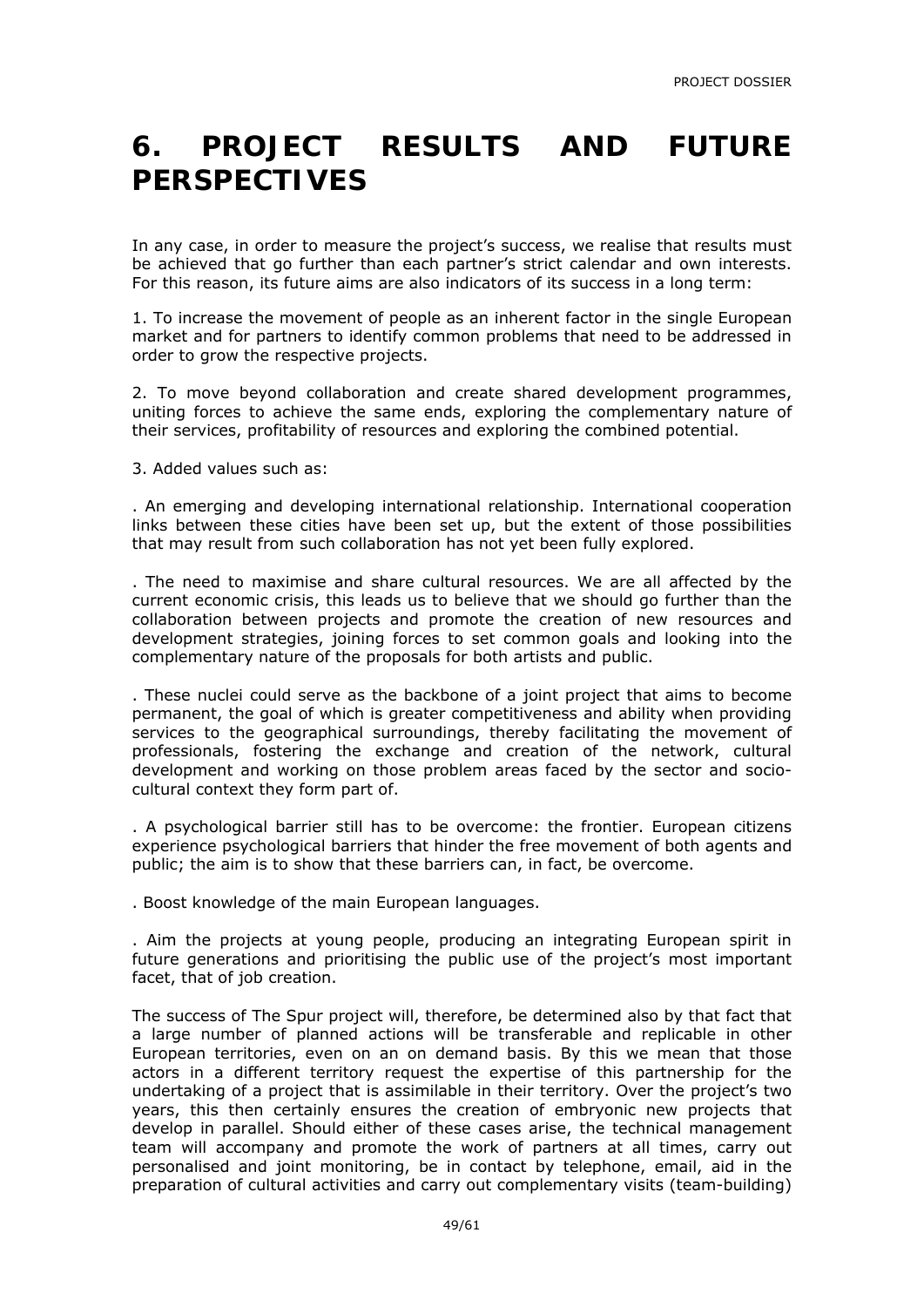# 6. PROJECT RESULTS AND FUTURE PERSPECTIVES

In any case, in order to measure the project's success, we realise that results must be achieved that go further than each partner's strict calendar and own interests. For this reason, its future aims are also indicators of its success in a long term:

1. To increase the movement of people as an inherent factor in the single European market and for partners to identify common problems that need to be addressed in order to grow the respective projects.

2. To move beyond collaboration and create shared development programmes, uniting forces to achieve the same ends, exploring the complementary nature of their services, profitability of resources and exploring the combined potential.

3. Added values such as:

. An emerging and developing international relationship. International cooperation links between these cities have been set up, but the extent of those possibilities that may result from such collaboration has not yet been fully explored.

. The need to maximise and share cultural resources. We are all affected by the current economic crisis, this leads us to believe that we should go further than the collaboration between projects and promote the creation of new resources and development strategies, joining forces to set common goals and looking into the complementary nature of the proposals for both artists and public.

. These nuclei could serve as the backbone of a joint project that aims to become permanent, the goal of which is greater competitiveness and ability when providing services to the geographical surroundings, thereby facilitating the movement of professionals, fostering the exchange and creation of the network, cultural development and working on those problem areas faced by the sector and socio-cultural context they form part of.

. A psychological barrier still has to be overcome: the frontier. European citizens experience psychological barriers that hinder the free movement of both agents and public; the aim is to show that these barriers can, in fact, be overcome.

. Boost knowledge of the main European languages.

. Aim the projects at young people, producing an integrating European spirit in future generations and prioritising the public use of the project's most important facet, that of job creation.

The success of The Spur project will, therefore, be determined also by that fact that a large number of planned actions will be transferable and replicable in other European territories, even on an on demand basis. By this we mean that those actors in a different territory request the expertise of this partnership for the undertaking of a project that is assimilable in their territory. Over the project's two years, this then certainly ensures the creation of embryonic new projects that develop in parallel. Should either of these cases arise, the technical management team will accompany and promote the work of partners at all times, carry out personalised and joint monitoring, be in contact by telephone, email, aid in the preparation of cultural activities and carry out complementary visits (team-building)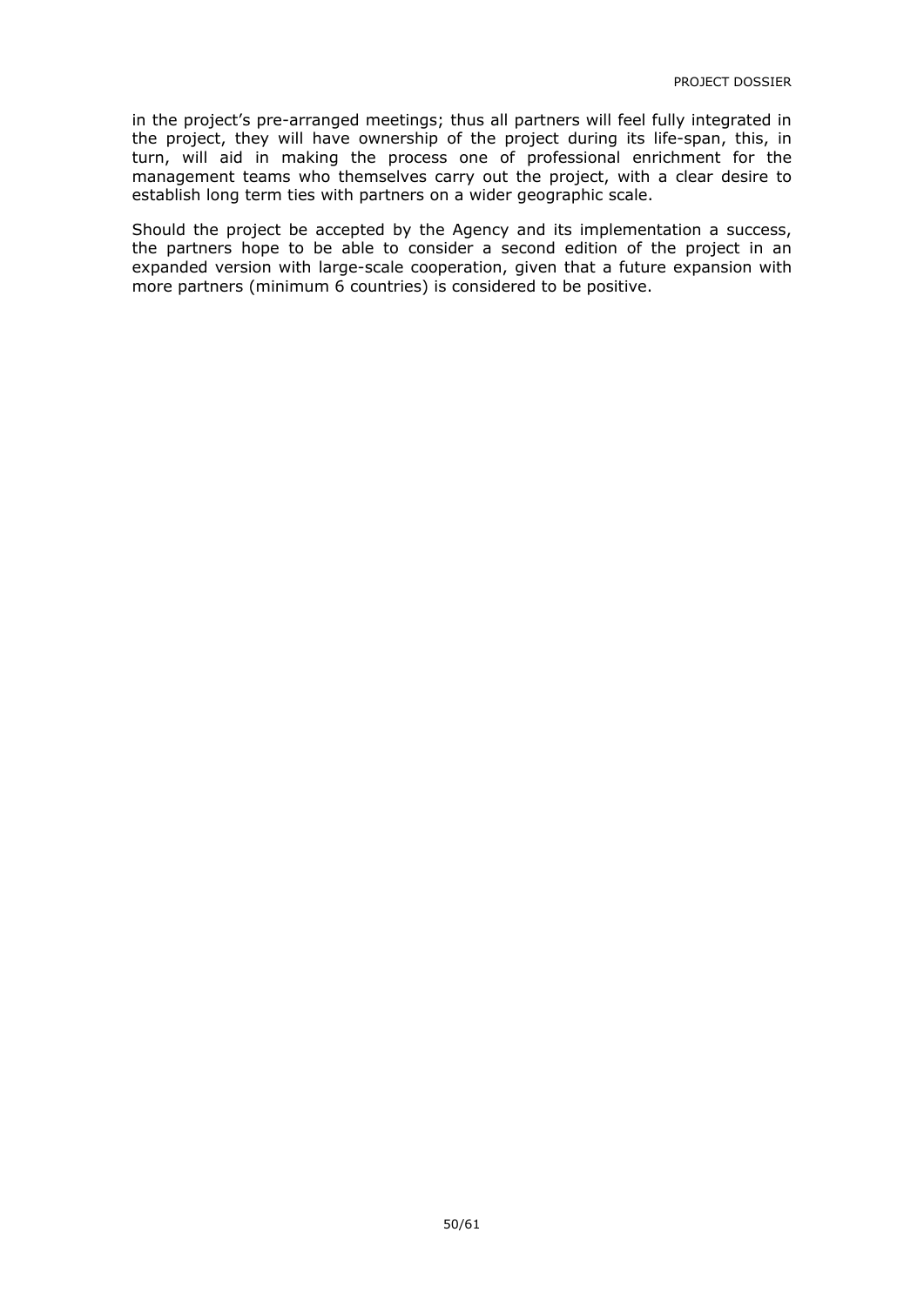in the project's pre-arranged meetings; thus all partners will feel fully integrated in the project, they will have ownership of the project during its life-span, this, in turn, will aid in making the process one of professional enrichment for the management teams who themselves carry out the project, with a clear desire to establish long term ties with partners on a wider geographic scale.

Should the project be accepted by the Agency and its implementation a success, the partners hope to be able to consider a second edition of the project in an expanded version with large-scale cooperation, given that a future expansion with more partners (minimum 6 countries) is considered to be positive.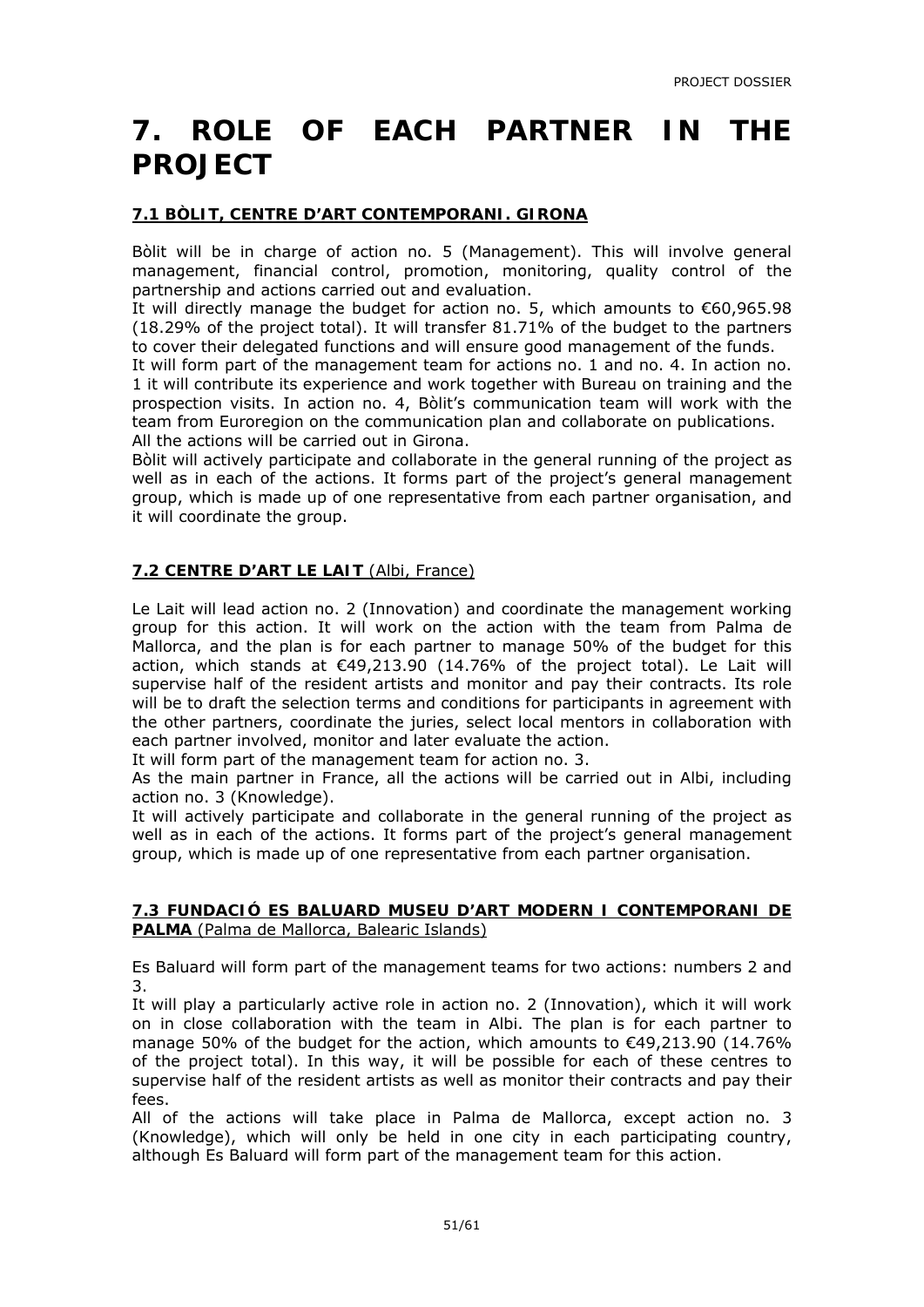# 7. ROLE OF EACH PARTNER IN THE PROJECT

## 7.1 BÒLIT, CENTRE D'ART CONTEMPORANI. GIRONA

Bòlit will be in charge of action no. 5 (Management). This will involve general management, financial control, promotion, monitoring, quality control of the partnership and actions carried out and evaluation.

It will directly manage the budget for action no. 5, which amounts to €60,965.98 (18.29% of the project total). It will transfer 81.71% of the budget to the partners to cover their delegated functions and will ensure good management of the funds.

It will form part of the management team for actions no. 1 and no. 4. In action no. 1 it will contribute its experience and work together with Bureau on training and the prospection visits. In action no. 4, Bòlit's communication team will work with the team from Euroregion on the communication plan and collaborate on publications.

All the actions will be carried out in Girona.

Bòlit will actively participate and collaborate in the general running of the project as well as in each of the actions. It forms part of the project's general management group, which is made up of one representative from each partner organisation, and it will coordinate the group.

## 7.2 CENTRE D'ART LE LAIT (Albi, France)

Le Lait will lead action no. 2 (Innovation) and coordinate the management working group for this action. It will work on the action with the team from Palma de Mallorca, and the plan is for each partner to manage 50% of the budget for this action, which stands at €49,213.90 (14.76% of the project total). Le Lait will supervise half of the resident artists and monitor and pay their contracts. Its role will be to draft the selection terms and conditions for participants in agreement with the other partners, coordinate the juries, select local mentors in collaboration with each partner involved, monitor and later evaluate the action.

It will form part of the management team for action no. 3.

As the main partner in France, all the actions will be carried out in Albi, including action no. 3 (Knowledge).

It will actively participate and collaborate in the general running of the project as well as in each of the actions. It forms part of the project's general management group, which is made up of one representative from each partner organisation.

## 7.3 FUNDACIÓ ES BALUARD MUSEU D'ART MODERN I CONTEMPORANI DE PALMA (Palma de Mallorca, Balearic Islands)

Es Baluard will form part of the management teams for two actions: numbers 2 and 3.

It will play a particularly active role in action no. 2 (Innovation), which it will work on in close collaboration with the team in Albi. The plan is for each partner to manage 50% of the budget for the action, which amounts to €49,213.90 (14.76% of the project total). In this way, it will be possible for each of these centres to supervise half of the resident artists as well as monitor their contracts and pay their fees.

All of the actions will take place in Palma de Mallorca, except action no. 3 (Knowledge), which will only be held in one city in each participating country, although Es Baluard will form part of the management team for this action.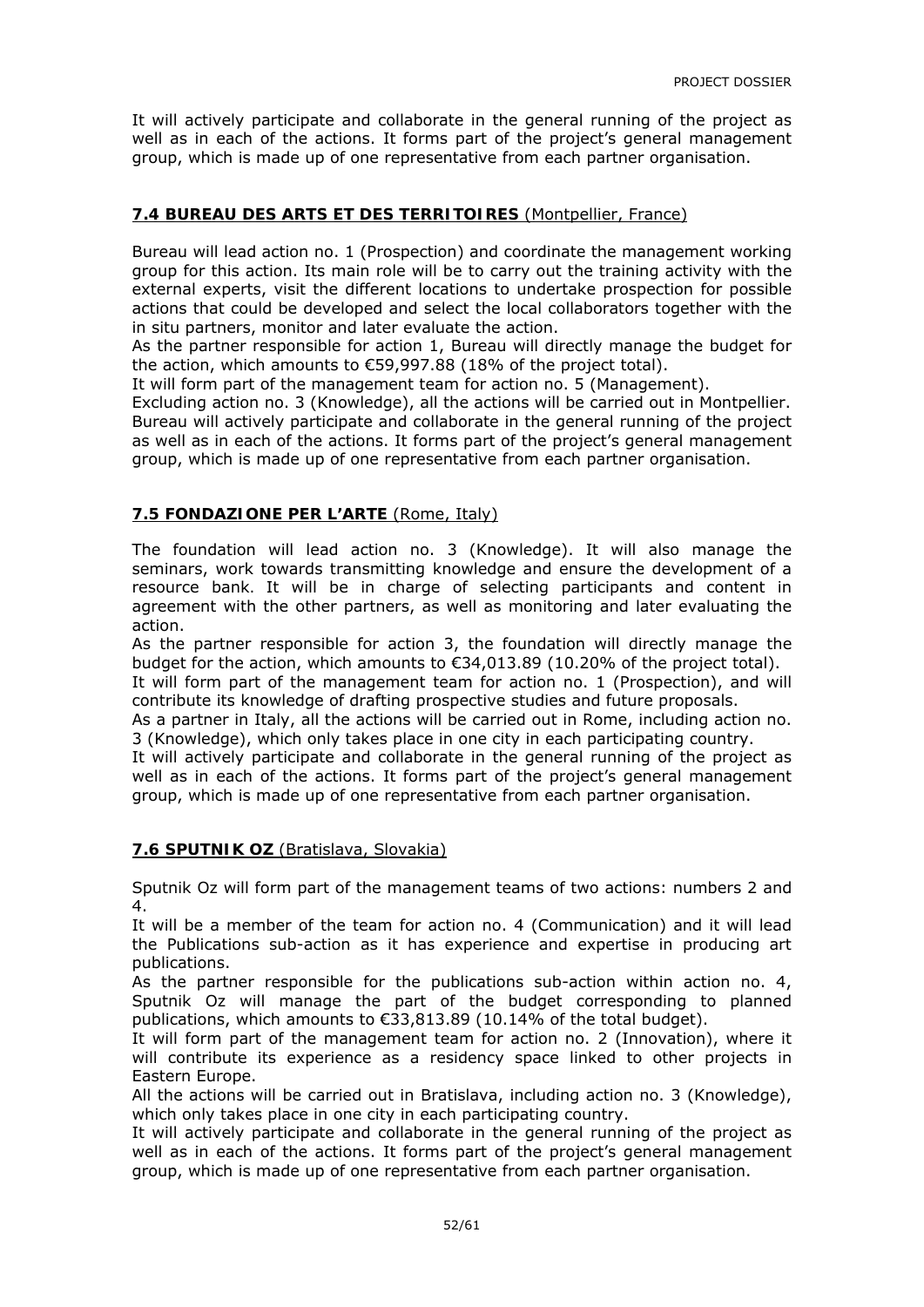It will actively participate and collaborate in the general running of the project as well as in each of the actions. It forms part of the project's general management group, which is made up of one representative from each partner organisation.

## 7.4 BUREAU DES ARTS ET DES TERRITOIRES (Montpellier, France)

Bureau will lead action no. 1 (Prospection) and coordinate the management working group for this action. Its main role will be to carry out the training activity with the external experts, visit the different locations to undertake prospection for possible actions that could be developed and select the local collaborators together with the in situ partners, monitor and later evaluate the action.

As the partner responsible for action 1, Bureau will directly manage the budget for the action, which amounts to €59,997.88 (18% of the project total).

It will form part of the management team for action no. 5 (Management).

Excluding action no. 3 (Knowledge), all the actions will be carried out in Montpellier.

Bureau will actively participate and collaborate in the general running of the project as well as in each of the actions. It forms part of the project's general management group, which is made up of one representative from each partner organisation.

## 7.5 FONDAZIONE PER L'ARTE (Rome, Italy)

The foundation will lead action no. 3 (Knowledge). It will also manage the seminars, work towards transmitting knowledge and ensure the development of a resource bank. It will be in charge of selecting participants and content in agreement with the other partners, as well as monitoring and later evaluating the action.

As the partner responsible for action 3, the foundation will directly manage the budget for the action, which amounts to €34,013.89 (10.20% of the project total).

It will form part of the management team for action no. 1 (Prospection), and will contribute its knowledge of drafting prospective studies and future proposals.

As a partner in Italy, all the actions will be carried out in Rome, including action no. 3 (Knowledge), which only takes place in one city in each participating country.

It will actively participate and collaborate in the general running of the project as well as in each of the actions. It forms part of the project's general management group, which is made up of one representative from each partner organisation.

## 7.6 SPUTNIK OZ (Bratislava, Slovakia)

Sputnik Oz will form part of the management teams of two actions: numbers 2 and 4.

It will be a member of the team for action no. 4 (Communication) and it will lead the Publications sub-action as it has experience and expertise in producing art publications.

As the partner responsible for the publications sub-action within action no. 4, Sputnik Oz will manage the part of the budget corresponding to planned publications, which amounts to €33,813.89 (10.14% of the total budget).

It will form part of the management team for action no. 2 (Innovation), where it will contribute its experience as a residency space linked to other projects in Eastern Europe.

All the actions will be carried out in Bratislava, including action no. 3 (Knowledge), which only takes place in one city in each participating country.

It will actively participate and collaborate in the general running of the project as well as in each of the actions. It forms part of the project's general management group, which is made up of one representative from each partner organisation.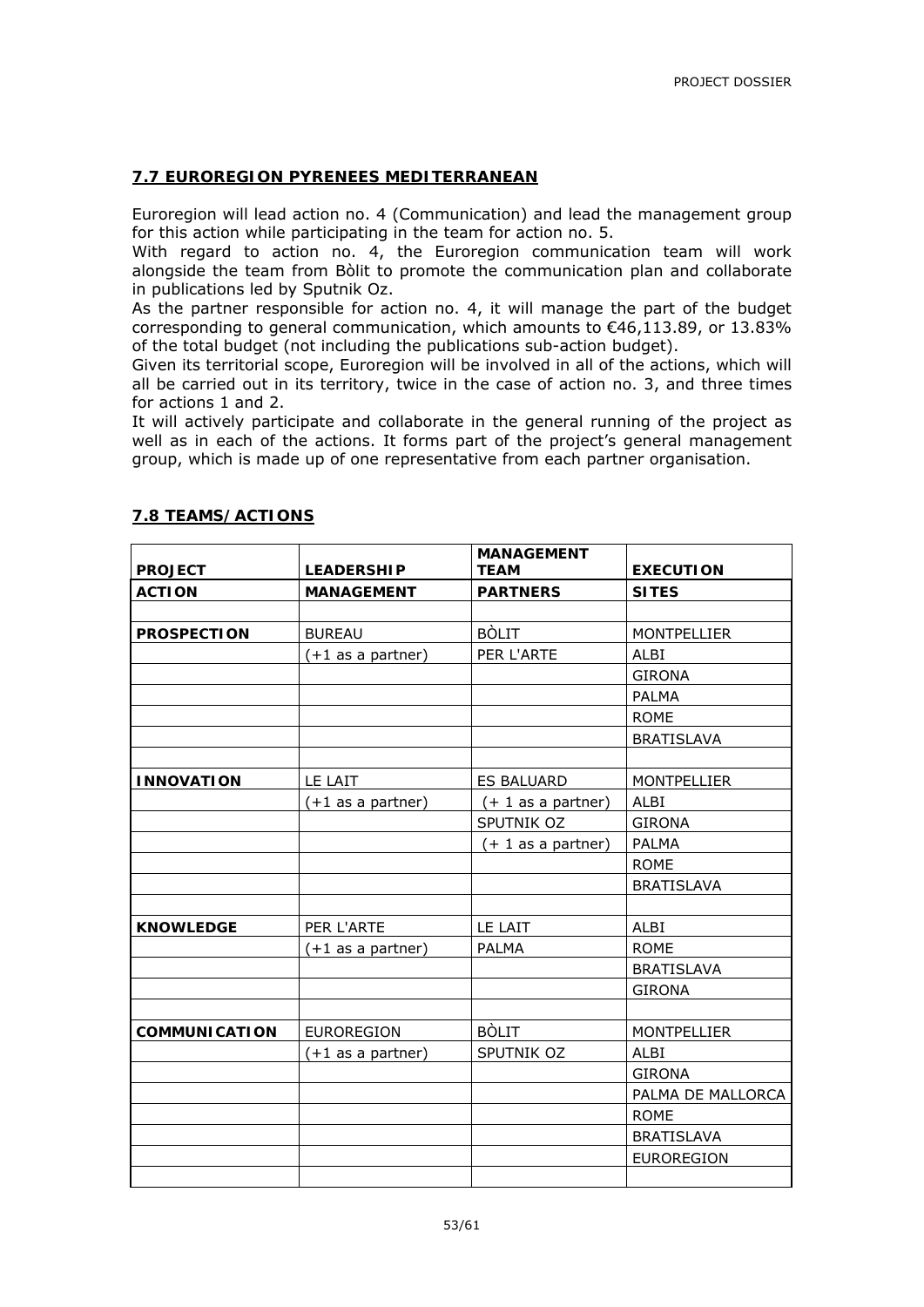## 7.7 EUROREGION PYRENEES MEDITERRANEAN

Euroregion will lead action no. 4 (Communication) and lead the management group for this action while participating in the team for action no. 5.

With regard to action no. 4, the Euroregion communication team will work alongside the team from Bòlit to promote the communication plan and collaborate in publications led by Sputnik Oz.

As the partner responsible for action no. 4, it will manage the part of the budget corresponding to general communication, which amounts to €46,113.89, or 13.83% of the total budget (not including the publications sub-action budget).

Given its territorial scope, Euroregion will be involved in all of the actions, which will all be carried out in its territory, twice in the case of action no. 3, and three times for actions 1 and 2.

It will actively participate and collaborate in the general running of the project as well as in each of the actions. It forms part of the project's general management group, which is made up of one representative from each partner organisation.

## 7.8 TEAMS/ACTIONS

| PROJECT | LEADERSHIP | MANAGEMENT TEAM | EXECUTION |
|---|---|---|---|
| **ACTION** | **MANAGEMENT** | **PARTNERS** | **SITES** |
| | | | |
| **PROSPECTION** | BUREAU | BÒLIT | MONTPELLIER |
| | (+1 as a partner) | PER L'ARTE | ALBI |
| | | | GIRONA |
| | | | PALMA |
| | | | ROME |
| | | | BRATISLAVA |
| | | | |
| **INNOVATION** | LE LAIT | ES BALUARD | MONTPELLIER |
| | (+1 as a partner) | (+ 1 as a partner) | ALBI |
| | | SPUTNIK OZ | GIRONA |
| | | (+ 1 as a partner) | PALMA |
| | | | ROME |
| | | | BRATISLAVA |
| | | | |
| **KNOWLEDGE** | PER L'ARTE | LE LAIT | ALBI |
| | (+1 as a partner) | PALMA | ROME |
| | | | BRATISLAVA |
| | | | GIRONA |
| | | | |
| **COMMUNICATION** | EUROREGION | BÒLIT | MONTPELLIER |
| | (+1 as a partner) | SPUTNIK OZ | ALBI |
| | | | GIRONA |
| | | | PALMA DE MALLORCA |
| | | | ROME |
| | | | BRATISLAVA |
| | | | EUROREGION |
| | | | |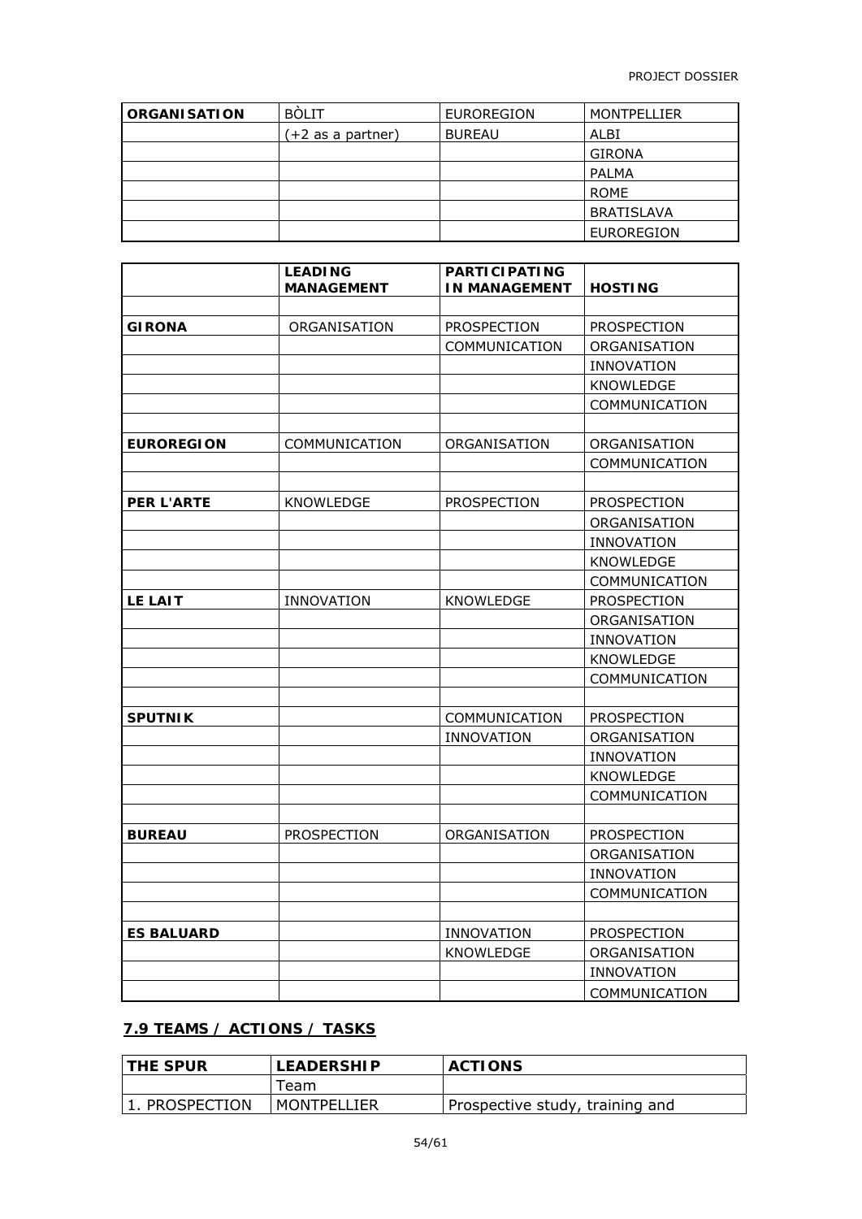| ORGANISATION | BÒLIT | EUROREGION | MONTPELLIER |
|---|---|---|---|
| | (+2 as a partner) | BUREAU | ALBI |
| | | | GIRONA |
| | | | PALMA |
| | | | ROME |
| | | | BRATISLAVA |
| | | | EUROREGION |

| | LEADING MANAGEMENT | PARTICIPATING IN MANAGEMENT | HOSTING |
|---|---|---|---|
| | | | |
| **GIRONA** | ORGANISATION | PROSPECTION | PROSPECTION |
| | | COMMUNICATION | ORGANISATION |
| | | | INNOVATION |
| | | | KNOWLEDGE |
| | | | COMMUNICATION |
| | | | |
| **EUROREGION** | COMMUNICATION | ORGANISATION | ORGANISATION |
| | | | COMMUNICATION |
| | | | |
| **PER L'ARTE** | KNOWLEDGE | PROSPECTION | PROSPECTION |
| | | | ORGANISATION |
| | | | INNOVATION |
| | | | KNOWLEDGE |
| | | | COMMUNICATION |
| **LE LAIT** | INNOVATION | KNOWLEDGE | PROSPECTION |
| | | | ORGANISATION |
| | | | INNOVATION |
| | | | KNOWLEDGE |
| | | | COMMUNICATION |
| | | | |
| **SPUTNIK** | | COMMUNICATION | PROSPECTION |
| | | INNOVATION | ORGANISATION |
| | | | INNOVATION |
| | | | KNOWLEDGE |
| | | | COMMUNICATION |
| | | | |
| **BUREAU** | PROSPECTION | ORGANISATION | PROSPECTION |
| | | | ORGANISATION |
| | | | INNOVATION |
| | | | COMMUNICATION |
| | | | |
| **ES BALUARD** | | INNOVATION | PROSPECTION |
| | | KNOWLEDGE | ORGANISATION |
| | | | INNOVATION |
| | | | COMMUNICATION |

## 7.9 TEAMS / ACTIONS / TASKS

| THE SPUR | LEADERSHIP | ACTIONS |
|---|---|---|
| | Team | |
| 1. PROSPECTION | MONTPELLIER | Prospective study, training and |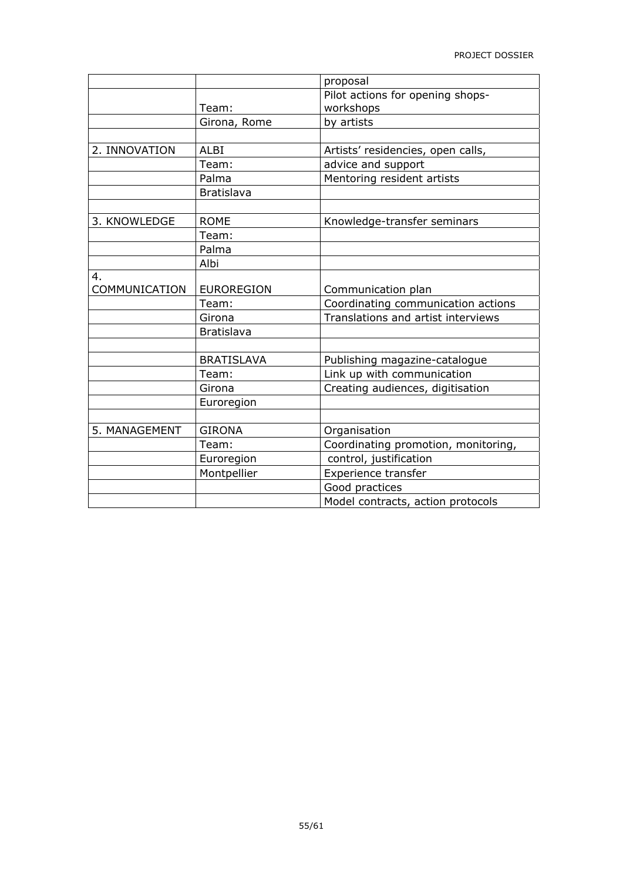| | | proposal |
|---|---|---|
| | Team: | Pilot actions for opening shops-workshops |
| | Girona, Rome | by artists |
| | | |
| 2. INNOVATION | ALBI | Artists' residencies, open calls, |
| | Team: | advice and support |
| | Palma | Mentoring resident artists |
| | Bratislava | |
| | | |
| 3. KNOWLEDGE | ROME | Knowledge-transfer seminars |
| | Team: | |
| | Palma | |
| | Albi | |
| 4. COMMUNICATION | EUROREGION | Communication plan |
| | Team: | Coordinating communication actions |
| | Girona | Translations and artist interviews |
| | Bratislava | |
| | | |
| | BRATISLAVA | Publishing magazine-catalogue |
| | Team: | Link up with communication |
| | Girona | Creating audiences, digitisation |
| | Euroregion | |
| | | |
| 5. MANAGEMENT | GIRONA | Organisation |
| | Team: | Coordinating promotion, monitoring, |
| | Euroregion | control, justification |
| | Montpellier | Experience transfer |
| | | Good practices |
| | | Model contracts, action protocols |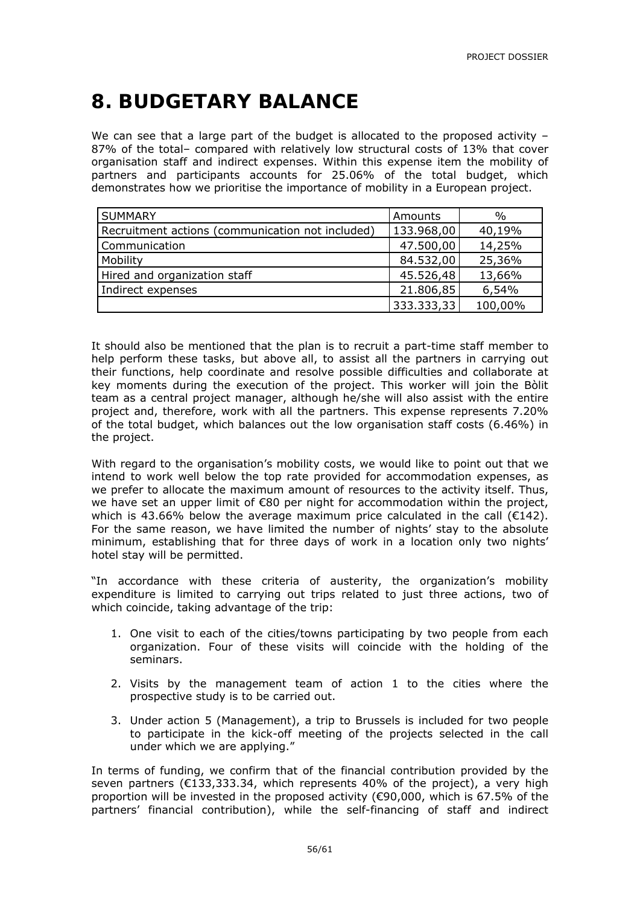# 8. BUDGETARY BALANCE

We can see that a large part of the budget is allocated to the proposed activity – 87% of the total– compared with relatively low structural costs of 13% that cover organisation staff and indirect expenses. Within this expense item the mobility of partners and participants accounts for 25.06% of the total budget, which demonstrates how we prioritise the importance of mobility in a European project.

| SUMMARY | Amounts | % |
|---|---|---|
| Recruitment actions (communication not included) | 133.968,00 | 40,19% |
| Communication | 47.500,00 | 14,25% |
| Mobility | 84.532,00 | 25,36% |
| Hired and organization staff | 45.526,48 | 13,66% |
| Indirect expenses | 21.806,85 | 6,54% |
| | 333.333,33 | 100,00% |

It should also be mentioned that the plan is to recruit a part-time staff member to help perform these tasks, but above all, to assist all the partners in carrying out their functions, help coordinate and resolve possible difficulties and collaborate at key moments during the execution of the project. This worker will join the Bòlit team as a central project manager, although he/she will also assist with the entire project and, therefore, work with all the partners. This expense represents 7.20% of the total budget, which balances out the low organisation staff costs (6.46%) in the project.

With regard to the organisation's mobility costs, we would like to point out that we intend to work well below the top rate provided for accommodation expenses, as we prefer to allocate the maximum amount of resources to the activity itself. Thus, we have set an upper limit of €80 per night for accommodation within the project, which is 43.66% below the average maximum price calculated in the call (€142). For the same reason, we have limited the number of nights' stay to the absolute minimum, establishing that for three days of work in a location only two nights' hotel stay will be permitted.

"In accordance with these criteria of austerity, the organization's mobility expenditure is limited to carrying out trips related to just three actions, two of which coincide, taking advantage of the trip:

1. One visit to each of the cities/towns participating by two people from each organization. Four of these visits will coincide with the holding of the seminars.
2. Visits by the management team of action 1 to the cities where the prospective study is to be carried out.
3. Under action 5 (Management), a trip to Brussels is included for two people to participate in the kick-off meeting of the projects selected in the call under which we are applying."

In terms of funding, we confirm that of the financial contribution provided by the seven partners (€133,333.34, which represents 40% of the project), a very high proportion will be invested in the proposed activity (€90,000, which is 67.5% of the partners' financial contribution), while the self-financing of staff and indirect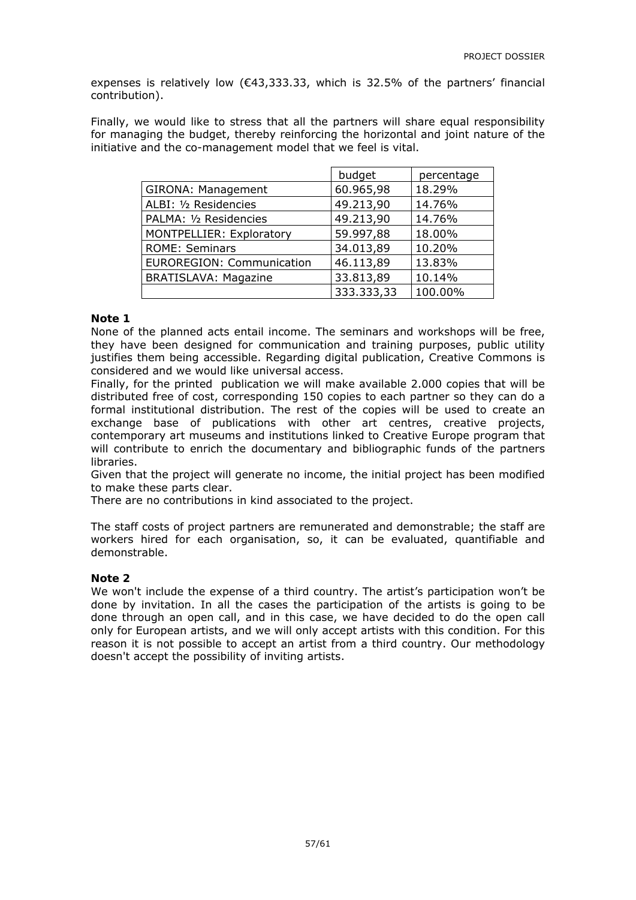expenses is relatively low (€43,333.33, which is 32.5% of the partners' financial contribution).

Finally, we would like to stress that all the partners will share equal responsibility for managing the budget, thereby reinforcing the horizontal and joint nature of the initiative and the co-management model that we feel is vital.

| | budget | percentage |
|---|---|---|
| GIRONA: Management | 60.965,98 | 18.29% |
| ALBI: ½ Residencies | 49.213,90 | 14.76% |
| PALMA: ½ Residencies | 49.213,90 | 14.76% |
| MONTPELLIER: Exploratory | 59.997,88 | 18.00% |
| ROME: Seminars | 34.013,89 | 10.20% |
| EUROREGION: Communication | 46.113,89 | 13.83% |
| BRATISLAVA: Magazine | 33.813,89 | 10.14% |
| | 333.333,33 | 100.00% |

**Note 1**

None of the planned acts entail income. The seminars and workshops will be free, they have been designed for communication and training purposes, public utility justifies them being accessible. Regarding digital publication, Creative Commons is considered and we would like universal access.

Finally, for the printed publication we will make available 2.000 copies that will be distributed free of cost, corresponding 150 copies to each partner so they can do a formal institutional distribution. The rest of the copies will be used to create an exchange base of publications with other art centres, creative projects, contemporary art museums and institutions linked to Creative Europe program that will contribute to enrich the documentary and bibliographic funds of the partners libraries.

Given that the project will generate no income, the initial project has been modified to make these parts clear.

There are no contributions in kind associated to the project.

The staff costs of project partners are remunerated and demonstrable; the staff are workers hired for each organisation, so, it can be evaluated, quantifiable and demonstrable.

**Note 2**

We won't include the expense of a third country. The artist's participation won't be done by invitation. In all the cases the participation of the artists is going to be done through an open call, and in this case, we have decided to do the open call only for European artists, and we will only accept artists with this condition. For this reason it is not possible to accept an artist from a third country. Our methodology doesn't accept the possibility of inviting artists.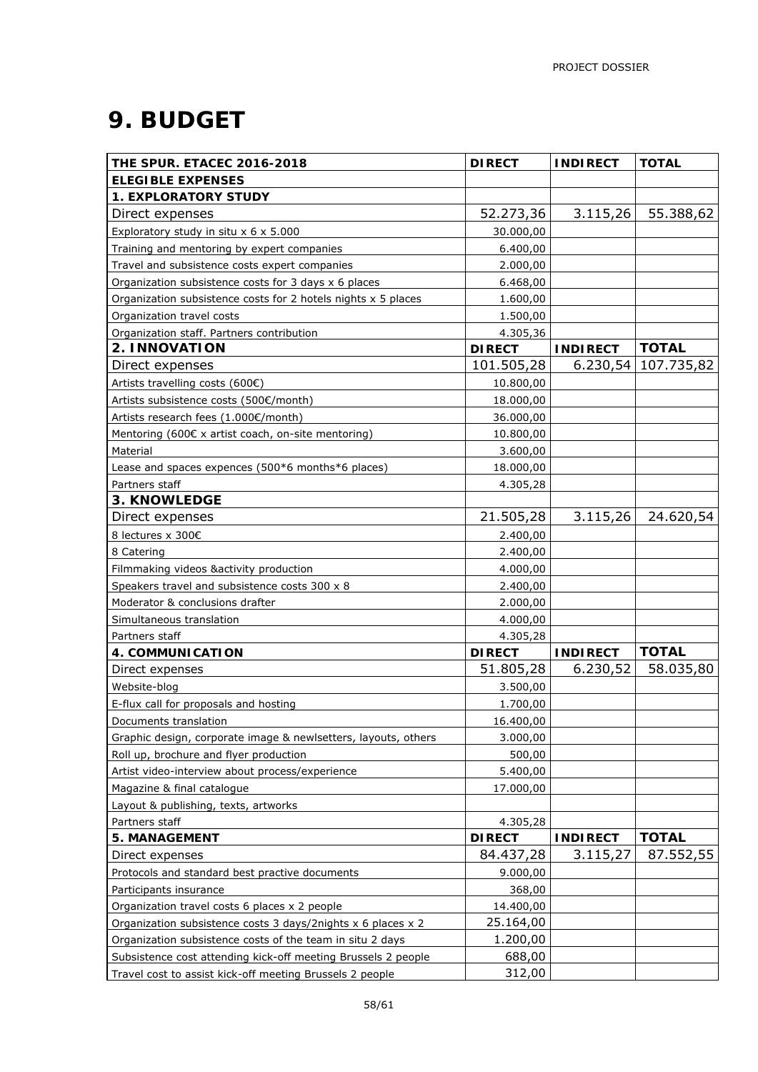# 9. BUDGET

| THE SPUR. ETACEC 2016-2018 | DIRECT | INDIRECT | TOTAL |
|---|---|---|---|
| **ELEGIBLE EXPENSES** | | | |
| **1. EXPLORATORY STUDY** | | | |
| Direct expenses | 52.273,36 | 3.115,26 | 55.388,62 |
| Exploratory study in situ x 6 x 5.000 | 30.000,00 | | |
| Training and mentoring by expert companies | 6.400,00 | | |
| Travel and subsistence costs expert companies | 2.000,00 | | |
| Organization subsistence costs for 3 days x 6 places | 6.468,00 | | |
| Organization subsistence costs for 2 hotels nights x 5 places | 1.600,00 | | |
| Organization travel costs | 1.500,00 | | |
| Organization staff. Partners contribution | 4.305,36 | | |
| **2. INNOVATION** | **DIRECT** | **INDIRECT** | **TOTAL** |
| Direct expenses | 101.505,28 | 6.230,54 | 107.735,82 |
| Artists travelling costs (600€) | 10.800,00 | | |
| Artists subsistence costs (500€/month) | 18.000,00 | | |
| Artists research fees (1.000€/month) | 36.000,00 | | |
| Mentoring (600€ x artist coach, on-site mentoring) | 10.800,00 | | |
| Material | 3.600,00 | | |
| Lease and spaces expences (500*6 months*6 places) | 18.000,00 | | |
| Partners staff | 4.305,28 | | |
| **3. KNOWLEDGE** | | | |
| Direct expenses | 21.505,28 | 3.115,26 | 24.620,54 |
| 8 lectures x 300€ | 2.400,00 | | |
| 8 Catering | 2.400,00 | | |
| Filmmaking videos &activity production | 4.000,00 | | |
| Speakers travel and subsistence costs 300 x 8 | 2.400,00 | | |
| Moderator & conclusions drafter | 2.000,00 | | |
| Simultaneous translation | 4.000,00 | | |
| Partners staff | 4.305,28 | | |
| **4. COMMUNICATION** | **DIRECT** | **INDIRECT** | **TOTAL** |
| Direct expenses | 51.805,28 | 6.230,52 | 58.035,80 |
| Website-blog | 3.500,00 | | |
| E-flux call for proposals and hosting | 1.700,00 | | |
| Documents translation | 16.400,00 | | |
| Graphic design, corporate image & newlsetters, layouts, others | 3.000,00 | | |
| Roll up, brochure and flyer production | 500,00 | | |
| Artist video-interview about process/experience | 5.400,00 | | |
| Magazine & final catalogue | 17.000,00 | | |
| Layout & publishing, texts, artworks | | | |
| Partners staff | 4.305,28 | | |
| **5. MANAGEMENT** | **DIRECT** | **INDIRECT** | **TOTAL** |
| Direct expenses | 84.437,28 | 3.115,27 | 87.552,55 |
| Protocols and standard best practive documents | 9.000,00 | | |
| Participants insurance | 368,00 | | |
| Organization travel costs 6 places x 2 people | 14.400,00 | | |
| Organization subsistence costs 3 days/2nights x 6 places x 2 | 25.164,00 | | |
| Organization subsistence costs of the team in situ 2 days | 1.200,00 | | |
| Subsistence cost attending kick-off meeting Brussels 2 people | 688,00 | | |
| Travel cost to assist kick-off meeting Brussels 2 people | 312,00 | | |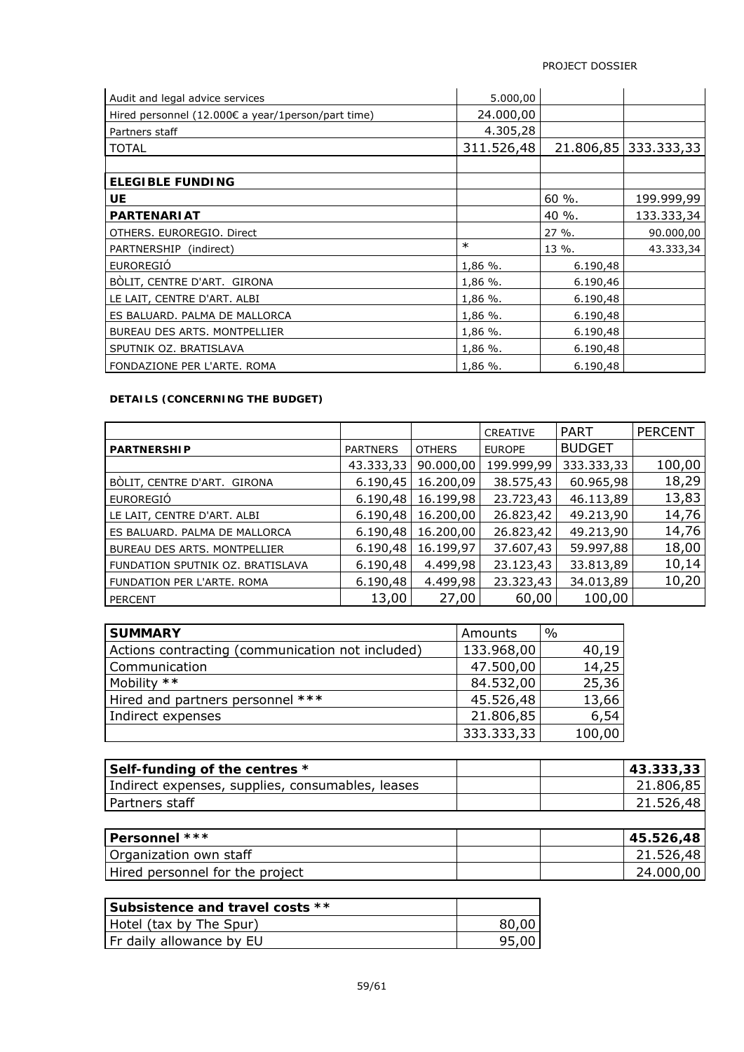| | | | |
|---|---|---|---|
| Audit and legal advice services | 5.000,00 | | |
| Hired personnel (12.000€ a year/1person/part time) | 24.000,00 | | |
| Partners staff | 4.305,28 | | |
| TOTAL | 311.526,48 | 21.806,85 | 333.333,33 |
| | | | |
| **ELEGIBLE FUNDING** | | | |
| **UE** | | 60 %. | 199.999,99 |
| **PARTENARIAT** | | 40 %. | 133.333,34 |
| OTHERS. EUROREGIO. Direct | | 27 %. | 90.000,00 |
| PARTNERSHIP (indirect) | * | 13 %. | 43.333,34 |
| EUROREGIÓ | 1,86 %. | 6.190,48 | |
| BÒLIT, CENTRE D'ART. GIRONA | 1,86 %. | 6.190,46 | |
| LE LAIT, CENTRE D'ART. ALBI | 1,86 %. | 6.190,48 | |
| ES BALUARD. PALMA DE MALLORCA | 1,86 %. | 6.190,48 | |
| BUREAU DES ARTS. MONTPELLIER | 1,86 %. | 6.190,48 | |
| SPUTNIK OZ. BRATISLAVA | 1,86 %. | 6.190,48 | |
| FONDAZIONE PER L'ARTE. ROMA | 1,86 %. | 6.190,48 | |

**DETAILS (CONCERNING THE BUDGET)**

| | | | CREATIVE | PART | PERCENT |
|---|---|---|---|---|---|
| **PARTNERSHIP** | PARTNERS | OTHERS | EUROPE | BUDGET | |
| | 43.333,33 | 90.000,00 | 199.999,99 | 333.333,33 | 100,00 |
| BÒLIT, CENTRE D'ART. GIRONA | 6.190,45 | 16.200,09 | 38.575,43 | 60.965,98 | 18,29 |
| EUROREGIÓ | 6.190,48 | 16.199,98 | 23.723,43 | 46.113,89 | 13,83 |
| LE LAIT, CENTRE D'ART. ALBI | 6.190,48 | 16.200,00 | 26.823,42 | 49.213,90 | 14,76 |
| ES BALUARD. PALMA DE MALLORCA | 6.190,48 | 16.200,00 | 26.823,42 | 49.213,90 | 14,76 |
| BUREAU DES ARTS. MONTPELLIER | 6.190,48 | 16.199,97 | 37.607,43 | 59.997,88 | 18,00 |
| FUNDATION SPUTNIK OZ. BRATISLAVA | 6.190,48 | 4.499,98 | 23.123,43 | 33.813,89 | 10,14 |
| FUNDATION PER L'ARTE. ROMA | 6.190,48 | 4.499,98 | 23.323,43 | 34.013,89 | 10,20 |
| PERCENT | 13,00 | 27,00 | 60,00 | 100,00 | |

| SUMMARY | Amounts | % |
|---|---|---|
| Actions contracting (communication not included) | 133.968,00 | 40,19 |
| Communication | 47.500,00 | 14,25 |
| Mobility ** | 84.532,00 | 25,36 |
| Hired and partners personnel *** | 45.526,48 | 13,66 |
| Indirect expenses | 21.806,85 | 6,54 |
| | 333.333,33 | 100,00 |

| **Self-funding of the centres *** | | | **43.333,33** |
|---|---|---|---|
| Indirect expenses, supplies, consumables, leases | | | 21.806,85 |
| Partners staff | | | 21.526,48 |

| **Personnel ***** | | | **45.526,48** |
|---|---|---|---|
| Organization own staff | | | 21.526,48 |
| Hired personnel for the project | | | 24.000,00 |

| **Subsistence and travel costs **** | |
|---|---|
| Hotel (tax by The Spur) | 80,00 |
| Fr daily allowance by EU | 95,00 |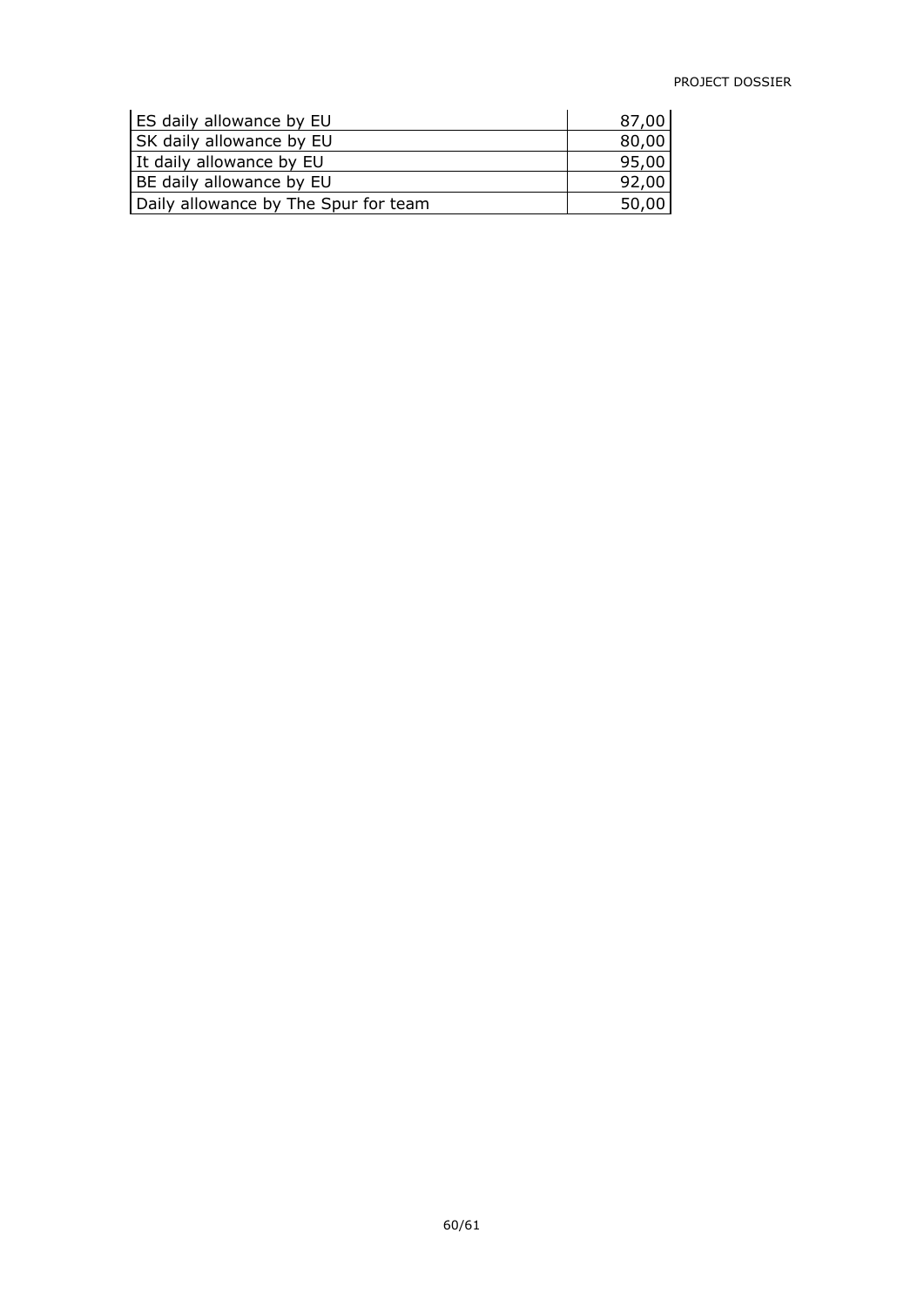| ES daily allowance by EU | 87,00 |
| --- | --- |
| SK daily allowance by EU | 80,00 |
| It daily allowance by EU | 95,00 |
| BE daily allowance by EU | 92,00 |
| Daily allowance by The Spur for team | 50,00 |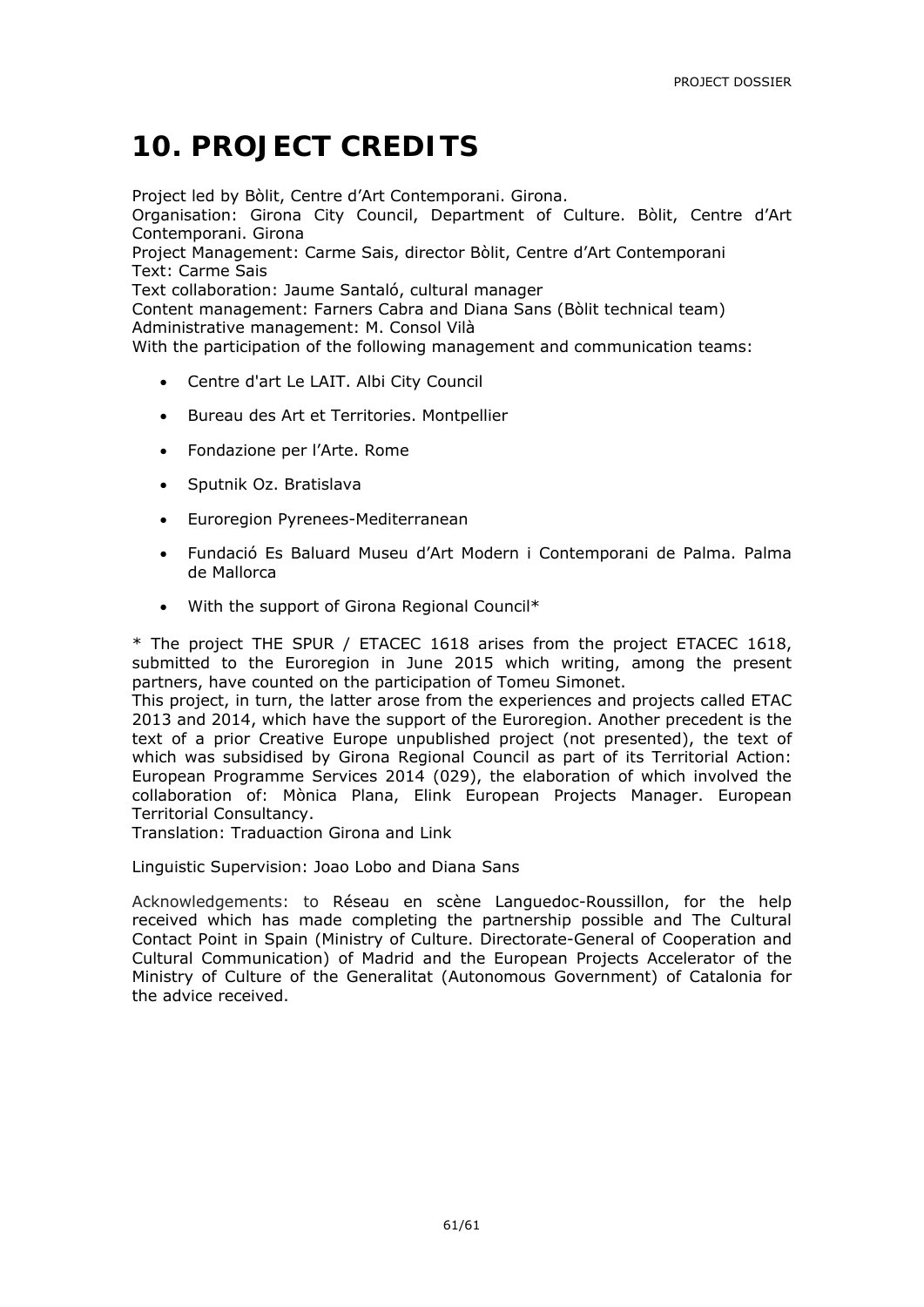# 10. PROJECT CREDITS

Project led by Bòlit, Centre d'Art Contemporani. Girona.
Organisation: Girona City Council, Department of Culture. Bòlit, Centre d'Art Contemporani. Girona
Project Management: Carme Sais, director Bòlit, Centre d'Art Contemporani
Text: Carme Sais
Text collaboration: Jaume Santaló, cultural manager
Content management: Farners Cabra and Diana Sans (Bòlit technical team)
Administrative management: M. Consol Vilà
With the participation of the following management and communication teams:

- Centre d'art Le LAIT. Albi City Council
- Bureau des Art et Territories. Montpellier
- Fondazione per l'Arte. Rome
- Sputnik Oz. Bratislava
- Euroregion Pyrenees-Mediterranean
- Fundació Es Baluard Museu d'Art Modern i Contemporani de Palma. Palma de Mallorca
- With the support of Girona Regional Council*

* The project THE SPUR / ETACEC 1618 arises from the project ETACEC 1618, submitted to the Euroregion in June 2015 which writing, among the present partners, have counted on the participation of Tomeu Simonet.
This project, in turn, the latter arose from the experiences and projects called ETAC 2013 and 2014, which have the support of the Euroregion. Another precedent is the text of a prior Creative Europe unpublished project (not presented), the text of which was subsidised by Girona Regional Council as part of its Territorial Action: European Programme Services 2014 (029), the elaboration of which involved the collaboration of: Mònica Plana, Elink European Projects Manager. European Territorial Consultancy.
Translation: Traduaction Girona and Link

Linguistic Supervision: Joao Lobo and Diana Sans

Acknowledgements: to Réseau en scène Languedoc-Roussillon, for the help received which has made completing the partnership possible and The Cultural Contact Point in Spain (Ministry of Culture. Directorate-General of Cooperation and Cultural Communication) of Madrid and the European Projects Accelerator of the Ministry of Culture of the Generalitat (Autonomous Government) of Catalonia for the advice received.